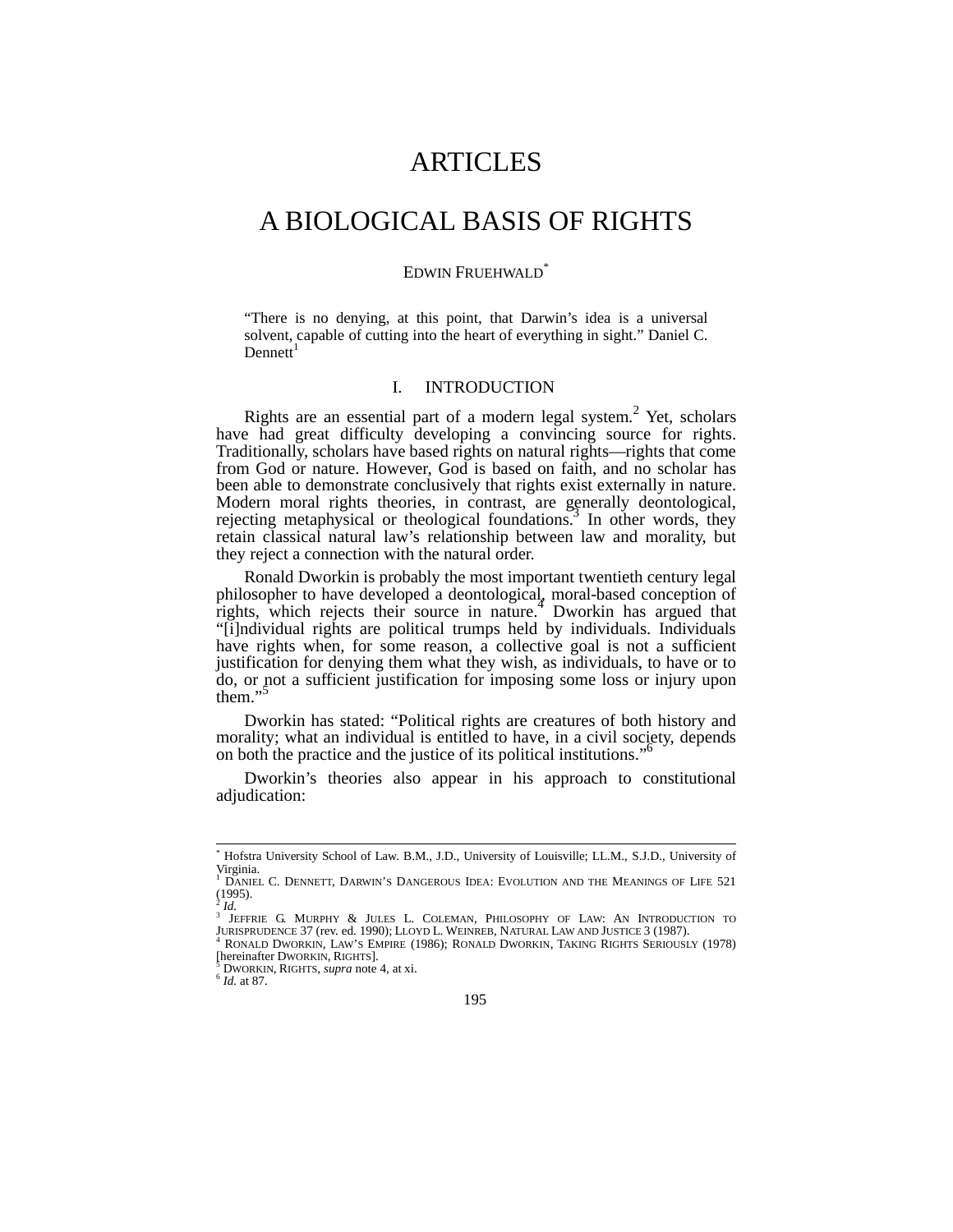# ARTICLES

# A BIOLOGICAL BASIS OF RIGHTS

EDWIN FRUEHWALD[*]

> "There is no denying, at this point, that Darwin's idea is a universal solvent, capable of cutting into the heart of everything in sight." Daniel C. Dennett[1]

## I. INTRODUCTION

Rights are an essential part of a modern legal system.[2] Yet, scholars have had great difficulty developing a convincing source for rights. Traditionally, scholars have based rights on natural rights—rights that come from God or nature. However, God is based on faith, and no scholar has been able to demonstrate conclusively that rights exist externally in nature. Modern moral rights theories, in contrast, are generally deontological, rejecting metaphysical or theological foundations.[3] In other words, they retain classical natural law's relationship between law and morality, but they reject a connection with the natural order.

Ronald Dworkin is probably the most important twentieth century legal philosopher to have developed a deontological, moral-based conception of rights, which rejects their source in nature.[4] Dworkin has argued that "[i]ndividual rights are political trumps held by individuals. Individuals have rights when, for some reason, a collective goal is not a sufficient justification for denying them what they wish, as individuals, to have or to do, or not a sufficient justification for imposing some loss or injury upon them."[5]

Dworkin has stated: "Political rights are creatures of both history and morality; what an individual is entitled to have, in a civil society, depends on both the practice and the justice of its political institutions."[6]

Dworkin's theories also appear in his approach to constitutional adjudication:

---

[*] Hofstra University School of Law. B.M., J.D., University of Louisville; LL.M., S.J.D., University of Virginia.

[1] DANIEL C. DENNETT, DARWIN'S DANGEROUS IDEA: EVOLUTION AND THE MEANINGS OF LIFE 521 (1995).

[2] *Id.*

[3] JEFFRIE G. MURPHY & JULES L. COLEMAN, PHILOSOPHY OF LAW: AN INTRODUCTION TO JURISPRUDENCE 37 (rev. ed. 1990); LLOYD L. WEINREB, NATURAL LAW AND JUSTICE 3 (1987).

[4] RONALD DWORKIN, LAW'S EMPIRE (1986); RONALD DWORKIN, TAKING RIGHTS SERIOUSLY (1978) [hereinafter DWORKIN, RIGHTS].

[5] DWORKIN, RIGHTS, *supra* note 4, at xi.

[6] *Id.* at 87.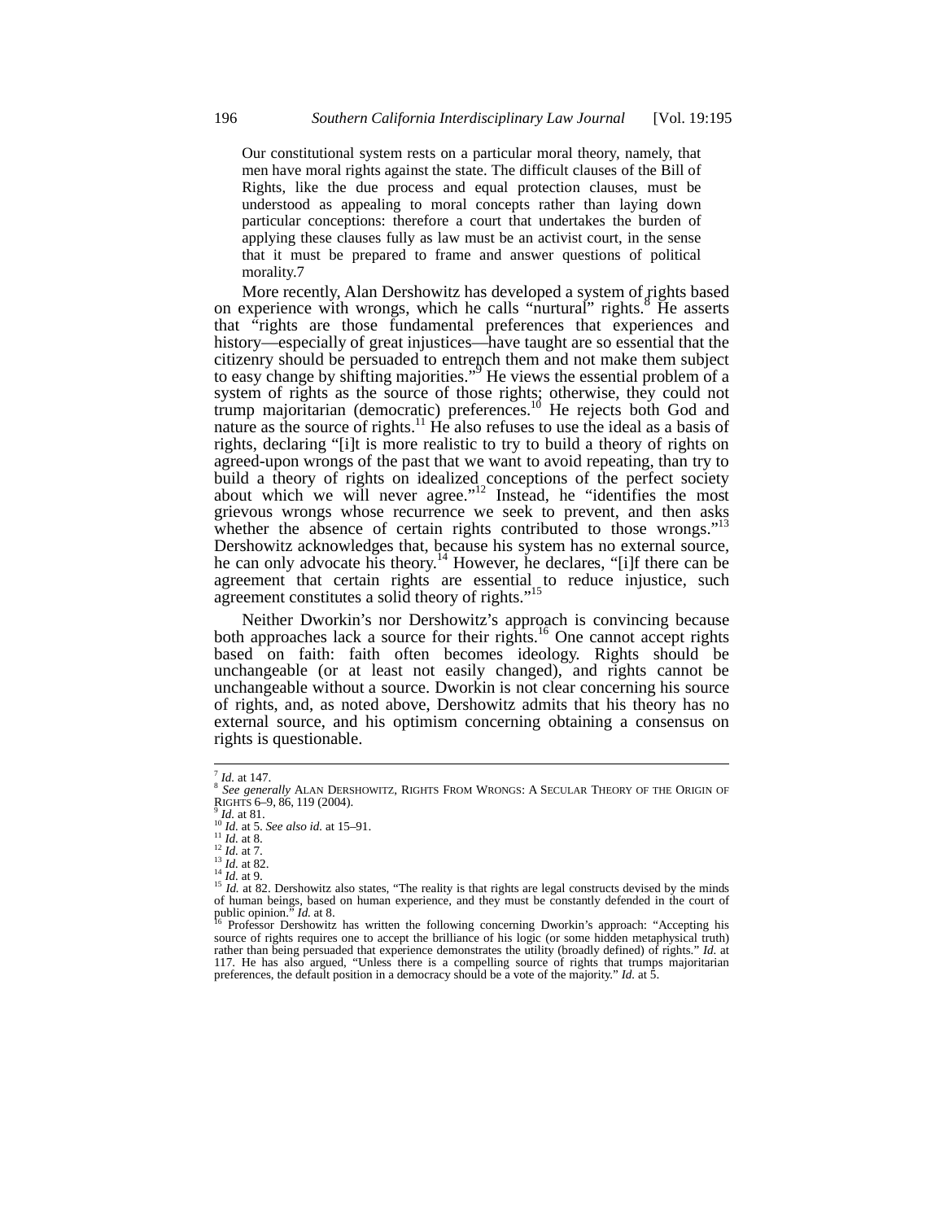> Our constitutional system rests on a particular moral theory, namely, that men have moral rights against the state. The difficult clauses of the Bill of Rights, like the due process and equal protection clauses, must be understood as appealing to moral concepts rather than laying down particular conceptions: therefore a court that undertakes the burden of applying these clauses fully as law must be an activist court, in the sense that it must be prepared to frame and answer questions of political morality.7

More recently, Alan Dershowitz has developed a system of rights based on experience with wrongs, which he calls "nurtural" rights.[8] He asserts that "rights are those fundamental preferences that experiences and history—especially of great injustices—have taught are so essential that the citizenry should be persuaded to entrench them and not make them subject to easy change by shifting majorities."[9] He views the essential problem of a system of rights as the source of those rights; otherwise, they could not trump majoritarian (democratic) preferences.[10] He rejects both God and nature as the source of rights.[11] He also refuses to use the ideal as a basis of rights, declaring "[i]t is more realistic to try to build a theory of rights on agreed-upon wrongs of the past that we want to avoid repeating, than try to build a theory of rights on idealized conceptions of the perfect society about which we will never agree."[12] Instead, he "identifies the most grievous wrongs whose recurrence we seek to prevent, and then asks whether the absence of certain rights contributed to those wrongs."[13] Dershowitz acknowledges that, because his system has no external source, he can only advocate his theory.[14] However, he declares, "[i]f there can be agreement that certain rights are essential to reduce injustice, such agreement constitutes a solid theory of rights."[15]

Neither Dworkin's nor Dershowitz's approach is convincing because both approaches lack a source for their rights.[16] One cannot accept rights based on faith: faith often becomes ideology. Rights should be unchangeable (or at least not easily changed), and rights cannot be unchangeable without a source. Dworkin is not clear concerning his source of rights, and, as noted above, Dershowitz admits that his theory has no external source, and his optimism concerning obtaining a consensus on rights is questionable.

---

[7] *Id.* at 147.

[8] *See generally* ALAN DERSHOWITZ, RIGHTS FROM WRONGS: A SECULAR THEORY OF THE ORIGIN OF RIGHTS 6–9, 86, 119 (2004).

[9] *Id.* at 81.

[10] *Id.* at 5. *See also id.* at 15–91.

[11] *Id.* at 8.

[12] *Id.* at 7.

[13] *Id.* at 82.

[14] *Id.* at 9.

[15] *Id.* at 82. Dershowitz also states, "The reality is that rights are legal constructs devised by the minds of human beings, based on human experience, and they must be constantly defended in the court of public opinion." *Id.* at 8.

[16] Professor Dershowitz has written the following concerning Dworkin's approach: "Accepting his source of rights requires one to accept the brilliance of his logic (or some hidden metaphysical truth) rather than being persuaded that experience demonstrates the utility (broadly defined) of rights." *Id.* at 117. He has also argued, "Unless there is a compelling source of rights that trumps majoritarian preferences, the default position in a democracy should be a vote of the majority." *Id.* at 5.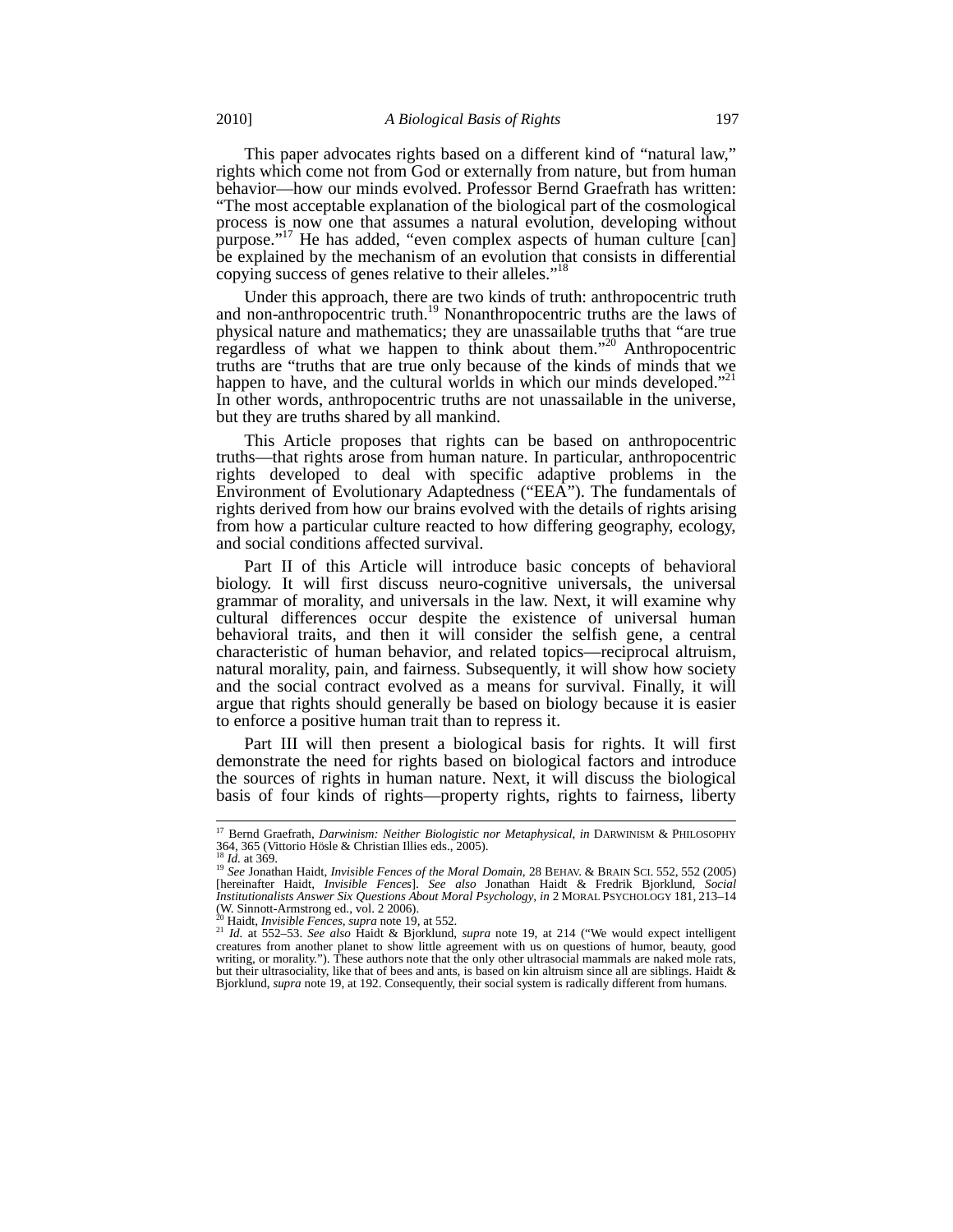This paper advocates rights based on a different kind of "natural law," rights which come not from God or externally from nature, but from human behavior—how our minds evolved. Professor Bernd Graefrath has written: "The most acceptable explanation of the biological part of the cosmological process is now one that assumes a natural evolution, developing without purpose."[17] He has added, "even complex aspects of human culture [can] be explained by the mechanism of an evolution that consists in differential copying success of genes relative to their alleles."[18]

Under this approach, there are two kinds of truth: anthropocentric truth and non-anthropocentric truth.[19] Nonanthropocentric truths are the laws of physical nature and mathematics; they are unassailable truths that "are true regardless of what we happen to think about them."[20] Anthropocentric truths are "truths that are true only because of the kinds of minds that we happen to have, and the cultural worlds in which our minds developed."[21] In other words, anthropocentric truths are not unassailable in the universe, but they are truths shared by all mankind.

This Article proposes that rights can be based on anthropocentric truths—that rights arose from human nature. In particular, anthropocentric rights developed to deal with specific adaptive problems in the Environment of Evolutionary Adaptedness ("EEA"). The fundamentals of rights derived from how our brains evolved with the details of rights arising from how a particular culture reacted to how differing geography, ecology, and social conditions affected survival.

Part II of this Article will introduce basic concepts of behavioral biology. It will first discuss neuro-cognitive universals, the universal grammar of morality, and universals in the law. Next, it will examine why cultural differences occur despite the existence of universal human behavioral traits, and then it will consider the selfish gene, a central characteristic of human behavior, and related topics—reciprocal altruism, natural morality, pain, and fairness. Subsequently, it will show how society and the social contract evolved as a means for survival. Finally, it will argue that rights should generally be based on biology because it is easier to enforce a positive human trait than to repress it.

Part III will then present a biological basis for rights. It will first demonstrate the need for rights based on biological factors and introduce the sources of rights in human nature. Next, it will discuss the biological basis of four kinds of rights—property rights, rights to fairness, liberty

---

[17] Bernd Graefrath, *Darwinism: Neither Biologistic nor Metaphysical*, *in* DARWINISM & PHILOSOPHY 364, 365 (Vittorio Hösle & Christian Illies eds., 2005).

[18] *Id.* at 369.

[19] *See* Jonathan Haidt, *Invisible Fences of the Moral Domain*, 28 BEHAV. & BRAIN SCI. 552, 552 (2005) [hereinafter Haidt, *Invisible Fences*]. *See also* Jonathan Haidt & Fredrik Bjorklund, *Social Institutionalists Answer Six Questions About Moral Psychology*, *in* 2 MORAL PSYCHOLOGY 181, 213–14 (W. Sinnott-Armstrong ed., vol. 2 2006).

[20] Haidt, *Invisible Fences*, *supra* note 19, at 552.

[21] *Id.* at 552–53. *See also* Haidt & Bjorklund, *supra* note 19, at 214 ("We would expect intelligent creatures from another planet to show little agreement with us on questions of humor, beauty, good writing, or morality."). These authors note that the only other ultrasocial mammals are naked mole rats, but their ultrasociality, like that of bees and ants, is based on kin altruism since all are siblings. Haidt & Bjorklund, *supra* note 19, at 192. Consequently, their social system is radically different from humans.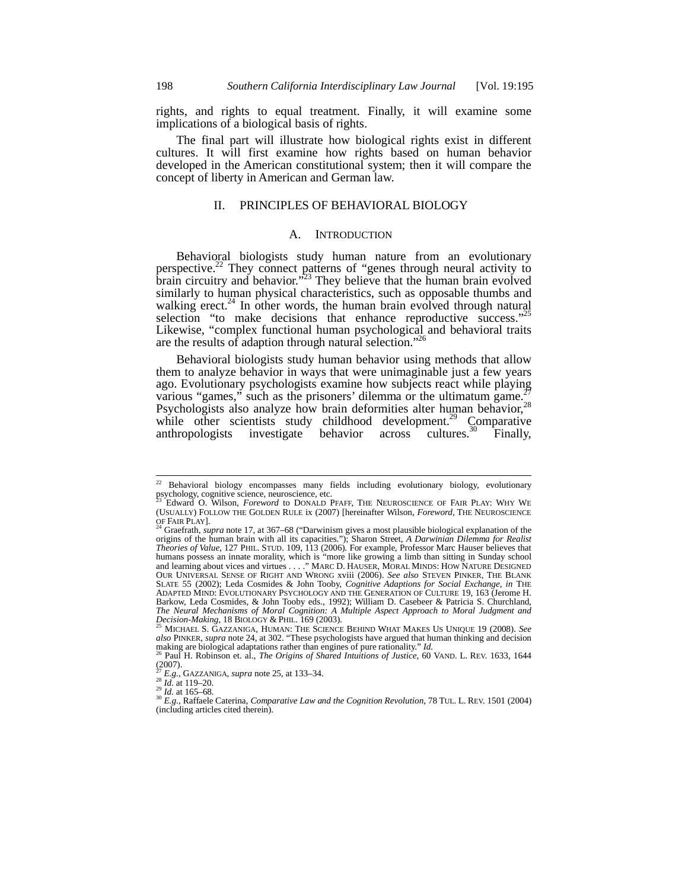rights, and rights to equal treatment. Finally, it will examine some implications of a biological basis of rights.

The final part will illustrate how biological rights exist in different cultures. It will first examine how rights based on human behavior developed in the American constitutional system; then it will compare the concept of liberty in American and German law.

## II. PRINCIPLES OF BEHAVIORAL BIOLOGY

### A. INTRODUCTION

Behavioral biologists study human nature from an evolutionary perspective.[22] They connect patterns of "genes through neural activity to brain circuitry and behavior."[23] They believe that the human brain evolved similarly to human physical characteristics, such as opposable thumbs and walking erect.[24] In other words, the human brain evolved through natural selection "to make decisions that enhance reproductive success."[25] Likewise, "complex functional human psychological and behavioral traits are the results of adaption through natural selection."[26]

Behavioral biologists study human behavior using methods that allow them to analyze behavior in ways that were unimaginable just a few years ago. Evolutionary psychologists examine how subjects react while playing various "games," such as the prisoners' dilemma or the ultimatum game.[27] Psychologists also analyze how brain deformities alter human behavior,[28] while other scientists study childhood development.[29] Comparative anthropologists investigate behavior across cultures.[30] Finally,

---

[22] Behavioral biology encompasses many fields including evolutionary biology, evolutionary psychology, cognitive science, neuroscience, etc.

[23] Edward O. Wilson, *Foreword* to DONALD PFAFF, THE NEUROSCIENCE OF FAIR PLAY: WHY WE (USUALLY) FOLLOW THE GOLDEN RULE ix (2007) [hereinafter Wilson, *Foreword*, THE NEUROSCIENCE OF FAIR PLAY].

[24] Graefrath, *supra* note 17, at 367–68 ("Darwinism gives a most plausible biological explanation of the origins of the human brain with all its capacities."); Sharon Street, *A Darwinian Dilemma for Realist Theories of Value*, 127 PHIL. STUD. 109, 113 (2006). For example, Professor Marc Hauser believes that humans possess an innate morality, which is "more like growing a limb than sitting in Sunday school and learning about vices and virtues . . . ." MARC D. HAUSER, MORAL MINDS: HOW NATURE DESIGNED OUR UNIVERSAL SENSE OF RIGHT AND WRONG xviii (2006). *See also* STEVEN PINKER, THE BLANK SLATE 55 (2002); Leda Cosmides & John Tooby, *Cognitive Adaptions for Social Exchange*, *in* THE ADAPTED MIND: EVOLUTIONARY PSYCHOLOGY AND THE GENERATION OF CULTURE 19, 163 (Jerome H. Barkow, Leda Cosmides, & John Tooby eds., 1992); William D. Casebeer & Patricia S. Churchland, *The Neural Mechanisms of Moral Cognition: A Multiple Aspect Approach to Moral Judgment and Decision-Making*, 18 BIOLOGY & PHIL. 169 (2003).

[25] MICHAEL S. GAZZANIGA, HUMAN: THE SCIENCE BEHIND WHAT MAKES US UNIQUE 19 (2008). *See also* PINKER, *supra* note 24, at 302. "These psychologists have argued that human thinking and decision making are biological adaptations rather than engines of pure rationality." *Id.*

[26] Paul H. Robinson et. al., *The Origins of Shared Intuitions of Justice*, 60 VAND. L. REV. 1633, 1644 (2007).

[27] *E.g.*, GAZZANIGA, *supra* note 25, at 133–34.

[28] *Id.* at 119–20.

[29] *Id.* at 165–68.

[30] *E.g.*, Raffaele Caterina, *Comparative Law and the Cognition Revolution*, 78 TUL. L. REV. 1501 (2004) (including articles cited therein).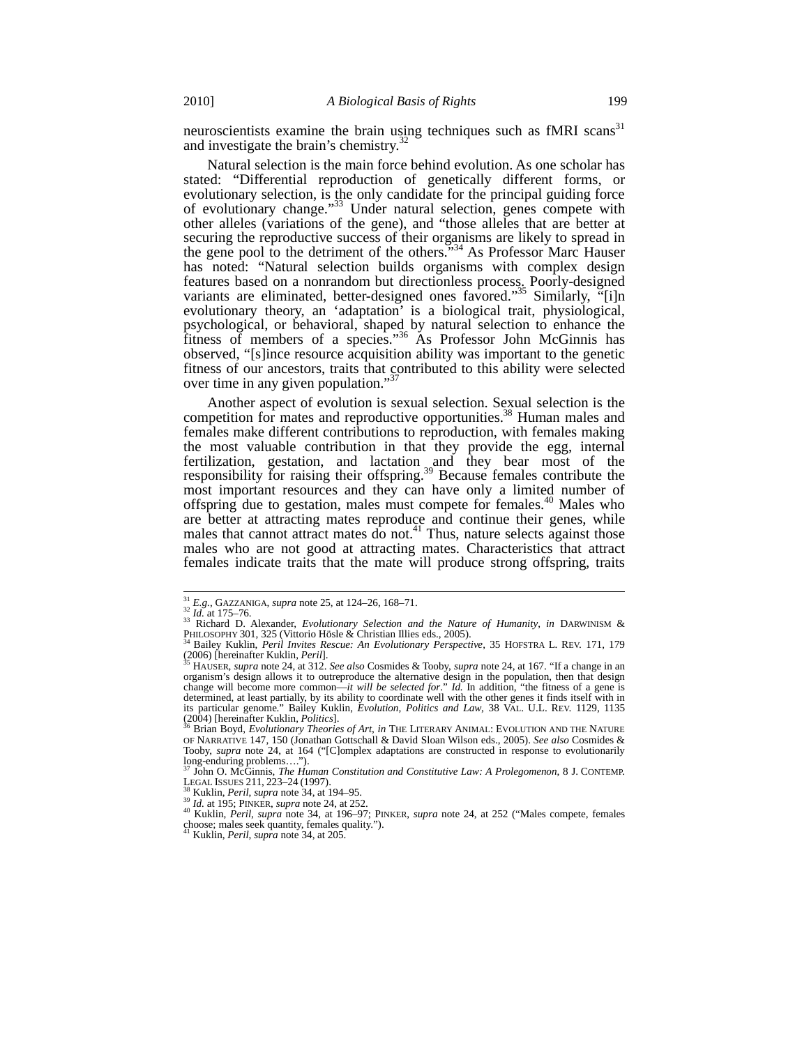neuroscientists examine the brain using techniques such as fMRI scans[31] and investigate the brain's chemistry.[32]

Natural selection is the main force behind evolution. As one scholar has stated: "Differential reproduction of genetically different forms, or evolutionary selection, is the only candidate for the principal guiding force of evolutionary change."[33] Under natural selection, genes compete with other alleles (variations of the gene), and "those alleles that are better at securing the reproductive success of their organisms are likely to spread in the gene pool to the detriment of the others."[34] As Professor Marc Hauser has noted: "Natural selection builds organisms with complex design features based on a nonrandom but directionless process. Poorly-designed variants are eliminated, better-designed ones favored."[35] Similarly, "[i]n evolutionary theory, an 'adaptation' is a biological trait, physiological, psychological, or behavioral, shaped by natural selection to enhance the fitness of members of a species."[36] As Professor John McGinnis has observed, "[s]ince resource acquisition ability was important to the genetic fitness of our ancestors, traits that contributed to this ability were selected over time in any given population."[37]

Another aspect of evolution is sexual selection. Sexual selection is the competition for mates and reproductive opportunities.[38] Human males and females make different contributions to reproduction, with females making the most valuable contribution in that they provide the egg, internal fertilization, gestation, and lactation and they bear most of the responsibility for raising their offspring.[39] Because females contribute the most important resources and they can have only a limited number of offspring due to gestation, males must compete for females.[40] Males who are better at attracting mates reproduce and continue their genes, while males that cannot attract mates do not.[41] Thus, nature selects against those males who are not good at attracting mates. Characteristics that attract females indicate traits that the mate will produce strong offspring, traits

---

[31] *E.g.*, GAZZANIGA, *supra* note 25, at 124–26, 168–71.

[32] *Id.* at 175–76.

[33] Richard D. Alexander, *Evolutionary Selection and the Nature of Humanity*, *in* DARWINISM & PHILOSOPHY 301, 325 (Vittorio Hösle & Christian Illies eds., 2005).

[34] Bailey Kuklin, *Peril Invites Rescue: An Evolutionary Perspective*, 35 HOFSTRA L. REV. 171, 179 (2006) [hereinafter Kuklin, *Peril*].

[35] HAUSER, *supra* note 24, at 312. *See also* Cosmides & Tooby, *supra* note 24, at 167. "If a change in an organism's design allows it to outreproduce the alternative design in the population, then that design change will become more common—*it will be selected for*." *Id.* In addition, "the fitness of a gene is determined, at least partially, by its ability to coordinate well with the other genes it finds itself with in its particular genome." Bailey Kuklin, *Evolution, Politics and Law*, 38 VAL. U.L. REV. 1129, 1135 (2004) [hereinafter Kuklin, *Politics*].

[36] Brian Boyd, *Evolutionary Theories of Art*, *in* THE LITERARY ANIMAL: EVOLUTION AND THE NATURE OF NARRATIVE 147, 150 (Jonathan Gottschall & David Sloan Wilson eds., 2005). *See also* Cosmides & Tooby, *supra* note 24, at 164 ("[C]omplex adaptations are constructed in response to evolutionarily long-enduring problems….").

[37] John O. McGinnis, *The Human Constitution and Constitutive Law: A Prolegomenon*, 8 J. CONTEMP. LEGAL ISSUES 211, 223–24 (1997).

[38] Kuklin, *Peril*, *supra* note 34, at 194–95.

[39] *Id.* at 195; PINKER, *supra* note 24, at 252.

[40] Kuklin, *Peril*, *supra* note 34, at 196–97; PINKER, *supra* note 24, at 252 ("Males compete, females choose; males seek quantity, females quality.").

[41] Kuklin, *Peril*, *supra* note 34, at 205.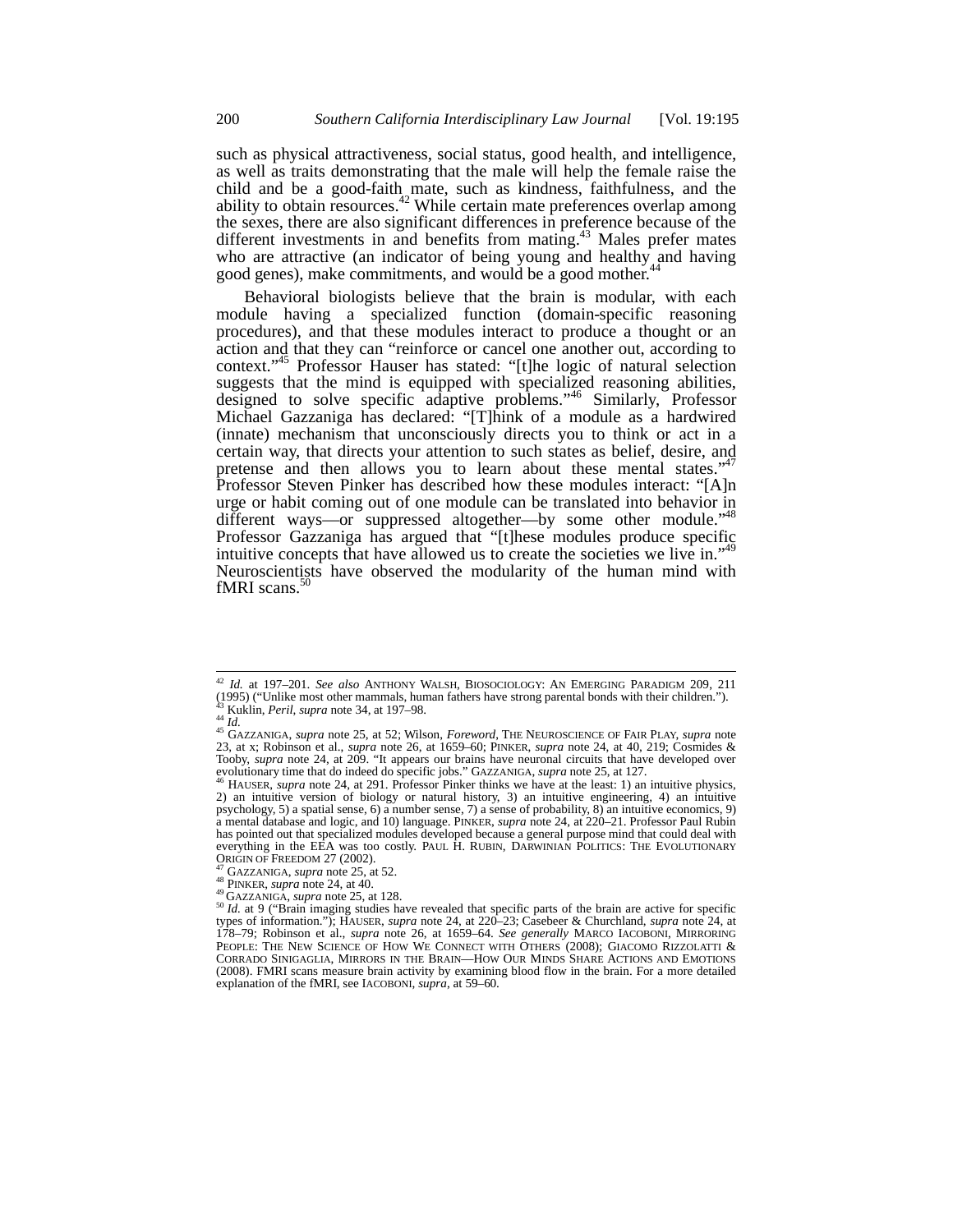such as physical attractiveness, social status, good health, and intelligence, as well as traits demonstrating that the male will help the female raise the child and be a good-faith mate, such as kindness, faithfulness, and the ability to obtain resources.[42] While certain mate preferences overlap among the sexes, there are also significant differences in preference because of the different investments in and benefits from mating.[43] Males prefer mates who are attractive (an indicator of being young and healthy and having good genes), make commitments, and would be a good mother.[44]

Behavioral biologists believe that the brain is modular, with each module having a specialized function (domain-specific reasoning procedures), and that these modules interact to produce a thought or an action and that they can "reinforce or cancel one another out, according to context."[45] Professor Hauser has stated: "[t]he logic of natural selection suggests that the mind is equipped with specialized reasoning abilities, designed to solve specific adaptive problems."[46] Similarly, Professor Michael Gazzaniga has declared: "[T]hink of a module as a hardwired (innate) mechanism that unconsciously directs you to think or act in a certain way, that directs your attention to such states as belief, desire, and pretense and then allows you to learn about these mental states."[47] Professor Steven Pinker has described how these modules interact: "[A]n urge or habit coming out of one module can be translated into behavior in different ways—or suppressed altogether—by some other module."[48] Professor Gazzaniga has argued that "[t]hese modules produce specific intuitive concepts that have allowed us to create the societies we live in."[49] Neuroscientists have observed the modularity of the human mind with fMRI scans.[50]

---

[42] *Id.* at 197–201. *See also* ANTHONY WALSH, BIOSOCIOLOGY: AN EMERGING PARADIGM 209, 211 (1995) ("Unlike most other mammals, human fathers have strong parental bonds with their children.").

[43] Kuklin, *Peril*, *supra* note 34, at 197–98.

[44] *Id.*

[45] GAZZANIGA, *supra* note 25, at 52; Wilson, *Foreword*, THE NEUROSCIENCE OF FAIR PLAY, *supra* note 23, at x; Robinson et al., *supra* note 26, at 1659–60; PINKER, *supra* note 24, at 40, 219; Cosmides & Tooby, *supra* note 24, at 209. "It appears our brains have neuronal circuits that have developed over evolutionary time that do indeed do specific jobs." GAZZANIGA, *supra* note 25, at 127.

[46] HAUSER, *supra* note 24, at 291. Professor Pinker thinks we have at the least: 1) an intuitive physics, 2) an intuitive version of biology or natural history, 3) an intuitive engineering, 4) an intuitive psychology, 5) a spatial sense, 6) a number sense, 7) a sense of probability, 8) an intuitive economics, 9) a mental database and logic, and 10) language. PINKER, *supra* note 24, at 220–21. Professor Paul Rubin has pointed out that specialized modules developed because a general purpose mind that could deal with everything in the EEA was too costly. PAUL H. RUBIN, DARWINIAN POLITICS: THE EVOLUTIONARY ORIGIN OF FREEDOM 27 (2002).

[47] GAZZANIGA, *supra* note 25, at 52.

[48] PINKER, *supra* note 24, at 40.

[49] GAZZANIGA, *supra* note 25, at 128.

[50] *Id.* at 9 ("Brain imaging studies have revealed that specific parts of the brain are active for specific types of information."); HAUSER, *supra* note 24, at 220–23; Casebeer & Churchland, *supra* note 24, at 178–79; Robinson et al., *supra* note 26, at 1659–64. *See generally* MARCO IACOBONI, MIRRORING PEOPLE: THE NEW SCIENCE OF HOW WE CONNECT WITH OTHERS (2008); GIACOMO RIZZOLATTI & CORRADO SINIGAGLIA, MIRRORS IN THE BRAIN—HOW OUR MINDS SHARE ACTIONS AND EMOTIONS (2008). FMRI scans measure brain activity by examining blood flow in the brain. For a more detailed explanation of the fMRI, see IACOBONI, *supra*, at 59–60.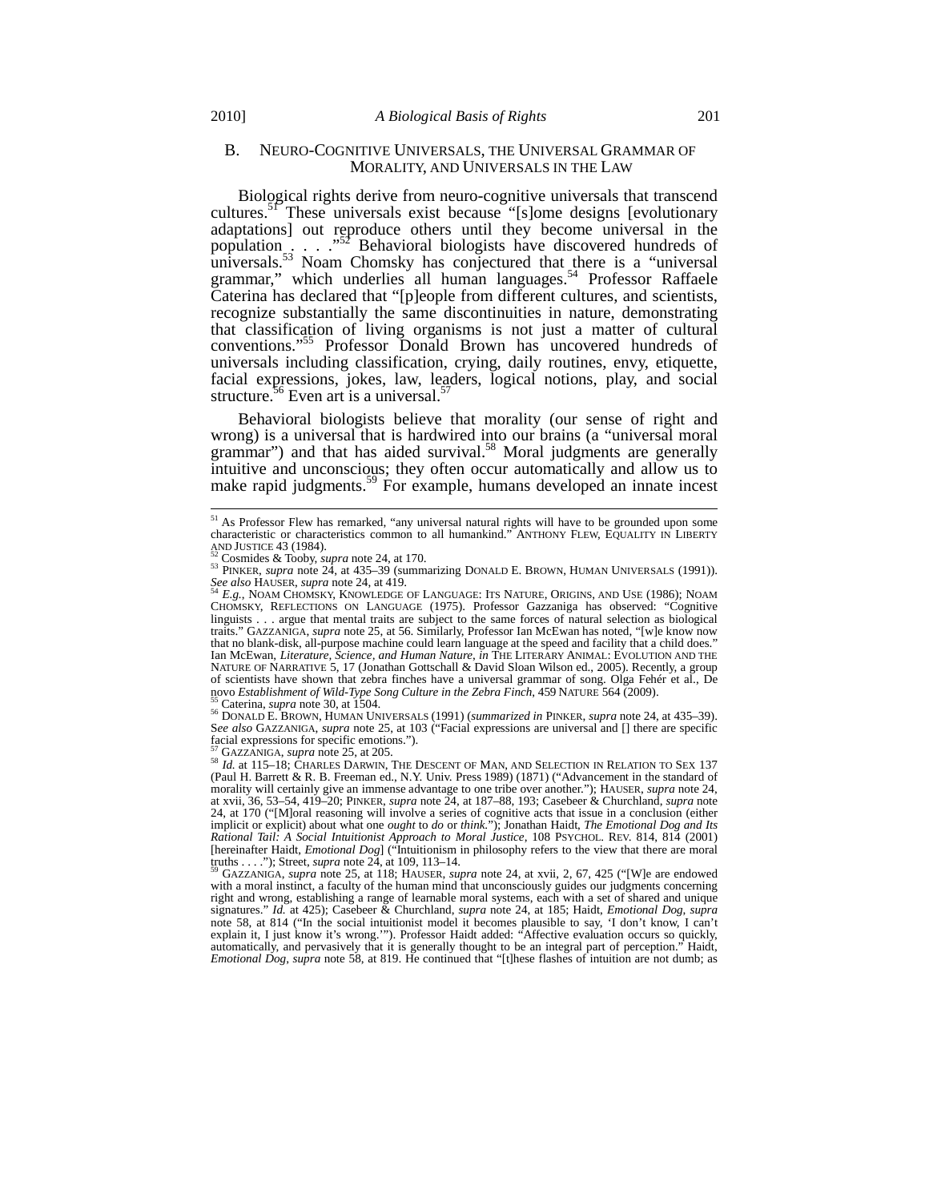### B. NEURO-COGNITIVE UNIVERSALS, THE UNIVERSAL GRAMMAR OF MORALITY, AND UNIVERSALS IN THE LAW

Biological rights derive from neuro-cognitive universals that transcend cultures.[51] These universals exist because "[s]ome designs [evolutionary adaptations] out reproduce others until they become universal in the population . . . ."[52] Behavioral biologists have discovered hundreds of universals.[53] Noam Chomsky has conjectured that there is a "universal grammar," which underlies all human languages.[54] Professor Raffaele Caterina has declared that "[p]eople from different cultures, and scientists, recognize substantially the same discontinuities in nature, demonstrating that classification of living organisms is not just a matter of cultural conventions."[55] Professor Donald Brown has uncovered hundreds of universals including classification, crying, daily routines, envy, etiquette, facial expressions, jokes, law, leaders, logical notions, play, and social structure.[56] Even art is a universal.[57]

Behavioral biologists believe that morality (our sense of right and wrong) is a universal that is hardwired into our brains (a "universal moral grammar") and that has aided survival.[58] Moral judgments are generally intuitive and unconscious; they often occur automatically and allow us to make rapid judgments.[59] For example, humans developed an innate incest

---

[51] As Professor Flew has remarked, "any universal natural rights will have to be grounded upon some characteristic or characteristics common to all humankind." ANTHONY FLEW, EQUALITY IN LIBERTY AND JUSTICE 43 (1984).

[52] Cosmides & Tooby, *supra* note 24, at 170.

[53] PINKER, *supra* note 24, at 435–39 (summarizing DONALD E. BROWN, HUMAN UNIVERSALS (1991)). *See also* HAUSER, *supra* note 24, at 419.

[54] *E.g.*, NOAM CHOMSKY, KNOWLEDGE OF LANGUAGE: ITS NATURE, ORIGINS, AND USE (1986); NOAM CHOMSKY, REFLECTIONS ON LANGUAGE (1975). Professor Gazzaniga has observed: "Cognitive linguists . . . argue that mental traits are subject to the same forces of natural selection as biological traits." GAZZANIGA, *supra* note 25, at 56. Similarly, Professor Ian McEwan has noted, "[w]e know now that no blank-disk, all-purpose machine could learn language at the speed and facility that a child does." Ian McEwan, *Literature, Science, and Human Nature*, *in* THE LITERARY ANIMAL: EVOLUTION AND THE NATURE OF NARRATIVE 5, 17 (Jonathan Gottschall & David Sloan Wilson ed., 2005). Recently, a group of scientists have shown that zebra finches have a universal grammar of song. Olga Fehér et al., De novo *Establishment of Wild-Type Song Culture in the Zebra Finch*, 459 NATURE 564 (2009).

[55] Caterina, *supra* note 30, at 1504.

[56] DONALD E. BROWN, HUMAN UNIVERSALS (1991) (*summarized in* PINKER, *supra* note 24, at 435–39). S*ee also* GAZZANIGA, *supra* note 25, at 103 ("Facial expressions are universal and [] there are specific facial expressions for specific emotions.").

[57] GAZZANIGA, *supra* note 25, at 205.

[58] *Id.* at 115–18; CHARLES DARWIN, THE DESCENT OF MAN, AND SELECTION IN RELATION TO SEX 137 (Paul H. Barrett & R. B. Freeman ed., N.Y. Univ. Press 1989) (1871) ("Advancement in the standard of morality will certainly give an immense advantage to one tribe over another."); HAUSER, *supra* note 24, at xvii, 36, 53–54, 419–20; PINKER, *supra* note 24, at 187–88, 193; Casebeer & Churchland, *supra* note 24, at 170 ("[M]oral reasoning will involve a series of cognitive acts that issue in a conclusion (either implicit or explicit) about what one *ought* to *do* or *think*."); Jonathan Haidt, *The Emotional Dog and Its Rational Tail: A Social Intuitionist Approach to Moral Justice*, 108 PSYCHOL. REV. 814, 814 (2001) [hereinafter Haidt, *Emotional Dog*] ("Intuitionism in philosophy refers to the view that there are moral truths . . . ."); Street, *supra* note 24, at 109, 113–14.

[59] GAZZANIGA, *supra* note 25, at 118; HAUSER, *supra* note 24, at xvii, 2, 67, 425 ("[W]e are endowed with a moral instinct, a faculty of the human mind that unconsciously guides our judgments concerning right and wrong, establishing a range of learnable moral systems, each with a set of shared and unique signatures." *Id.* at 425); Casebeer & Churchland, *supra* note 24, at 185; Haidt, *Emotional Dog*, *supra* note 58, at 814 ("In the social intuitionist model it becomes plausible to say, 'I don't know, I can't explain it, I just know it's wrong.'"). Professor Haidt added: "Affective evaluation occurs so quickly, automatically, and pervasively that it is generally thought to be an integral part of perception." Haidt, *Emotional Dog*, *supra* note 58, at 819. He continued that "[t]hese flashes of intuition are not dumb; as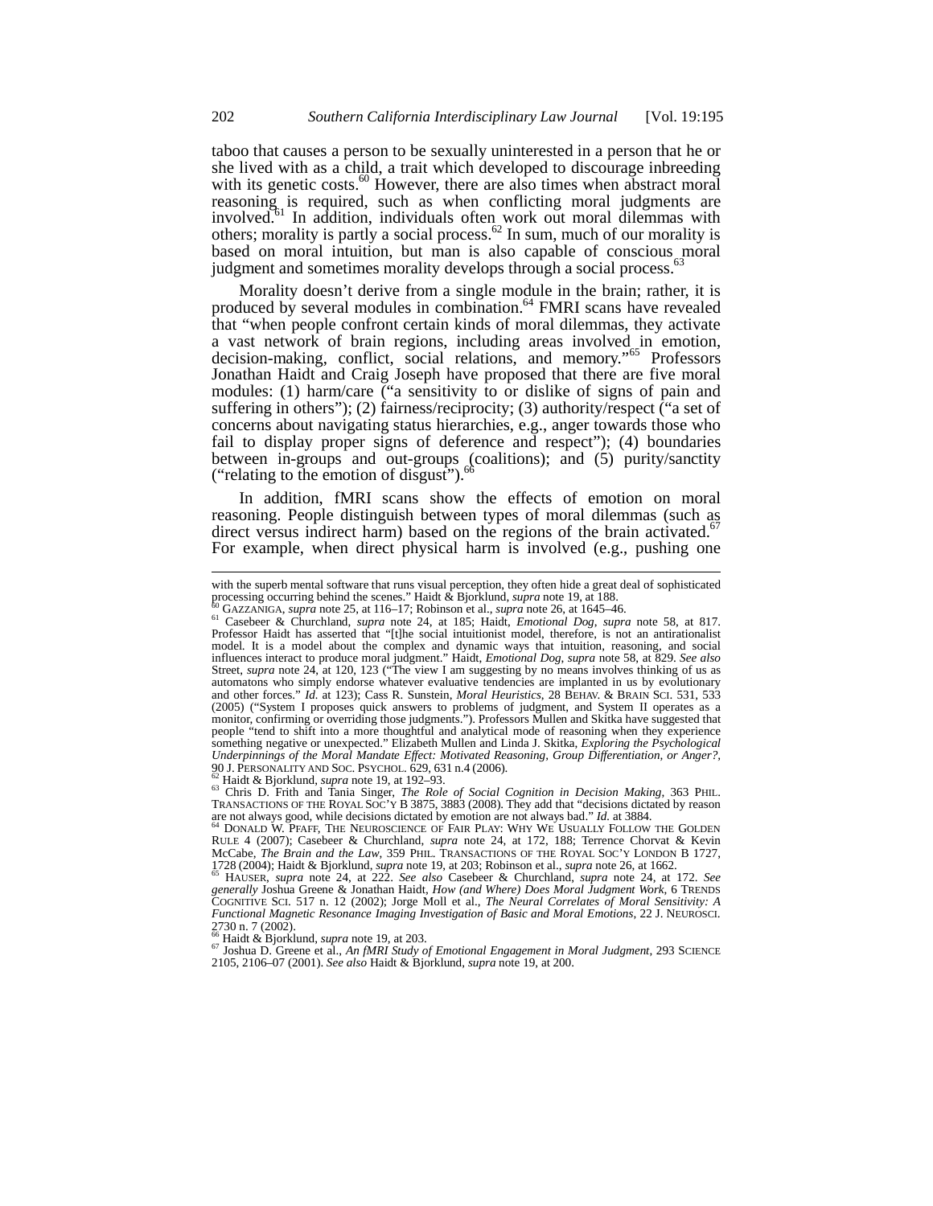taboo that causes a person to be sexually uninterested in a person that he or she lived with as a child, a trait which developed to discourage inbreeding with its genetic costs.[60] However, there are also times when abstract moral reasoning is required, such as when conflicting moral judgments are involved.[61] In addition, individuals often work out moral dilemmas with others; morality is partly a social process.[62] In sum, much of our morality is based on moral intuition, but man is also capable of conscious moral judgment and sometimes morality develops through a social process.[63]

Morality doesn't derive from a single module in the brain; rather, it is produced by several modules in combination.[64] FMRI scans have revealed that "when people confront certain kinds of moral dilemmas, they activate a vast network of brain regions, including areas involved in emotion, decision-making, conflict, social relations, and memory."[65] Professors Jonathan Haidt and Craig Joseph have proposed that there are five moral modules: (1) harm/care ("a sensitivity to or dislike of signs of pain and suffering in others"); (2) fairness/reciprocity; (3) authority/respect ("a set of concerns about navigating status hierarchies, e.g., anger towards those who fail to display proper signs of deference and respect"); (4) boundaries between in-groups and out-groups (coalitions); and (5) purity/sanctity ("relating to the emotion of disgust").[66]

In addition, fMRI scans show the effects of emotion on moral reasoning. People distinguish between types of moral dilemmas (such as direct versus indirect harm) based on the regions of the brain activated.[67] For example, when direct physical harm is involved (e.g., pushing one

---

with the superb mental software that runs visual perception, they often hide a great deal of sophisticated processing occurring behind the scenes." Haidt & Bjorklund, *supra* note 19, at 188.

[60] GAZZANIGA, *supra* note 25, at 116–17; Robinson et al., *supra* note 26, at 1645–46.

[61] Casebeer & Churchland, *supra* note 24, at 185; Haidt, *Emotional Dog*, *supra* note 58, at 817. Professor Haidt has asserted that "[t]he social intuitionist model, therefore, is not an antirationalist model. It is a model about the complex and dynamic ways that intuition, reasoning, and social influences interact to produce moral judgment." Haidt, *Emotional Dog*, *supra* note 58, at 829. *See also* Street, *supra* note 24, at 120, 123 ("The view I am suggesting by no means involves thinking of us as automatons who simply endorse whatever evaluative tendencies are implanted in us by evolutionary and other forces." *Id.* at 123); Cass R. Sunstein, *Moral Heuristics*, 28 BEHAV. & BRAIN SCI. 531, 533 (2005) ("System I proposes quick answers to problems of judgment, and System II operates as a monitor, confirming or overriding those judgments."). Professors Mullen and Skitka have suggested that people "tend to shift into a more thoughtful and analytical mode of reasoning when they experience something negative or unexpected." Elizabeth Mullen and Linda J. Skitka, *Exploring the Psychological Underpinnings of the Moral Mandate Effect: Motivated Reasoning, Group Differentiation, or Anger?*, 90 J. PERSONALITY AND SOC. PSYCHOL. 629, 631 n.4 (2006).

[62] Haidt & Bjorklund, *supra* note 19, at 192–93.

[63] Chris D. Frith and Tania Singer, *The Role of Social Cognition in Decision Making*, 363 PHIL. TRANSACTIONS OF THE ROYAL SOC'Y B 3875, 3883 (2008). They add that "decisions dictated by reason are not always good, while decisions dictated by emotion are not always bad." *Id.* at 3884.

[64] DONALD W. PFAFF, THE NEUROSCIENCE OF FAIR PLAY: WHY WE USUALLY FOLLOW THE GOLDEN RULE 4 (2007); Casebeer & Churchland, *supra* note 24, at 172, 188; Terrence Chorvat & Kevin McCabe, *The Brain and the Law*, 359 PHIL. TRANSACTIONS OF THE ROYAL SOC'Y LONDON B 1727, 1728 (2004); Haidt & Bjorklund, *supra* note 19, at 203; Robinson et al., *supra* note 26, at 1662.

[65] HAUSER, *supra* note 24, at 222. *See also* Casebeer & Churchland, *supra* note 24, at 172. *See generally* Joshua Greene & Jonathan Haidt, *How (and Where) Does Moral Judgment Work*, 6 TRENDS COGNITIVE SCI. 517 n. 12 (2002); Jorge Moll et al., *The Neural Correlates of Moral Sensitivity: A Functional Magnetic Resonance Imaging Investigation of Basic and Moral Emotions*, 22 J. NEUROSCI. 2730 n. 7 (2002).

[66] Haidt & Bjorklund, *supra* note 19, at 203.

[67] Joshua D. Greene et al., *An fMRI Study of Emotional Engagement in Moral Judgment*, 293 SCIENCE 2105, 2106–07 (2001). *See also* Haidt & Bjorklund, *supra* note 19, at 200.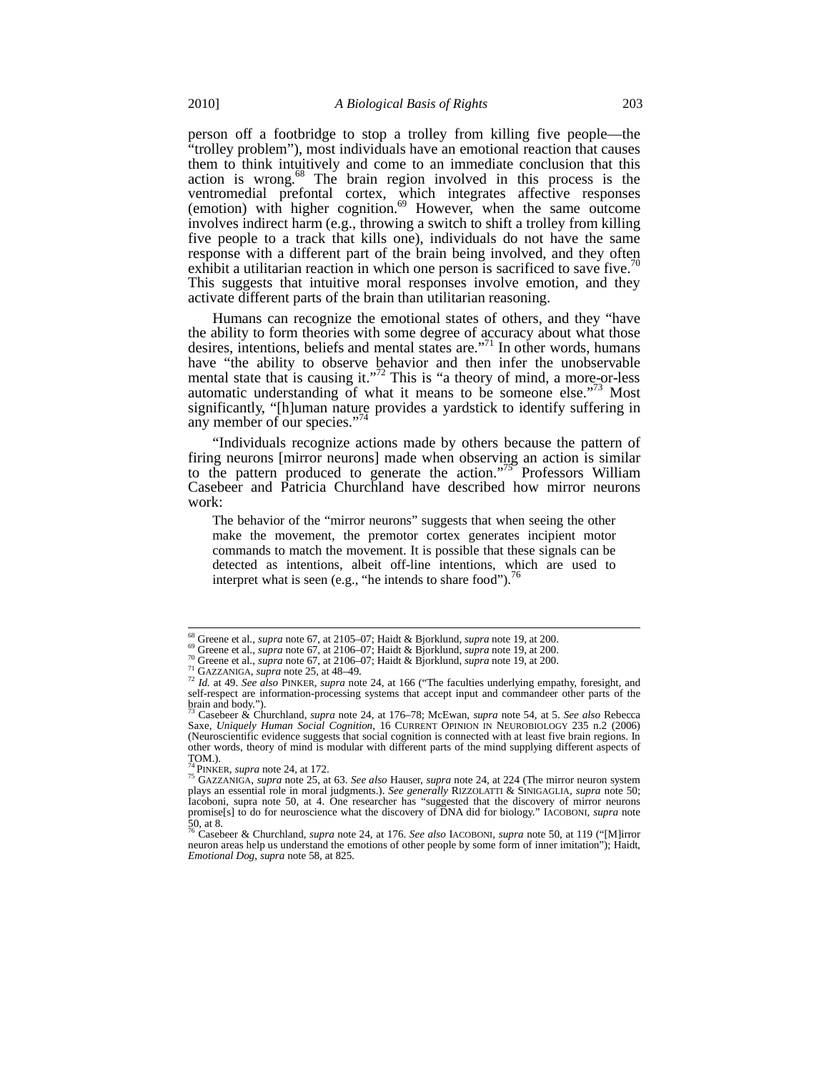person off a footbridge to stop a trolley from killing five people—the "trolley problem"), most individuals have an emotional reaction that causes them to think intuitively and come to an immediate conclusion that this action is wrong.[68] The brain region involved in this process is the ventromedial prefontal cortex, which integrates affective responses (emotion) with higher cognition.[69] However, when the same outcome involves indirect harm (e.g., throwing a switch to shift a trolley from killing five people to a track that kills one), individuals do not have the same response with a different part of the brain being involved, and they often exhibit a utilitarian reaction in which one person is sacrificed to save five.[70] This suggests that intuitive moral responses involve emotion, and they activate different parts of the brain than utilitarian reasoning.

Humans can recognize the emotional states of others, and they "have the ability to form theories with some degree of accuracy about what those desires, intentions, beliefs and mental states are."[71] In other words, humans have "the ability to observe behavior and then infer the unobservable mental state that is causing it."[72] This is "a theory of mind, a more-or-less automatic understanding of what it means to be someone else."[73] Most significantly, "[h]uman nature provides a yardstick to identify suffering in any member of our species."[74]

"Individuals recognize actions made by others because the pattern of firing neurons [mirror neurons] made when observing an action is similar to the pattern produced to generate the action."[75] Professors William Casebeer and Patricia Churchland have described how mirror neurons work:

> The behavior of the "mirror neurons" suggests that when seeing the other make the movement, the premotor cortex generates incipient motor commands to match the movement. It is possible that these signals can be detected as intentions, albeit off-line intentions, which are used to interpret what is seen (e.g., "he intends to share food").[76]

---

[68] Greene et al., *supra* note 67, at 2105–07; Haidt & Bjorklund, *supra* note 19, at 200.

[69] Greene et al., *supra* note 67, at 2106–07; Haidt & Bjorklund, *supra* note 19, at 200.

[70] Greene et al., *supra* note 67, at 2106–07; Haidt & Bjorklund, *supra* note 19, at 200.

[71] GAZZANIGA, *supra* note 25, at 48–49.

[72] *Id.* at 49. *See also* PINKER, *supra* note 24, at 166 ("The faculties underlying empathy, foresight, and self-respect are information-processing systems that accept input and commandeer other parts of the brain and body.").

[73] Casebeer & Churchland, *supra* note 24, at 176–78; McEwan, *supra* note 54, at 5. *See also* Rebecca Saxe, *Uniquely Human Social Cognition*, 16 CURRENT OPINION IN NEUROBIOLOGY 235 n.2 (2006) (Neuroscientific evidence suggests that social cognition is connected with at least five brain regions. In other words, theory of mind is modular with different parts of the mind supplying different aspects of TOM.).

[74] PINKER, *supra* note 24, at 172.

[75] GAZZANIGA, *supra* note 25, at 63. *See also* Hauser, *supra* note 24, at 224 (The mirror neuron system plays an essential role in moral judgments.). *See generally* RIZZOLATTI & SINIGAGLIA, *supra* note 50; Iacoboni, supra note 50, at 4. One researcher has "suggested that the discovery of mirror neurons promise[s] to do for neuroscience what the discovery of DNA did for biology." IACOBONI, *supra* note 50, at 8.

[76] Casebeer & Churchland, *supra* note 24, at 176. *See also* IACOBONI, *supra* note 50, at 119 ("[M]irror neuron areas help us understand the emotions of other people by some form of inner imitation"); Haidt, *Emotional Dog*, *supra* note 58, at 825.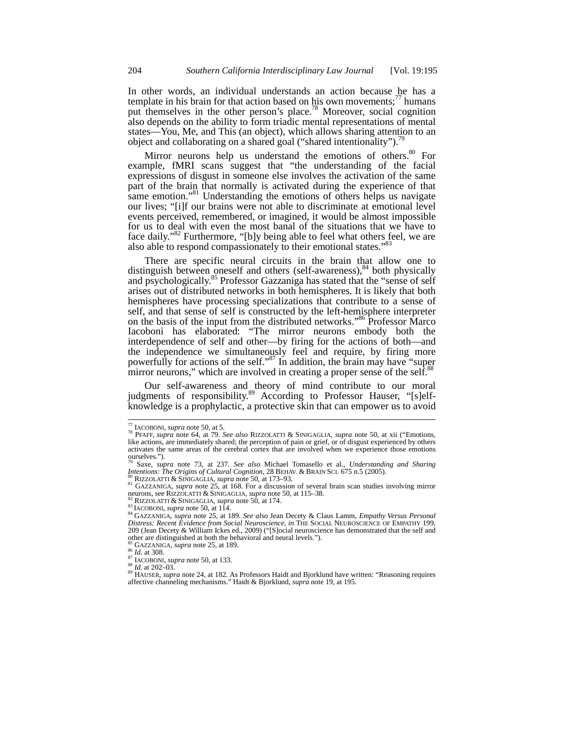In other words, an individual understands an action because he has a template in his brain for that action based on his own movements;[77] humans put themselves in the other person's place.[78] Moreover, social cognition also depends on the ability to form triadic mental representations of mental states—You, Me, and This (an object), which allows sharing attention to an object and collaborating on a shared goal ("shared intentionality").[79]

Mirror neurons help us understand the emotions of others.[80] For example, fMRI scans suggest that "the understanding of the facial expressions of disgust in someone else involves the activation of the same part of the brain that normally is activated during the experience of that same emotion."[81] Understanding the emotions of others helps us navigate our lives; "[i]f our brains were not able to discriminate at emotional level events perceived, remembered, or imagined, it would be almost impossible for us to deal with even the most banal of the situations that we have to face daily."[82] Furthermore, "[b]y being able to feel what others feel, we are also able to respond compassionately to their emotional states."[83]

There are specific neural circuits in the brain that allow one to distinguish between oneself and others (self-awareness),[84] both physically and psychologically.[85] Professor Gazzaniga has stated that the "sense of self arises out of distributed networks in both hemispheres. It is likely that both hemispheres have processing specializations that contribute to a sense of self, and that sense of self is constructed by the left-hemisphere interpreter on the basis of the input from the distributed networks."[86] Professor Marco Iacoboni has elaborated: "The mirror neurons embody both the interdependence of self and other—by firing for the actions of both—and the independence we simultaneously feel and require, by firing more powerfully for actions of the self."[87] In addition, the brain may have "super mirror neurons," which are involved in creating a proper sense of the self.[88]

Our self-awareness and theory of mind contribute to our moral judgments of responsibility.[89] According to Professor Hauser, "[s]elf-knowledge is a prophylactic, a protective skin that can empower us to avoid

---

[77] IACOBONI, *supra* note 50, at 5.

[78] PFAFF, *supra* note 64, at 79. *See also* RIZZOLATTI & SINIGAGLIA, *supra* note 50, at xii ("Emotions, like actions, are immediately shared; the perception of pain or grief, or of disgust experienced by others activates the same areas of the cerebral cortex that are involved when we experience those emotions ourselves.").

[79] Saxe, *supra* note 73, at 237. *See also* Michael Tomasello et al., *Understanding and Sharing Intentions: The Origins of Cultural Cognition*, 28 BEHAV. & BRAIN SCI. 675 n.5 (2005).

[80] RIZZOLATTI & SINIGAGLIA, *supra* note 50, at 173–93.

[81] GAZZANIGA, *supra* note 25, at 168. For a discussion of several brain scan studies involving mirror neurons, see RIZZOLATTI & SINIGAGLIA, *supra* note 50, at 115–38.

[82] RIZZOLATTI & SINIGAGLIA, *supra* note 50, at 174.

[83] IACOBONI, *supra* note 50, at 114.

[84] GAZZANIGA, *supra* note 25, at 189. *See also* Jean Decety & Claus Lamm, *Empathy Versus Personal Distress: Recent Evidence from Social Neuroscience*, *in* THE SOCIAL NEUROSCIENCE OF EMPATHY 199, 209 (Jean Decety & William Ickes ed., 2009) ("[S]ocial neuroscience has demonstrated that the self and other are distinguished at both the behavioral and neural levels.").

[85] GAZZANIGA, *supra* note 25, at 189.

[86] *Id.* at 308.

[87] IACOBONI, *supra* note 50, at 133.

[88] *Id.* at 202–03.

[89] HAUSER, *supra* note 24, at 182. As Professors Haidt and Bjorklund have written: "Reasoning requires affective channeling mechanisms." Haidt & Bjorklund, *supra* note 19, at 195.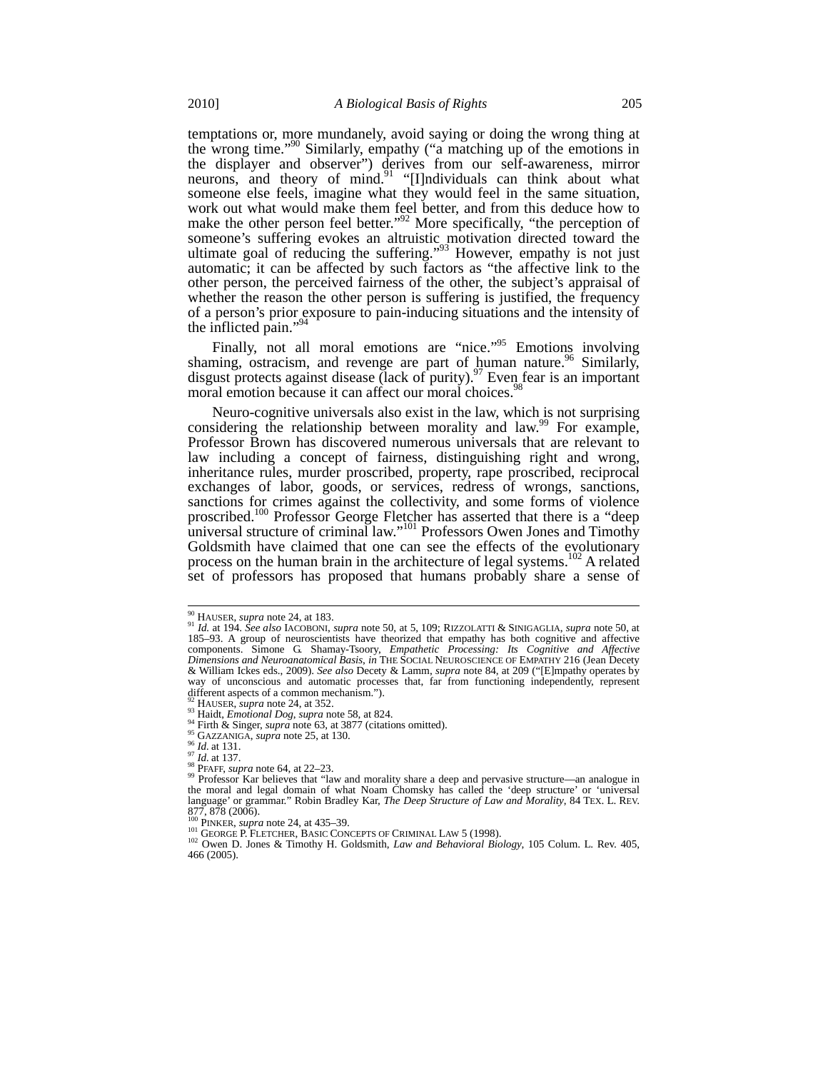temptations or, more mundanely, avoid saying or doing the wrong thing at the wrong time."[90] Similarly, empathy ("a matching up of the emotions in the displayer and observer") derives from our self-awareness, mirror neurons, and theory of mind.[91] "[I]ndividuals can think about what someone else feels, imagine what they would feel in the same situation, work out what would make them feel better, and from this deduce how to make the other person feel better."[92] More specifically, "the perception of someone's suffering evokes an altruistic motivation directed toward the ultimate goal of reducing the suffering."[93] However, empathy is not just automatic; it can be affected by such factors as "the affective link to the other person, the perceived fairness of the other, the subject's appraisal of whether the reason the other person is suffering is justified, the frequency of a person's prior exposure to pain-inducing situations and the intensity of the inflicted pain."[94]

Finally, not all moral emotions are "nice."[95] Emotions involving shaming, ostracism, and revenge are part of human nature.[96] Similarly, disgust protects against disease (lack of purity).[97] Even fear is an important moral emotion because it can affect our moral choices.[98]

Neuro-cognitive universals also exist in the law, which is not surprising considering the relationship between morality and law.[99] For example, Professor Brown has discovered numerous universals that are relevant to law including a concept of fairness, distinguishing right and wrong, inheritance rules, murder proscribed, property, rape proscribed, reciprocal exchanges of labor, goods, or services, redress of wrongs, sanctions, sanctions for crimes against the collectivity, and some forms of violence proscribed.[100] Professor George Fletcher has asserted that there is a "deep universal structure of criminal law."[101] Professors Owen Jones and Timothy Goldsmith have claimed that one can see the effects of the evolutionary process on the human brain in the architecture of legal systems.[102] A related set of professors has proposed that humans probably share a sense of

---

[90] HAUSER, *supra* note 24, at 183.

[91] *Id.* at 194. *See also* IACOBONI, *supra* note 50, at 5, 109; RIZZOLATTI & SINIGAGLIA, *supra* note 50, at 185–93. A group of neuroscientists have theorized that empathy has both cognitive and affective components. Simone G. Shamay-Tsoory, *Empathetic Processing: Its Cognitive and Affective Dimensions and Neuroanatomical Basis*, *in* THE SOCIAL NEUROSCIENCE OF EMPATHY 216 (Jean Decety & William Ickes eds., 2009). *See also* Decety & Lamm, *supra* note 84, at 209 ("[E]mpathy operates by way of unconscious and automatic processes that, far from functioning independently, represent different aspects of a common mechanism.").

[92] HAUSER, *supra* note 24, at 352.

[93] Haidt, *Emotional Dog*, *supra* note 58, at 824.

[94] Firth & Singer, *supra* note 63, at 3877 (citations omitted).

[95] GAZZANIGA, *supra* note 25, at 130.

[96] *Id.* at 131.

[97] *Id.* at 137.

[98] PFAFF, *supra* note 64, at 22–23.

[99] Professor Kar believes that "law and morality share a deep and pervasive structure—an analogue in the moral and legal domain of what Noam Chomsky has called the 'deep structure' or 'universal language' or grammar." Robin Bradley Kar, *The Deep Structure of Law and Morality*, 84 TEX. L. REV. 877, 878 (2006).

[100] PINKER, *supra* note 24, at 435–39.

[101] GEORGE P. FLETCHER, BASIC CONCEPTS OF CRIMINAL LAW 5 (1998).

[102] Owen D. Jones & Timothy H. Goldsmith, *Law and Behavioral Biology*, 105 Colum. L. Rev. 405, 466 (2005).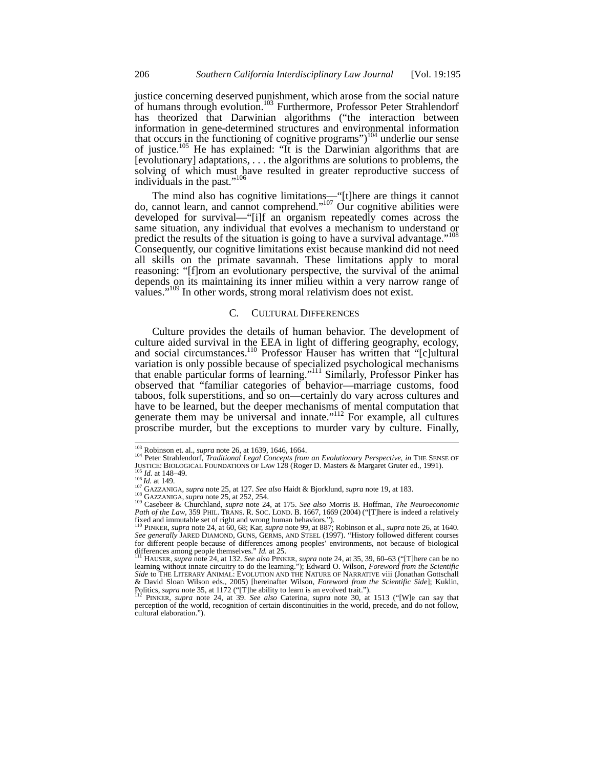justice concerning deserved punishment, which arose from the social nature of humans through evolution.[103] Furthermore, Professor Peter Strahlendorf has theorized that Darwinian algorithms ("the interaction between information in gene-determined structures and environmental information that occurs in the functioning of cognitive programs")[104] underlie our sense of justice.[105] He has explained: "It is the Darwinian algorithms that are [evolutionary] adaptations, . . . the algorithms are solutions to problems, the solving of which must have resulted in greater reproductive success of individuals in the past."[106]

The mind also has cognitive limitations—"[t]here are things it cannot do, cannot learn, and cannot comprehend."[107] Our cognitive abilities were developed for survival—"[i]f an organism repeatedly comes across the same situation, any individual that evolves a mechanism to understand or predict the results of the situation is going to have a survival advantage."[108] Consequently, our cognitive limitations exist because mankind did not need all skills on the primate savannah. These limitations apply to moral reasoning: "[f]rom an evolutionary perspective, the survival of the animal depends on its maintaining its inner milieu within a very narrow range of values."[109] In other words, strong moral relativism does not exist.

### C. Cultural Differences

Culture provides the details of human behavior. The development of culture aided survival in the EEA in light of differing geography, ecology, and social circumstances.[110] Professor Hauser has written that "[c]ultural variation is only possible because of specialized psychological mechanisms that enable particular forms of learning."[111] Similarly, Professor Pinker has observed that "familiar categories of behavior—marriage customs, food taboos, folk superstitions, and so on—certainly do vary across cultures and have to be learned, but the deeper mechanisms of mental computation that generate them may be universal and innate."[112] For example, all cultures proscribe murder, but the exceptions to murder vary by culture. Finally,

---

[103] Robinson et. al., *supra* note 26, at 1639, 1646, 1664.

[104] Peter Strahlendorf, *Traditional Legal Concepts from an Evolutionary Perspective*, *in* The Sense of Justice: Biological Foundations of Law 128 (Roger D. Masters & Margaret Gruter ed., 1991).

[105] *Id.* at 148–49.

[106] *Id.* at 149.

[107] Gazzaniga, *supra* note 25, at 127. *See also* Haidt & Bjorklund, *supra* note 19, at 183.

[108] Gazzaniga, *supra* note 25, at 252, 254.

[109] Casebeer & Churchland, *supra* note 24, at 175. *See also* Morris B. Hoffman, *The Neuroeconomic Path of the Law*, 359 Phil. Trans. R. Soc. Lond. B. 1667, 1669 (2004) ("[T]here is indeed a relatively fixed and immutable set of right and wrong human behaviors.").

[110] Pinker, *supra* note 24, at 60, 68; Kar, *supra* note 99, at 887; Robinson et al., *supra* note 26, at 1640. *See generally* Jared Diamond, Guns, Germs, and Steel (1997). "History followed different courses for different people because of differences among peoples' environments, not because of biological differences among people themselves." *Id.* at 25.

[111] Hauser, *supra* note 24, at 132. *See also* Pinker, *supra* note 24, at 35, 39, 60–63 ("[T]here can be no learning without innate circuitry to do the learning."); Edward O. Wilson, *Foreword from the Scientific Side* to The Literary Animal: Evolution and the Nature of Narrative viii (Jonathan Gottschall & David Sloan Wilson eds., 2005) [hereinafter Wilson, *Foreword from the Scientific Side*]; Kuklin, Politics, *supra* note 35, at 1172 ("[T]he ability to learn is an evolved trait.").

[112] Pinker, *supra* note 24, at 39. *See also* Caterina, *supra* note 30, at 1513 ("[W]e can say that perception of the world, recognition of certain discontinuities in the world, precede, and do not follow, cultural elaboration.").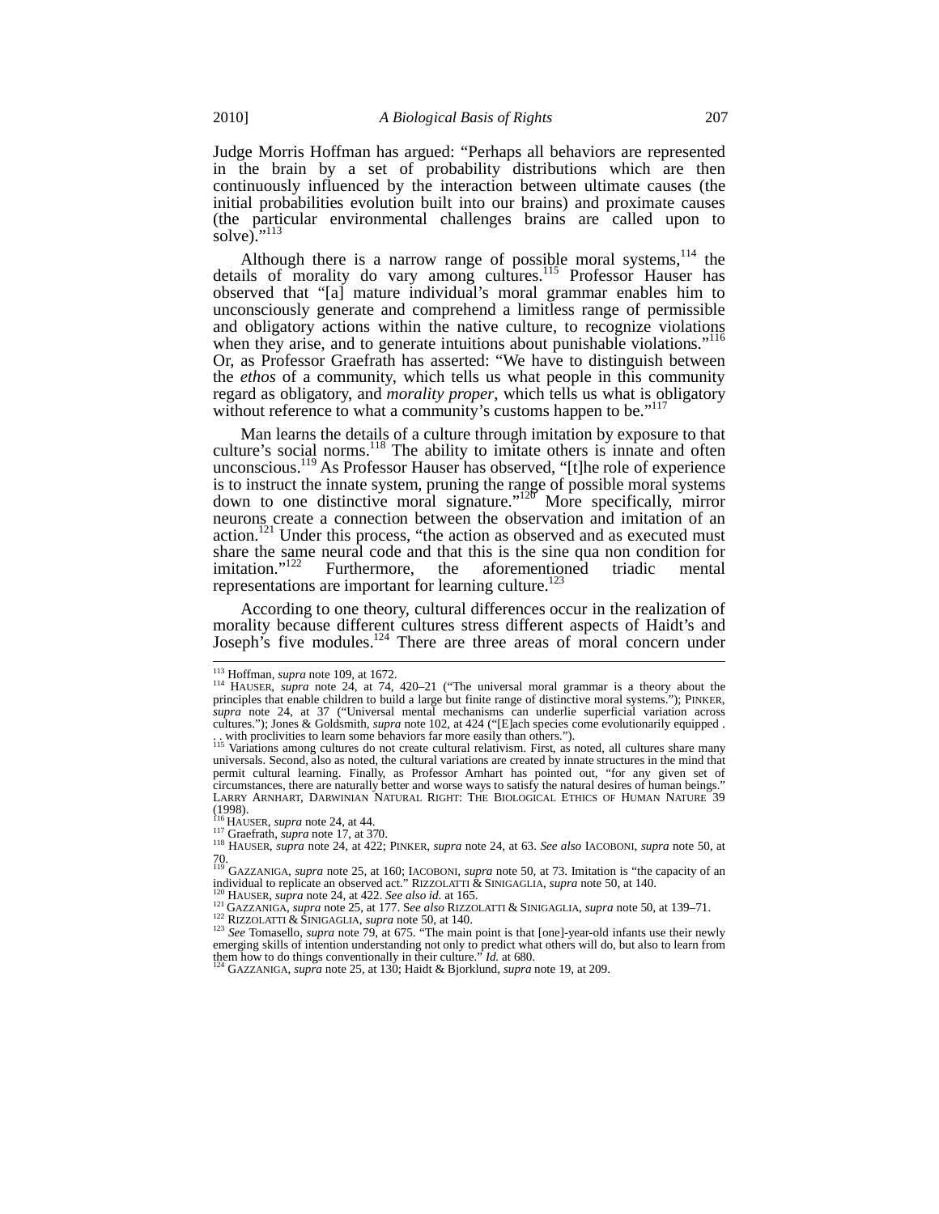Judge Morris Hoffman has argued: "Perhaps all behaviors are represented in the brain by a set of probability distributions which are then continuously influenced by the interaction between ultimate causes (the initial probabilities evolution built into our brains) and proximate causes (the particular environmental challenges brains are called upon to solve)."[113]

Although there is a narrow range of possible moral systems,[114] the details of morality do vary among cultures.[115] Professor Hauser has observed that "[a] mature individual's moral grammar enables him to unconsciously generate and comprehend a limitless range of permissible and obligatory actions within the native culture, to recognize violations when they arise, and to generate intuitions about punishable violations."[116] Or, as Professor Graefrath has asserted: "We have to distinguish between the *ethos* of a community, which tells us what people in this community regard as obligatory, and *morality proper*, which tells us what is obligatory without reference to what a community's customs happen to be."[117]

Man learns the details of a culture through imitation by exposure to that culture's social norms.[118] The ability to imitate others is innate and often unconscious.[119] As Professor Hauser has observed, "[t]he role of experience is to instruct the innate system, pruning the range of possible moral systems down to one distinctive moral signature."[120] More specifically, mirror neurons create a connection between the observation and imitation of an action.[121] Under this process, "the action as observed and as executed must share the same neural code and that this is the sine qua non condition for imitation."[122] Furthermore, the aforementioned triadic mental representations are important for learning culture.[123]

According to one theory, cultural differences occur in the realization of morality because different cultures stress different aspects of Haidt's and Joseph's five modules.[124] There are three areas of moral concern under

---

[113] Hoffman, *supra* note 109, at 1672.

[114] HAUSER, *supra* note 24, at 74, 420–21 ("The universal moral grammar is a theory about the principles that enable children to build a large but finite range of distinctive moral systems."); PINKER, *supra* note 24, at 37 ("Universal mental mechanisms can underlie superficial variation across cultures."); Jones & Goldsmith, *supra* note 102, at 424 ("[E]ach species come evolutionarily equipped . . . with proclivities to learn some behaviors far more easily than others.").

[115] Variations among cultures do not create cultural relativism. First, as noted, all cultures share many universals. Second, also as noted, the cultural variations are created by innate structures in the mind that permit cultural learning. Finally, as Professor Arnhart has pointed out, "for any given set of circumstances, there are naturally better and worse ways to satisfy the natural desires of human beings." LARRY ARNHART, DARWINIAN NATURAL RIGHT: THE BIOLOGICAL ETHICS OF HUMAN NATURE 39 (1998).

[116] HAUSER, *supra* note 24, at 44.

[117] Graefrath, *supra* note 17, at 370.

[118] HAUSER, *supra* note 24, at 422; PINKER, *supra* note 24, at 63. *See also* IACOBONI, *supra* note 50, at 70.

[119] GAZZANIGA, *supra* note 25, at 160; IACOBONI, *supra* note 50, at 73. Imitation is "the capacity of an individual to replicate an observed act." RIZZOLATTI & SINIGAGLIA, *supra* note 50, at 140.

[120] HAUSER, *supra* note 24, at 422. *See also id.* at 165.

[121] GAZZANIGA, *supra* note 25, at 177. S*ee also* RIZZOLATTI & SINIGAGLIA, *supra* note 50, at 139–71.

[122] RIZZOLATTI & SINIGAGLIA, *supra* note 50, at 140.

[123] *See* Tomasello, *supra* note 79, at 675. "The main point is that [one]-year-old infants use their newly emerging skills of intention understanding not only to predict what others will do, but also to learn from them how to do things conventionally in their culture." *Id.* at 680.

[124] GAZZANIGA, *supra* note 25, at 130; Haidt & Bjorklund, *supra* note 19, at 209.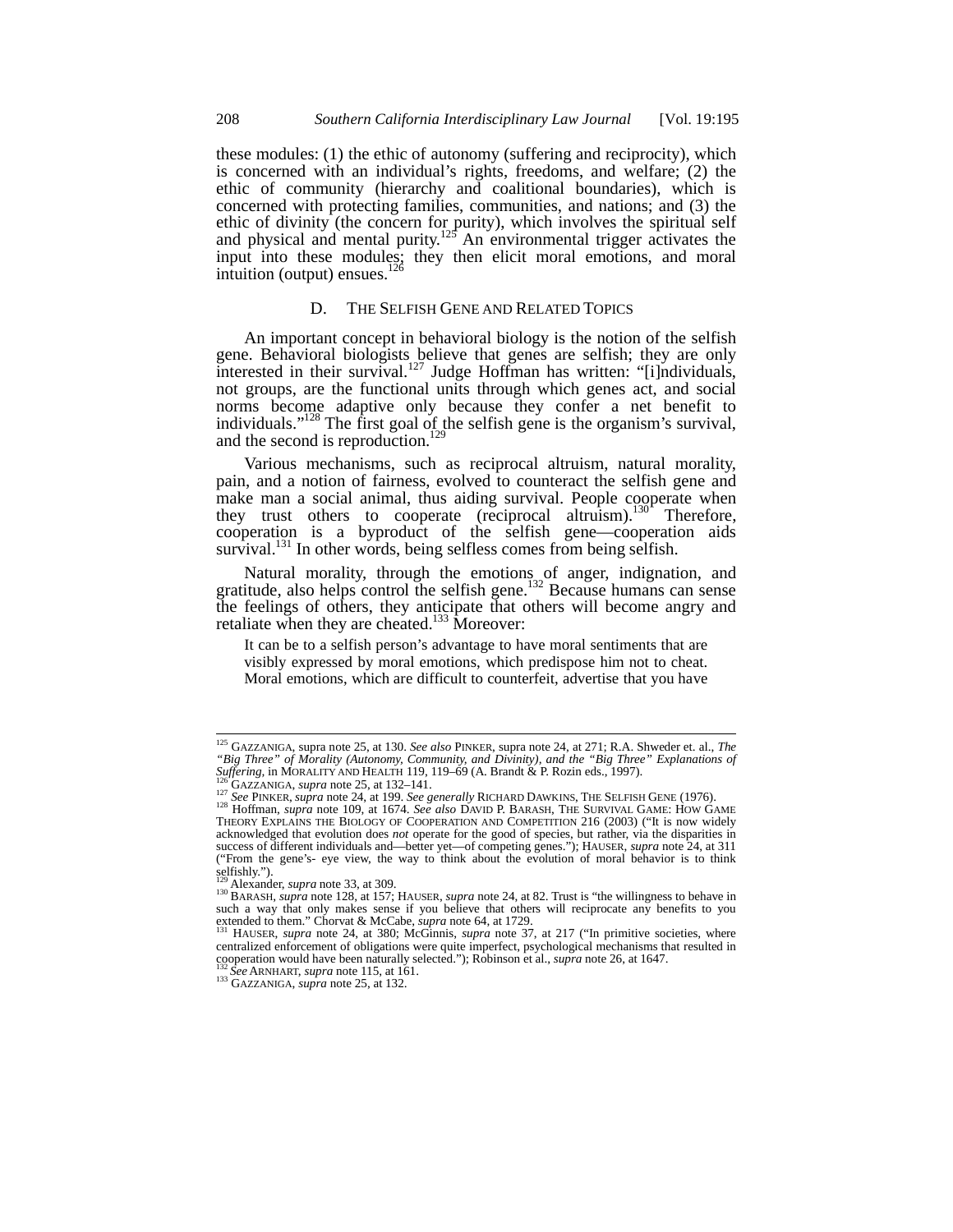these modules: (1) the ethic of autonomy (suffering and reciprocity), which is concerned with an individual's rights, freedoms, and welfare; (2) the ethic of community (hierarchy and coalitional boundaries), which is concerned with protecting families, communities, and nations; and (3) the ethic of divinity (the concern for purity), which involves the spiritual self and physical and mental purity.[125] An environmental trigger activates the input into these modules; they then elicit moral emotions, and moral intuition (output) ensues.[126]

### D. THE SELFISH GENE AND RELATED TOPICS

An important concept in behavioral biology is the notion of the selfish gene. Behavioral biologists believe that genes are selfish; they are only interested in their survival.[127] Judge Hoffman has written: "[i]ndividuals, not groups, are the functional units through which genes act, and social norms become adaptive only because they confer a net benefit to individuals."[128] The first goal of the selfish gene is the organism's survival, and the second is reproduction.[129]

Various mechanisms, such as reciprocal altruism, natural morality, pain, and a notion of fairness, evolved to counteract the selfish gene and make man a social animal, thus aiding survival. People cooperate when they trust others to cooperate (reciprocal altruism).[130] Therefore, cooperation is a byproduct of the selfish gene—cooperation aids survival.[131] In other words, being selfless comes from being selfish.

Natural morality, through the emotions of anger, indignation, and gratitude, also helps control the selfish gene.[132] Because humans can sense the feelings of others, they anticipate that others will become angry and retaliate when they are cheated.[133] Moreover:

> It can be to a selfish person's advantage to have moral sentiments that are visibly expressed by moral emotions, which predispose him not to cheat. Moral emotions, which are difficult to counterfeit, advertise that you have

---

[125] GAZZANIGA, supra note 25, at 130. *See also* PINKER, supra note 24, at 271; R.A. Shweder et. al., *The "Big Three" of Morality (Autonomy, Community, and Divinity), and the "Big Three" Explanations of Suffering*, in MORALITY AND HEALTH 119, 119–69 (A. Brandt & P. Rozin eds., 1997).

[126] GAZZANIGA, *supra* note 25, at 132–141.

[127] *See* PINKER, *supra* note 24, at 199. *See generally* RICHARD DAWKINS, THE SELFISH GENE (1976).

[128] Hoffman, *supra* note 109, at 1674. *See also* DAVID P. BARASH, THE SURVIVAL GAME: HOW GAME THEORY EXPLAINS THE BIOLOGY OF COOPERATION AND COMPETITION 216 (2003) ("It is now widely acknowledged that evolution does *not* operate for the good of species, but rather, via the disparities in success of different individuals and—better yet—of competing genes."); HAUSER, *supra* note 24, at 311 ("From the gene's- eye view, the way to think about the evolution of moral behavior is to think selfishly.").

[129] Alexander, *supra* note 33, at 309.

[130] BARASH, *supra* note 128, at 157; HAUSER, *supra* note 24, at 82. Trust is "the willingness to behave in such a way that only makes sense if you believe that others will reciprocate any benefits to you extended to them." Chorvat & McCabe, *supra* note 64, at 1729.

[131] HAUSER, *supra* note 24, at 380; McGinnis, *supra* note 37, at 217 ("In primitive societies, where centralized enforcement of obligations were quite imperfect, psychological mechanisms that resulted in cooperation would have been naturally selected."); Robinson et al., *supra* note 26, at 1647.

[132] *See* ARNHART, *supra* note 115, at 161.

[133] GAZZANIGA, *supra* note 25, at 132.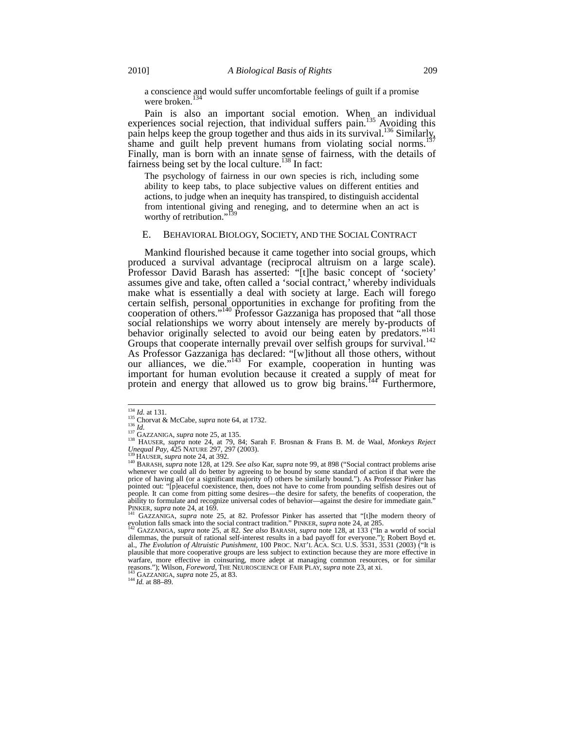a conscience and would suffer uncomfortable feelings of guilt if a promise were broken.[134]

Pain is also an important social emotion. When an individual experiences social rejection, that individual suffers pain.[135] Avoiding this pain helps keep the group together and thus aids in its survival.[136] Similarly, shame and guilt help prevent humans from violating social norms.[137] Finally, man is born with an innate sense of fairness, with the details of fairness being set by the local culture.[138] In fact:

> The psychology of fairness in our own species is rich, including some ability to keep tabs, to place subjective values on different entities and actions, to judge when an inequity has transpired, to distinguish accidental from intentional giving and reneging, and to determine when an act is worthy of retribution."[139]

## E. BEHAVIORAL BIOLOGY, SOCIETY, AND THE SOCIAL CONTRACT

Mankind flourished because it came together into social groups, which produced a survival advantage (reciprocal altruism on a large scale). Professor David Barash has asserted: "[t]he basic concept of 'society' assumes give and take, often called a 'social contract,' whereby individuals make what is essentially a deal with society at large. Each will forego certain selfish, personal opportunities in exchange for profiting from the cooperation of others."[140] Professor Gazzaniga has proposed that "all those social relationships we worry about intensely are merely by-products of behavior originally selected to avoid our being eaten by predators."[141] Groups that cooperate internally prevail over selfish groups for survival.[142] As Professor Gazzaniga has declared: "[w]ithout all those others, without our alliances, we die."[143] For example, cooperation in hunting was important for human evolution because it created a supply of meat for protein and energy that allowed us to grow big brains.[144] Furthermore,

---

[134] *Id.* at 131.

[135] Chorvat & McCabe, *supra* note 64, at 1732.

[136] *Id.*

[137] GAZZANIGA, *supra* note 25, at 135.

[138] HAUSER, *supra* note 24, at 79, 84; Sarah F. Brosnan & Frans B. M. de Waal, *Monkeys Reject Unequal Pay*, 425 NATURE 297, 297 (2003).

[139] HAUSER, *supra* note 24, at 392.

[140] BARASH, *supra* note 128, at 129. *See also* Kar, *supra* note 99, at 898 ("Social contract problems arise whenever we could all do better by agreeing to be bound by some standard of action if that were the price of having all (or a significant majority of) others be similarly bound."). As Professor Pinker has pointed out: "[p]eaceful coexistence, then, does not have to come from pounding selfish desires out of people. It can come from pitting some desires—the desire for safety, the benefits of cooperation, the ability to formulate and recognize universal codes of behavior—against the desire for immediate gain." PINKER, *supra* note 24, at 169.

[141] GAZZANIGA, *supra* note 25, at 82. Professor Pinker has asserted that "[t]he modern theory of evolution falls smack into the social contract tradition." PINKER, *supra* note 24, at 285.

[142] GAZZANIGA, *supra* note 25, at 82. *See also* BARASH, *supra* note 128, at 133 ("In a world of social dilemmas, the pursuit of rational self-interest results in a bad payoff for everyone."); Robert Boyd et. al., *The Evolution of Altruistic Punishment*, 100 PROC. NAT'L ACA. SCI. U.S. 3531, 3531 (2003) ("It is plausible that more cooperative groups are less subject to extinction because they are more effective in warfare, more effective in coinsuring, more adept at managing common resources, or for similar reasons."); Wilson, *Foreword*, THE NEUROSCIENCE OF FAIR PLAY, *supra* note 23, at xi.

[143] GAZZANIGA, *supra* note 25, at 83.

[144] *Id.* at 88–89.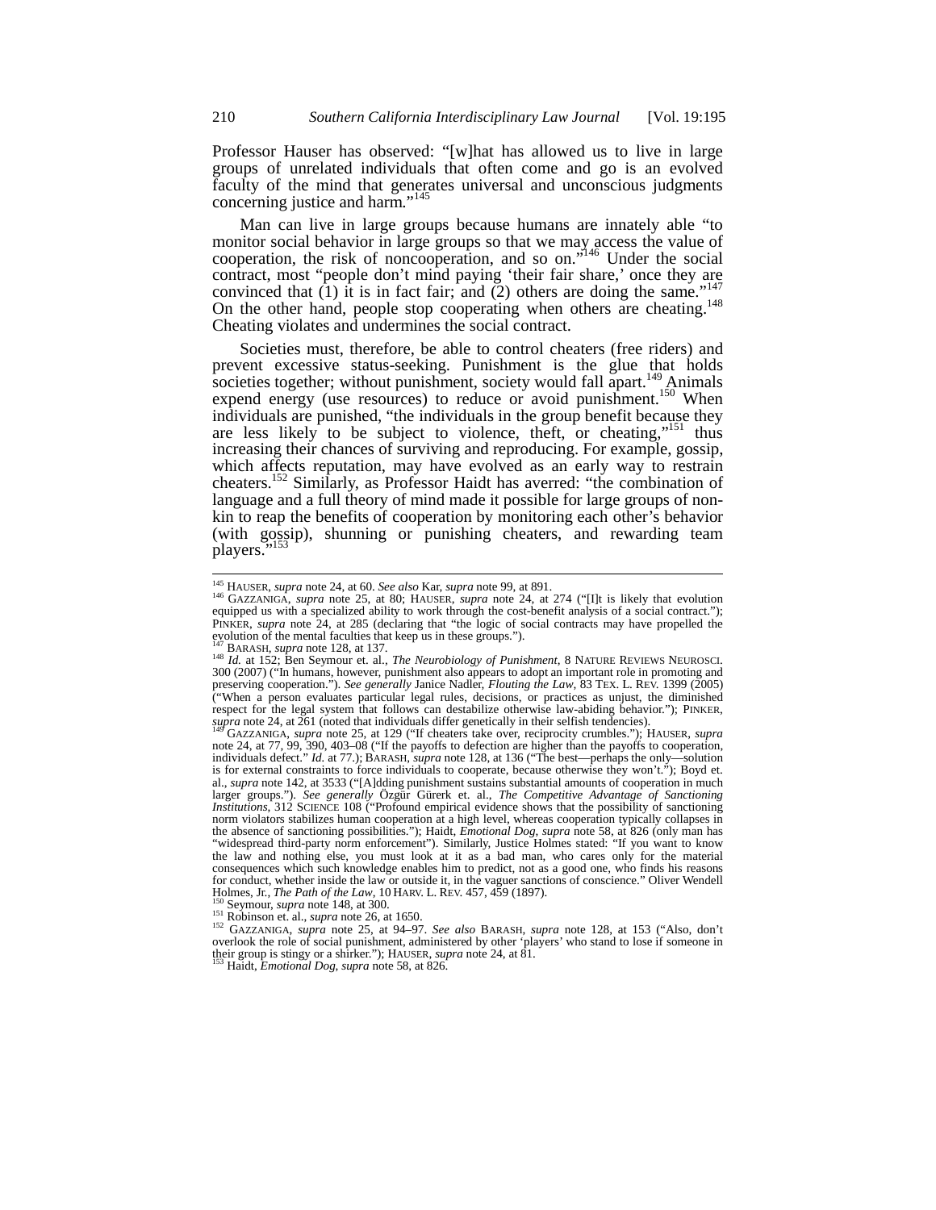Professor Hauser has observed: "[w]hat has allowed us to live in large groups of unrelated individuals that often come and go is an evolved faculty of the mind that generates universal and unconscious judgments concerning justice and harm."[145]

Man can live in large groups because humans are innately able "to monitor social behavior in large groups so that we may access the value of cooperation, the risk of noncooperation, and so on."[146] Under the social contract, most "people don't mind paying 'their fair share,' once they are convinced that (1) it is in fact fair; and (2) others are doing the same."[147] On the other hand, people stop cooperating when others are cheating.[148] Cheating violates and undermines the social contract.

Societies must, therefore, be able to control cheaters (free riders) and prevent excessive status-seeking. Punishment is the glue that holds societies together; without punishment, society would fall apart.[149] Animals expend energy (use resources) to reduce or avoid punishment.[150] When individuals are punished, "the individuals in the group benefit because they are less likely to be subject to violence, theft, or cheating,"[151] thus increasing their chances of surviving and reproducing. For example, gossip, which affects reputation, may have evolved as an early way to restrain cheaters.[152] Similarly, as Professor Haidt has averred: "the combination of language and a full theory of mind made it possible for large groups of non-kin to reap the benefits of cooperation by monitoring each other's behavior (with gossip), shunning or punishing cheaters, and rewarding team players."[153]

---

[145] HAUSER, *supra* note 24, at 60. *See also* Kar, *supra* note 99, at 891.

[146] GAZZANIGA, *supra* note 25, at 80; HAUSER, *supra* note 24, at 274 ("[I]t is likely that evolution equipped us with a specialized ability to work through the cost-benefit analysis of a social contract."); PINKER, *supra* note 24, at 285 (declaring that "the logic of social contracts may have propelled the evolution of the mental faculties that keep us in these groups.").

[147] BARASH, *supra* note 128, at 137.

[148] *Id.* at 152; Ben Seymour et. al., *The Neurobiology of Punishment*, 8 NATURE REVIEWS NEUROSCI. 300 (2007) ("In humans, however, punishment also appears to adopt an important role in promoting and preserving cooperation."). *See generally* Janice Nadler, *Flouting the Law*, 83 TEX. L. REV. 1399 (2005) ("When a person evaluates particular legal rules, decisions, or practices as unjust, the diminished respect for the legal system that follows can destabilize otherwise law-abiding behavior."); PINKER, *supra* note 24, at 261 (noted that individuals differ genetically in their selfish tendencies).

[149] GAZZANIGA, *supra* note 25, at 129 ("If cheaters take over, reciprocity crumbles."); HAUSER, *supra* note 24, at 77, 99, 390, 403–08 ("If the payoffs to defection are higher than the payoffs to cooperation, individuals defect." *Id.* at 77.); BARASH, *supra* note 128, at 136 ("The best—perhaps the only—solution is for external constraints to force individuals to cooperate, because otherwise they won't."); Boyd et. al., *supra* note 142, at 3533 ("[A]dding punishment sustains substantial amounts of cooperation in much larger groups."). *See generally* Özgür Gürerk et. al., *The Competitive Advantage of Sanctioning Institutions*, 312 SCIENCE 108 ("Profound empirical evidence shows that the possibility of sanctioning norm violators stabilizes human cooperation at a high level, whereas cooperation typically collapses in the absence of sanctioning possibilities."); Haidt, *Emotional Dog*, *supra* note 58, at 826 (only man has "widespread third-party norm enforcement"). Similarly, Justice Holmes stated: "If you want to know the law and nothing else, you must look at it as a bad man, who cares only for the material consequences which such knowledge enables him to predict, not as a good one, who finds his reasons for conduct, whether inside the law or outside it, in the vaguer sanctions of conscience." Oliver Wendell Holmes, Jr., *The Path of the Law*, 10 HARV. L. REV. 457, 459 (1897).

[150] Seymour, *supra* note 148, at 300.

[151] Robinson et. al., *supra* note 26, at 1650.

[152] GAZZANIGA, *supra* note 25, at 94–97. *See also* BARASH, *supra* note 128, at 153 ("Also, don't overlook the role of social punishment, administered by other 'players' who stand to lose if someone in their group is stingy or a shirker."); HAUSER, *supra* note 24, at 81.

[153] Haidt, *Emotional Dog*, *supra* note 58, at 826.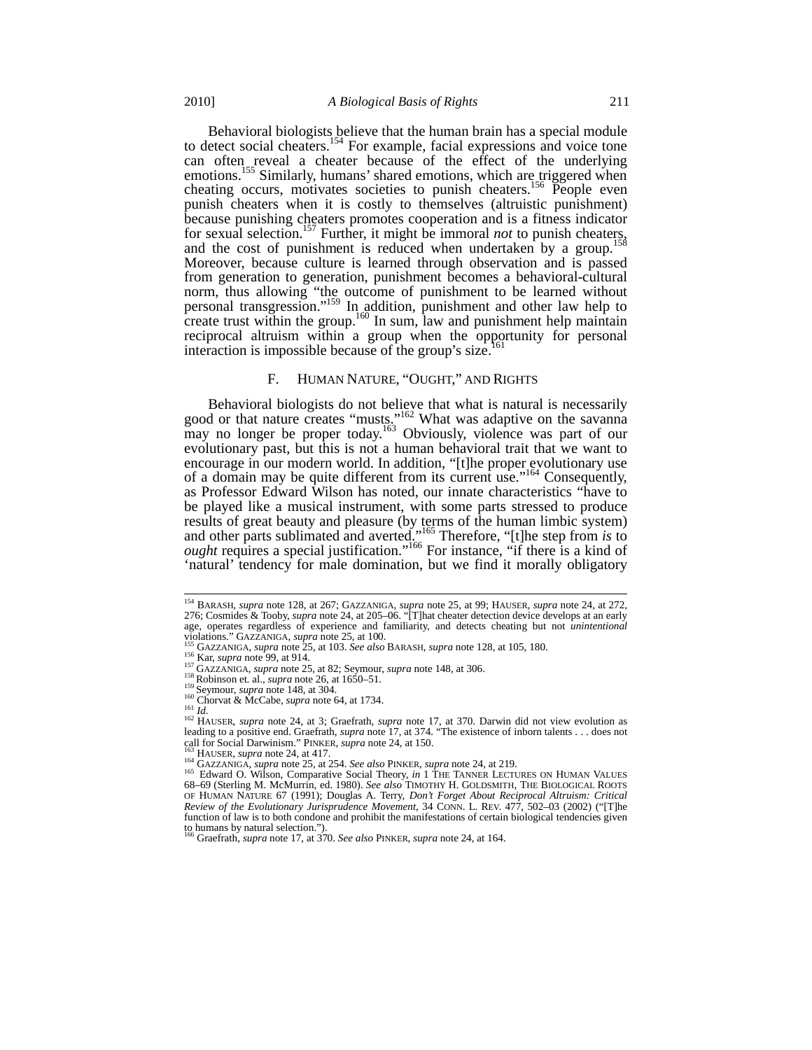Behavioral biologists believe that the human brain has a special module to detect social cheaters.[154] For example, facial expressions and voice tone can often reveal a cheater because of the effect of the underlying emotions.[155] Similarly, humans' shared emotions, which are triggered when cheating occurs, motivates societies to punish cheaters.[156] People even punish cheaters when it is costly to themselves (altruistic punishment) because punishing cheaters promotes cooperation and is a fitness indicator for sexual selection.[157] Further, it might be immoral *not* to punish cheaters, and the cost of punishment is reduced when undertaken by a group.[158] Moreover, because culture is learned through observation and is passed from generation to generation, punishment becomes a behavioral-cultural norm, thus allowing "the outcome of punishment to be learned without personal transgression."[159] In addition, punishment and other law help to create trust within the group.[160] In sum, law and punishment help maintain reciprocal altruism within a group when the opportunity for personal interaction is impossible because of the group's size.[161]

## F. Human Nature, "Ought," and Rights

Behavioral biologists do not believe that what is natural is necessarily good or that nature creates "musts."[162] What was adaptive on the savanna may no longer be proper today.[163] Obviously, violence was part of our evolutionary past, but this is not a human behavioral trait that we want to encourage in our modern world. In addition, "[t]he proper evolutionary use of a domain may be quite different from its current use."[164] Consequently, as Professor Edward Wilson has noted, our innate characteristics "have to be played like a musical instrument, with some parts stressed to produce results of great beauty and pleasure (by terms of the human limbic system) and other parts sublimated and averted."[165] Therefore, "[t]he step from *is* to *ought* requires a special justification."[166] For instance, "if there is a kind of 'natural' tendency for male domination, but we find it morally obligatory

---

[154] BARASH, *supra* note 128, at 267; GAZZANIGA, *supra* note 25, at 99; HAUSER, *supra* note 24, at 272, 276; Cosmides & Tooby, *supra* note 24, at 205–06. "[T]hat cheater detection device develops at an early age, operates regardless of experience and familiarity, and detects cheating but not *unintentional* violations." GAZZANIGA, *supra* note 25, at 100.

[155] GAZZANIGA, *supra* note 25, at 103. *See also* BARASH, *supra* note 128, at 105, 180.

[156] Kar, *supra* note 99, at 914.

[157] GAZZANIGA, *supra* note 25, at 82; Seymour, *supra* note 148, at 306.

[158] Robinson et. al., *supra* note 26, at 1650–51.

[159] Seymour, *supra* note 148, at 304.

[160] Chorvat & McCabe, *supra* note 64, at 1734.

[161] *Id.*

[162] HAUSER, *supra* note 24, at 3; Graefrath, *supra* note 17, at 370. Darwin did not view evolution as leading to a positive end. Graefrath, *supra* note 17, at 374. "The existence of inborn talents . . . does not call for Social Darwinism." PINKER, *supra* note 24, at 150.

[163] HAUSER, *supra* note 24, at 417.

[164] GAZZANIGA, *supra* note 25, at 254. *See also* PINKER, *supra* note 24, at 219.

[165] Edward O. Wilson, Comparative Social Theory, *in* 1 THE TANNER LECTURES ON HUMAN VALUES 68–69 (Sterling M. McMurrin, ed. 1980). *See also* TIMOTHY H. GOLDSMITH, THE BIOLOGICAL ROOTS OF HUMAN NATURE 67 (1991); Douglas A. Terry, *Don't Forget About Reciprocal Altruism: Critical Review of the Evolutionary Jurisprudence Movement*, 34 CONN. L. REV. 477, 502–03 (2002) ("[T]he function of law is to both condone and prohibit the manifestations of certain biological tendencies given to humans by natural selection.").

[166] Graefrath, *supra* note 17, at 370. *See also* PINKER, *supra* note 24, at 164.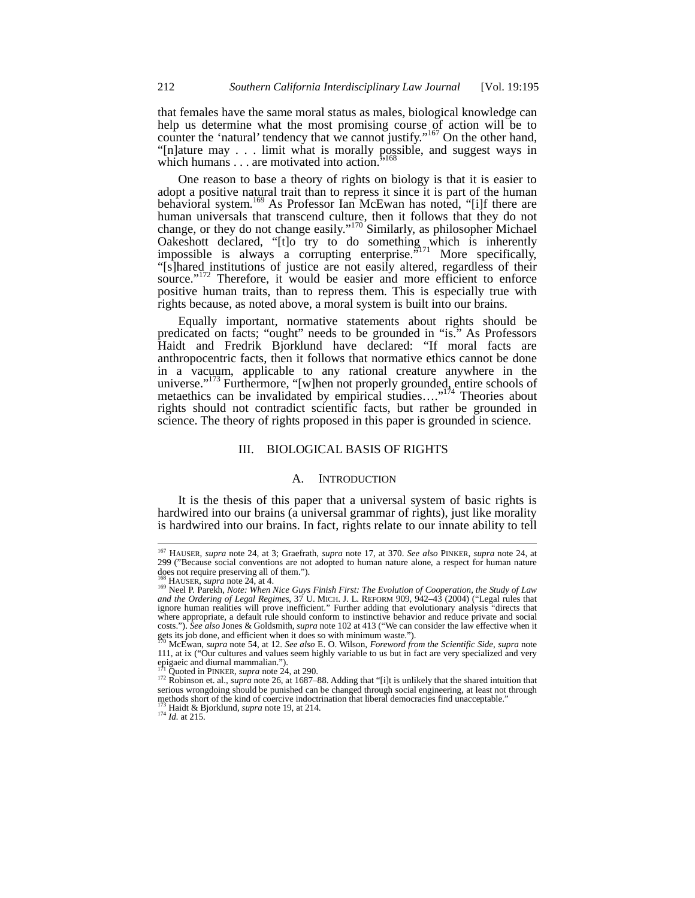that females have the same moral status as males, biological knowledge can help us determine what the most promising course of action will be to counter the 'natural' tendency that we cannot justify."[167] On the other hand, "[n]ature may . . . limit what is morally possible, and suggest ways in which humans . . . are motivated into action."[168]

One reason to base a theory of rights on biology is that it is easier to adopt a positive natural trait than to repress it since it is part of the human behavioral system.[169] As Professor Ian McEwan has noted, "[i]f there are human universals that transcend culture, then it follows that they do not change, or they do not change easily."[170] Similarly, as philosopher Michael Oakeshott declared, "[t]o try to do something which is inherently impossible is always a corrupting enterprise."[171] More specifically, "[s]hared institutions of justice are not easily altered, regardless of their source."[172] Therefore, it would be easier and more efficient to enforce positive human traits, than to repress them. This is especially true with rights because, as noted above, a moral system is built into our brains.

Equally important, normative statements about rights should be predicated on facts; "ought" needs to be grounded in "is." As Professors Haidt and Fredrik Bjorklund have declared: "If moral facts are anthropocentric facts, then it follows that normative ethics cannot be done in a vacuum, applicable to any rational creature anywhere in the universe."[173] Furthermore, "[w]hen not properly grounded, entire schools of metaethics can be invalidated by empirical studies…."[174] Theories about rights should not contradict scientific facts, but rather be grounded in science. The theory of rights proposed in this paper is grounded in science.

## III. BIOLOGICAL BASIS OF RIGHTS

### A. INTRODUCTION

It is the thesis of this paper that a universal system of basic rights is hardwired into our brains (a universal grammar of rights), just like morality is hardwired into our brains. In fact, rights relate to our innate ability to tell

---

[167] HAUSER, *supra* note 24, at 3; Graefrath, *supra* note 17, at 370. *See also* PINKER, *supra* note 24, at 299 ("Because social conventions are not adopted to human nature alone, a respect for human nature does not require preserving all of them.").

[168] HAUSER, *supra* note 24, at 4.

[169] Neel P. Parekh, *Note: When Nice Guys Finish First: The Evolution of Cooperation, the Study of Law and the Ordering of Legal Regimes*, 37 U. MICH. J. L. REFORM 909, 942–43 (2004) ("Legal rules that ignore human realities will prove inefficient." Further adding that evolutionary analysis "directs that where appropriate, a default rule should conform to instinctive behavior and reduce private and social costs."). *See also* Jones & Goldsmith, *supra* note 102 at 413 ("We can consider the law effective when it gets its job done, and efficient when it does so with minimum waste.").

[170] McEwan, *supra* note 54, at 12. *See also* E. O. Wilson, *Foreword from the Scientific Side*, *supra* note 111, at ix ("Our cultures and values seem highly variable to us but in fact are very specialized and very epigaeic and diurnal mammalian.").

[171] Quoted in PINKER, *supra* note 24, at 290.

[172] Robinson et. al., *supra* note 26, at 1687–88. Adding that "[i]t is unlikely that the shared intuition that serious wrongdoing should be punished can be changed through social engineering, at least not through methods short of the kind of coercive indoctrination that liberal democracies find unacceptable."

[173] Haidt & Bjorklund, *supra* note 19, at 214.

[174] *Id.* at 215.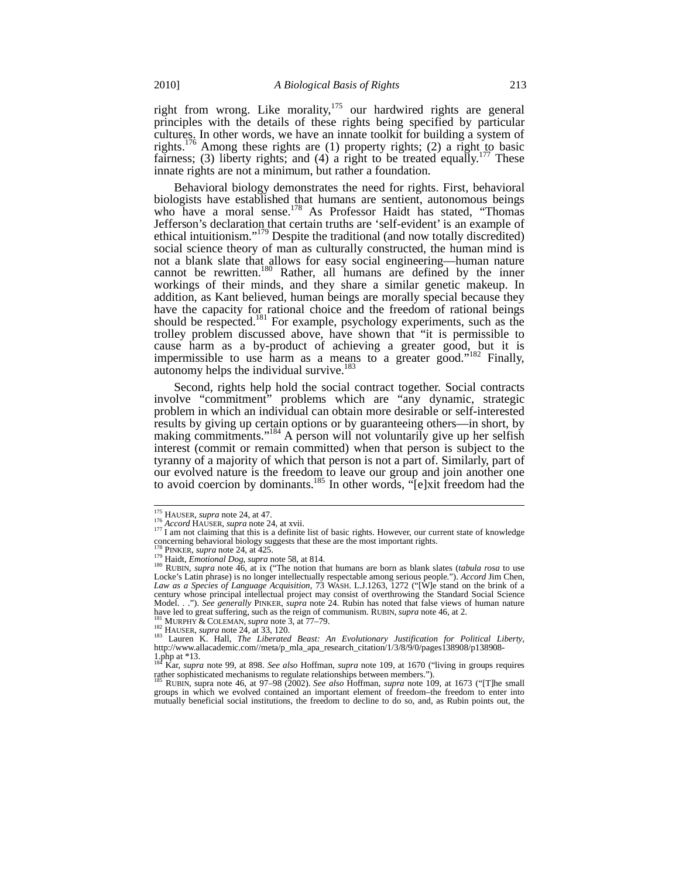right from wrong. Like morality,[175] our hardwired rights are general principles with the details of these rights being specified by particular cultures. In other words, we have an innate toolkit for building a system of rights.[176] Among these rights are (1) property rights; (2) a right to basic fairness; (3) liberty rights; and (4) a right to be treated equally.[177] These innate rights are not a minimum, but rather a foundation.

Behavioral biology demonstrates the need for rights. First, behavioral biologists have established that humans are sentient, autonomous beings who have a moral sense.[178] As Professor Haidt has stated, "Thomas Jefferson's declaration that certain truths are 'self-evident' is an example of ethical intuitionism."[179] Despite the traditional (and now totally discredited) social science theory of man as culturally constructed, the human mind is not a blank slate that allows for easy social engineering—human nature cannot be rewritten.[180] Rather, all humans are defined by the inner workings of their minds, and they share a similar genetic makeup. In addition, as Kant believed, human beings are morally special because they have the capacity for rational choice and the freedom of rational beings should be respected.[181] For example, psychology experiments, such as the trolley problem discussed above, have shown that "it is permissible to cause harm as a by-product of achieving a greater good, but it is impermissible to use harm as a means to a greater good."[182] Finally, autonomy helps the individual survive.[183]

Second, rights help hold the social contract together. Social contracts involve "commitment" problems which are "any dynamic, strategic problem in which an individual can obtain more desirable or self-interested results by giving up certain options or by guaranteeing others—in short, by making commitments."[184] A person will not voluntarily give up her selfish interest (commit or remain committed) when that person is subject to the tyranny of a majority of which that person is not a part of. Similarly, part of our evolved nature is the freedom to leave our group and join another one to avoid coercion by dominants.[185] In other words, "[e]xit freedom had the

---

[175] HAUSER, *supra* note 24, at 47.

[176] *Accord* HAUSER, *supra* note 24, at xvii.

[177] I am not claiming that this is a definite list of basic rights. However, our current state of knowledge concerning behavioral biology suggests that these are the most important rights.

[178] PINKER, *supra* note 24, at 425.

[179] Haidt, *Emotional Dog*, *supra* note 58, at 814.

[180] RUBIN, *supra* note 46, at ix ("The notion that humans are born as blank slates (*tabula rosa* to use Locke's Latin phrase) is no longer intellectually respectable among serious people."). *Accord* Jim Chen, *Law as a Species of Language Acquisition*, 73 WASH. L.J.1263, 1272 ("[W]e stand on the brink of a century whose principal intellectual project may consist of overthrowing the Standard Social Science Model. . ."). *See generally* PINKER, *supra* note 24. Rubin has noted that false views of human nature have led to great suffering, such as the reign of communism. RUBIN, *supra* note 46, at 2.

[181] MURPHY & COLEMAN, *supra* note 3, at 77–79.

[182] HAUSER, *supra* note 24, at 33, 120.

[183] Lauren K. Hall, *The Liberated Beast: An Evolutionary Justification for Political Liberty*, http://www.allacademic.com//meta/p_mla_apa_research_citation/1/3/8/9/0/pages138908/p138908-1.php at *13.

[184] Kar, *supra* note 99, at 898. *See also* Hoffman, *supra* note 109, at 1670 ("living in groups requires rather sophisticated mechanisms to regulate relationships between members.").

[185] RUBIN, supra note 46, at 97–98 (2002). *See also* Hoffman, *supra* note 109, at 1673 ("[T]he small groups in which we evolved contained an important element of freedom–the freedom to enter into mutually beneficial social institutions, the freedom to decline to do so, and, as Rubin points out, the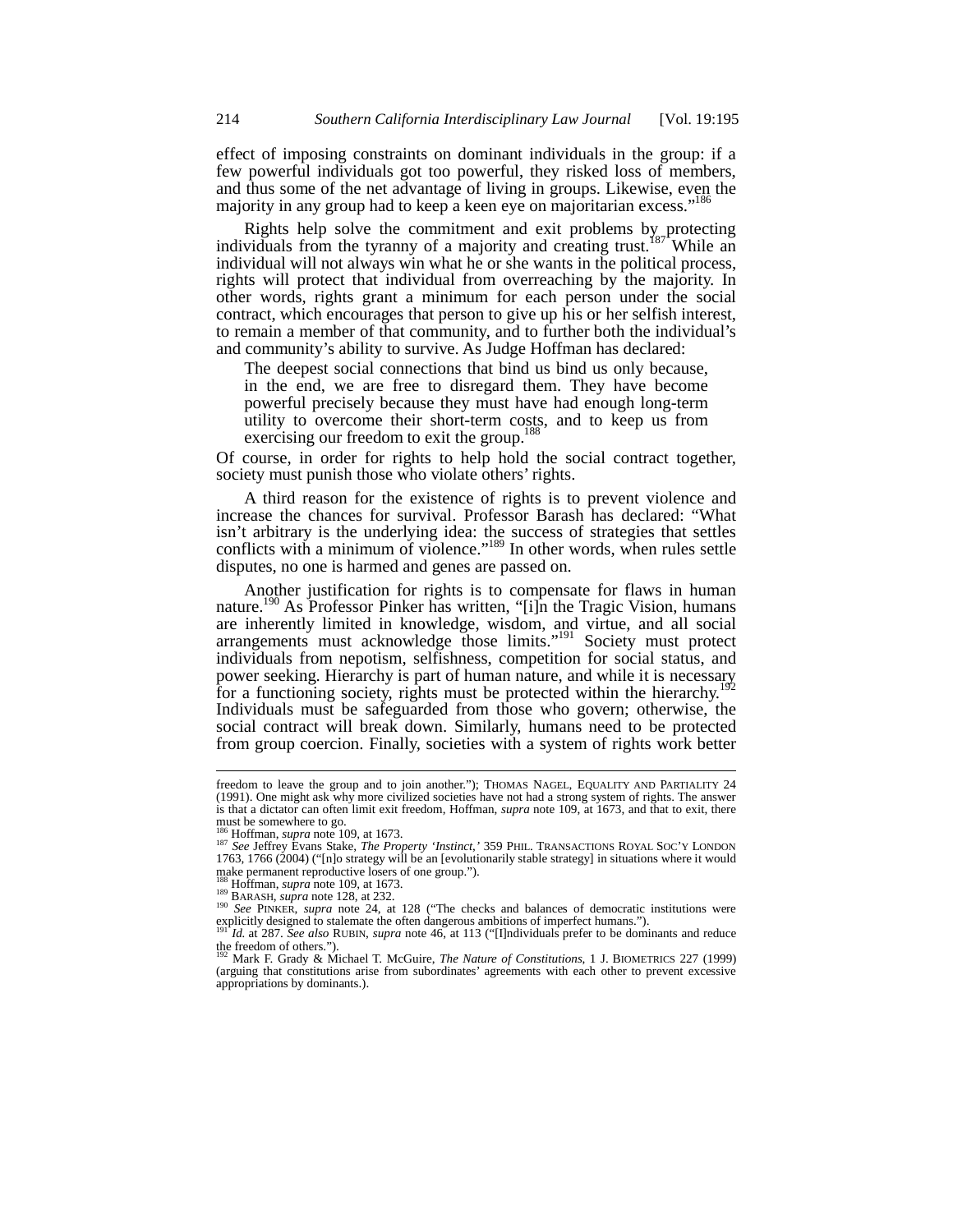effect of imposing constraints on dominant individuals in the group: if a few powerful individuals got too powerful, they risked loss of members, and thus some of the net advantage of living in groups. Likewise, even the majority in any group had to keep a keen eye on majoritarian excess."[186]

Rights help solve the commitment and exit problems by protecting individuals from the tyranny of a majority and creating trust.[187] While an individual will not always win what he or she wants in the political process, rights will protect that individual from overreaching by the majority. In other words, rights grant a minimum for each person under the social contract, which encourages that person to give up his or her selfish interest, to remain a member of that community, and to further both the individual's and community's ability to survive. As Judge Hoffman has declared:

> The deepest social connections that bind us bind us only because, in the end, we are free to disregard them. They have become powerful precisely because they must have had enough long-term utility to overcome their short-term costs, and to keep us from exercising our freedom to exit the group.[188]

Of course, in order for rights to help hold the social contract together, society must punish those who violate others' rights.

A third reason for the existence of rights is to prevent violence and increase the chances for survival. Professor Barash has declared: "What isn't arbitrary is the underlying idea: the success of strategies that settles conflicts with a minimum of violence."[189] In other words, when rules settle disputes, no one is harmed and genes are passed on.

Another justification for rights is to compensate for flaws in human nature.[190] As Professor Pinker has written, "[i]n the Tragic Vision, humans are inherently limited in knowledge, wisdom, and virtue, and all social arrangements must acknowledge those limits."[191] Society must protect individuals from nepotism, selfishness, competition for social status, and power seeking. Hierarchy is part of human nature, and while it is necessary for a functioning society, rights must be protected within the hierarchy.[192] Individuals must be safeguarded from those who govern; otherwise, the social contract will break down. Similarly, humans need to be protected from group coercion. Finally, societies with a system of rights work better

---

freedom to leave the group and to join another."); THOMAS NAGEL, EQUALITY AND PARTIALITY 24 (1991). One might ask why more civilized societies have not had a strong system of rights. The answer is that a dictator can often limit exit freedom, Hoffman, *supra* note 109, at 1673, and that to exit, there must be somewhere to go.

[186] Hoffman, *supra* note 109, at 1673.

[187] *See* Jeffrey Evans Stake, *The Property 'Instinct,'* 359 PHIL. TRANSACTIONS ROYAL SOC'Y LONDON 1763, 1766 (2004) ("[n]o strategy will be an [evolutionarily stable strategy] in situations where it would make permanent reproductive losers of one group.").

[188] Hoffman, *supra* note 109, at 1673.

[189] BARASH, *supra* note 128, at 232.

[190] *See* PINKER, *supra* note 24, at 128 ("The checks and balances of democratic institutions were explicitly designed to stalemate the often dangerous ambitions of imperfect humans.").

[191] *Id.* at 287. *See also* RUBIN, *supra* note 46, at 113 ("[I]ndividuals prefer to be dominants and reduce the freedom of others.").

[192] Mark F. Grady & Michael T. McGuire, *The Nature of Constitutions*, 1 J. BIOMETRICS 227 (1999) (arguing that constitutions arise from subordinates' agreements with each other to prevent excessive appropriations by dominants.).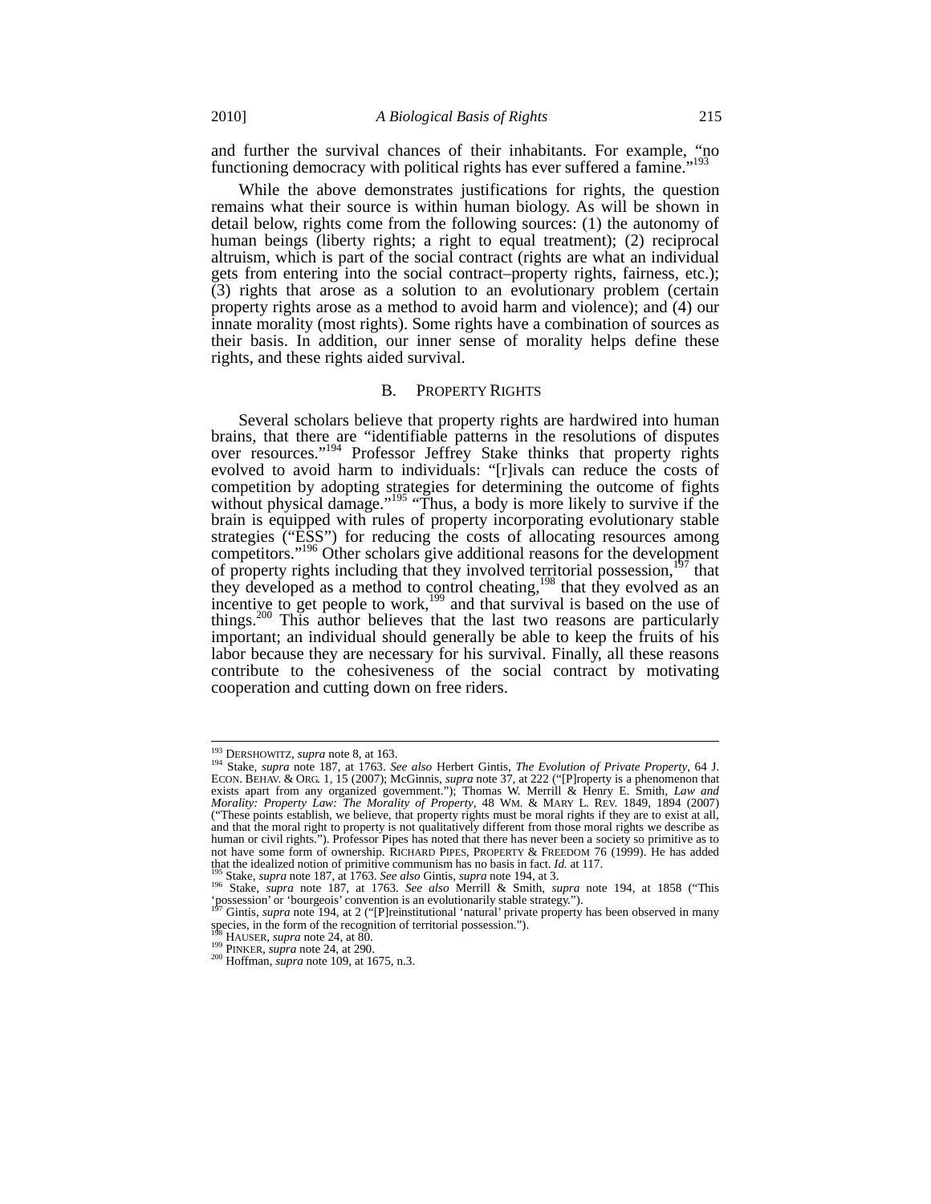and further the survival chances of their inhabitants. For example, "no functioning democracy with political rights has ever suffered a famine."[193]

While the above demonstrates justifications for rights, the question remains what their source is within human biology. As will be shown in detail below, rights come from the following sources: (1) the autonomy of human beings (liberty rights; a right to equal treatment); (2) reciprocal altruism, which is part of the social contract (rights are what an individual gets from entering into the social contract–property rights, fairness, etc.); (3) rights that arose as a solution to an evolutionary problem (certain property rights arose as a method to avoid harm and violence); and (4) our innate morality (most rights). Some rights have a combination of sources as their basis. In addition, our inner sense of morality helps define these rights, and these rights aided survival.

## B. PROPERTY RIGHTS

Several scholars believe that property rights are hardwired into human brains, that there are "identifiable patterns in the resolutions of disputes over resources."[194] Professor Jeffrey Stake thinks that property rights evolved to avoid harm to individuals: "[r]ivals can reduce the costs of competition by adopting strategies for determining the outcome of fights without physical damage."[195] "Thus, a body is more likely to survive if the brain is equipped with rules of property incorporating evolutionary stable strategies ("ESS") for reducing the costs of allocating resources among competitors."[196] Other scholars give additional reasons for the development of property rights including that they involved territorial possession,[197] that they developed as a method to control cheating,[198] that they evolved as an incentive to get people to work,[199] and that survival is based on the use of things.[200] This author believes that the last two reasons are particularly important; an individual should generally be able to keep the fruits of his labor because they are necessary for his survival. Finally, all these reasons contribute to the cohesiveness of the social contract by motivating cooperation and cutting down on free riders.

---

[193] DERSHOWITZ, *supra* note 8, at 163.

[194] Stake, *supra* note 187, at 1763. *See also* Herbert Gintis, *The Evolution of Private Property*, 64 J. ECON. BEHAV. & ORG. 1, 15 (2007); McGinnis, *supra* note 37, at 222 ("[P]roperty is a phenomenon that exists apart from any organized government."); Thomas W. Merrill & Henry E. Smith, *Law and Morality: Property Law: The Morality of Property*, 48 WM. & MARY L. REV. 1849, 1894 (2007) ("These points establish, we believe, that property rights must be moral rights if they are to exist at all, and that the moral right to property is not qualitatively different from those moral rights we describe as human or civil rights."). Professor Pipes has noted that there has never been a society so primitive as to not have some form of ownership. RICHARD PIPES, PROPERTY & FREEDOM 76 (1999). He has added that the idealized notion of primitive communism has no basis in fact. *Id.* at 117.

[195] Stake, *supra* note 187, at 1763. *See also* Gintis, *supra* note 194, at 3.

[196] Stake, *supra* note 187, at 1763. *See also* Merrill & Smith, *supra* note 194, at 1858 ("This 'possession' or 'bourgeois' convention is an evolutionarily stable strategy.").

[197] Gintis, *supra* note 194, at 2 ("[P]reinstitutional 'natural' private property has been observed in many species, in the form of the recognition of territorial possession.").

[198] HAUSER, *supra* note 24, at 80.

[199] PINKER, *supra* note 24, at 290.

[200] Hoffman, *supra* note 109, at 1675, n.3.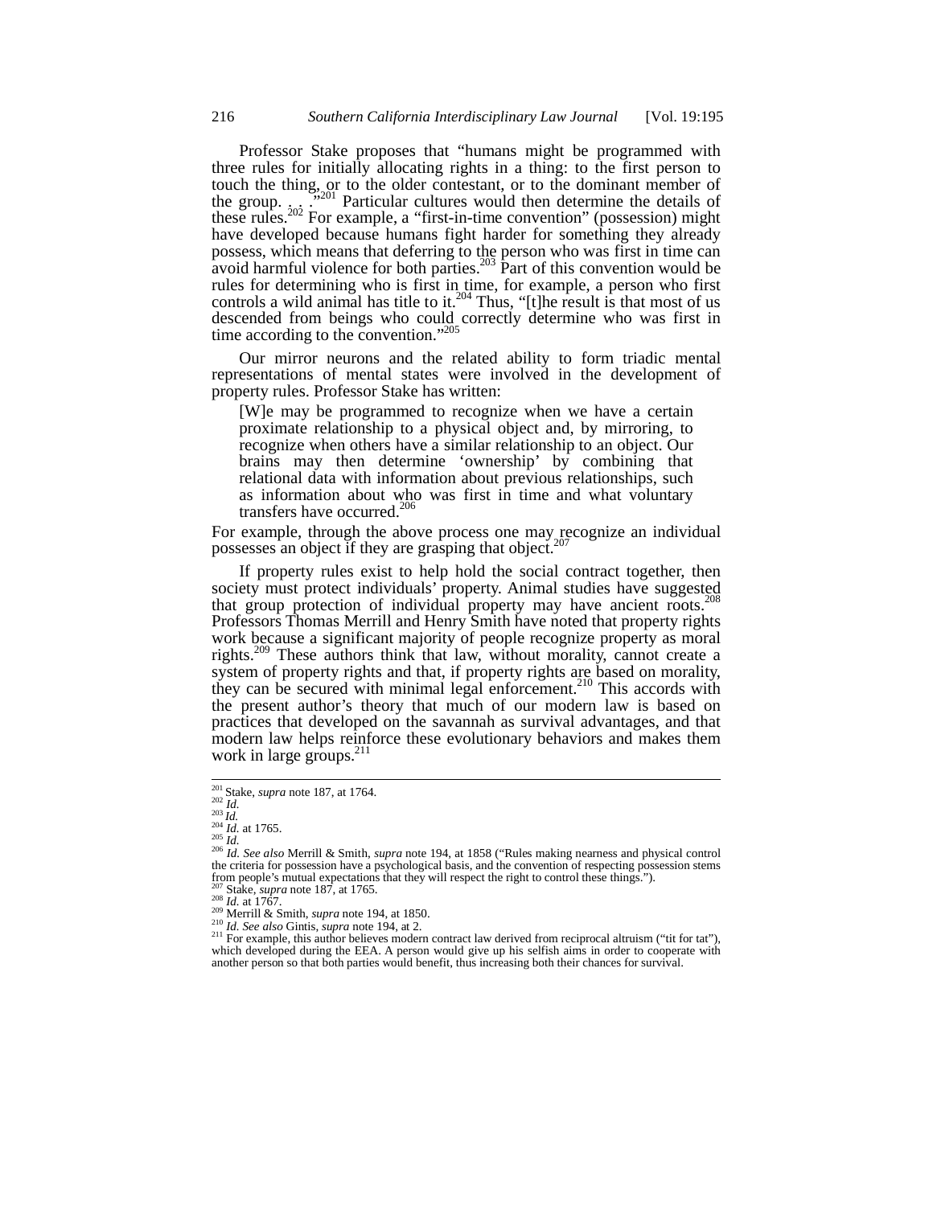Professor Stake proposes that "humans might be programmed with three rules for initially allocating rights in a thing: to the first person to touch the thing, or to the older contestant, or to the dominant member of the group. . . ."[201] Particular cultures would then determine the details of these rules.[202] For example, a "first-in-time convention" (possession) might have developed because humans fight harder for something they already possess, which means that deferring to the person who was first in time can avoid harmful violence for both parties.[203] Part of this convention would be rules for determining who is first in time, for example, a person who first controls a wild animal has title to it.[204] Thus, "[t]he result is that most of us descended from beings who could correctly determine who was first in time according to the convention."[205]

Our mirror neurons and the related ability to form triadic mental representations of mental states were involved in the development of property rules. Professor Stake has written:

> [W]e may be programmed to recognize when we have a certain proximate relationship to a physical object and, by mirroring, to recognize when others have a similar relationship to an object. Our brains may then determine 'ownership' by combining that relational data with information about previous relationships, such as information about who was first in time and what voluntary transfers have occurred.[206]

For example, through the above process one may recognize an individual possesses an object if they are grasping that object.[207]

If property rules exist to help hold the social contract together, then society must protect individuals' property. Animal studies have suggested that group protection of individual property may have ancient roots.[208] Professors Thomas Merrill and Henry Smith have noted that property rights work because a significant majority of people recognize property as moral rights.[209] These authors think that law, without morality, cannot create a system of property rights and that, if property rights are based on morality, they can be secured with minimal legal enforcement.[210] This accords with the present author's theory that much of our modern law is based on practices that developed on the savannah as survival advantages, and that modern law helps reinforce these evolutionary behaviors and makes them work in large groups.[211]

---

[201] Stake, *supra* note 187, at 1764.
[202] *Id.*
[203] *Id.*
[204] *Id.* at 1765.
[205] *Id.*
[206] *Id. See also* Merrill & Smith, *supra* note 194, at 1858 ("Rules making nearness and physical control the criteria for possession have a psychological basis, and the convention of respecting possession stems from people's mutual expectations that they will respect the right to control these things.").
[207] Stake, *supra* note 187, at 1765.
[208] *Id.* at 1767.
[209] Merrill & Smith, *supra* note 194, at 1850.
[210] *Id. See also* Gintis, *supra* note 194, at 2.
[211] For example, this author believes modern contract law derived from reciprocal altruism ("tit for tat"), which developed during the EEA. A person would give up his selfish aims in order to cooperate with another person so that both parties would benefit, thus increasing both their chances for survival.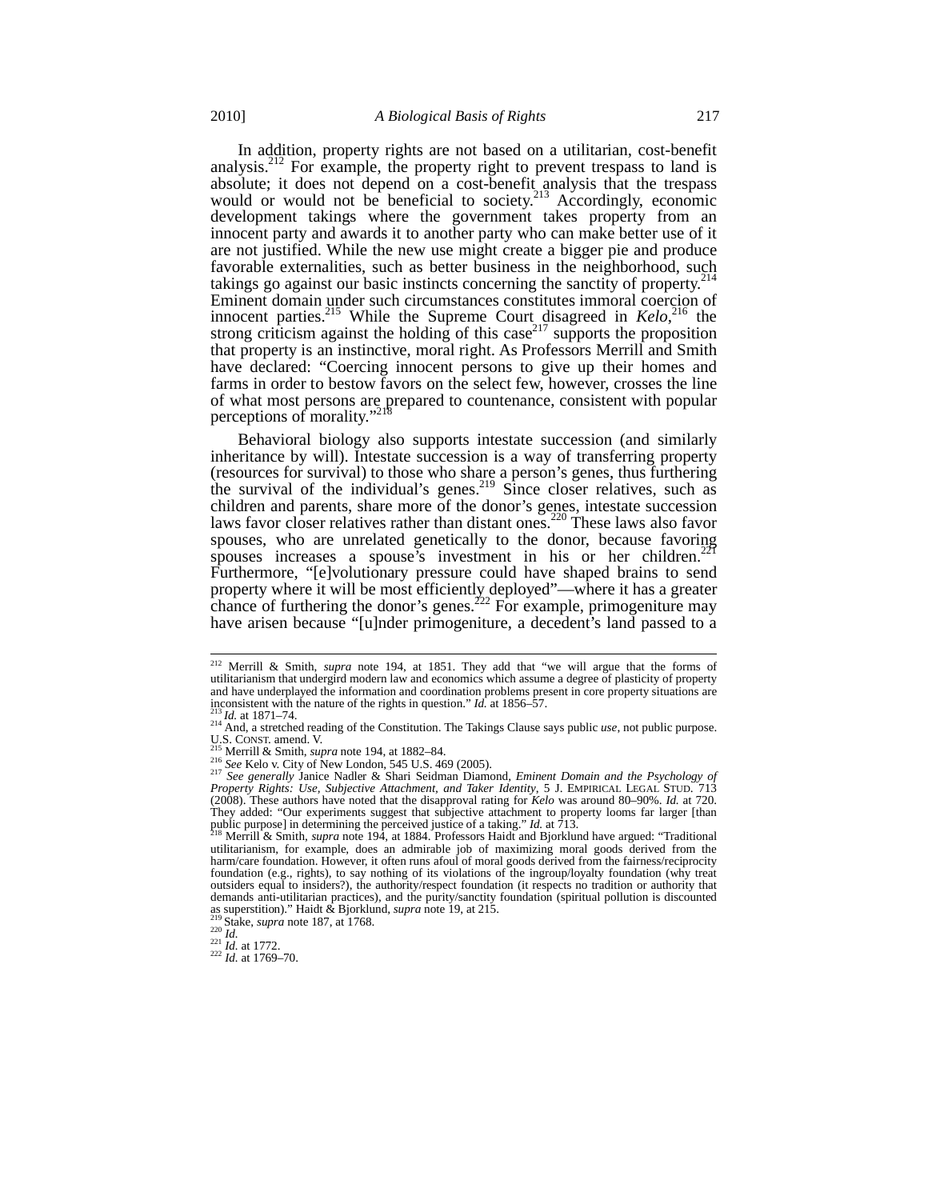In addition, property rights are not based on a utilitarian, cost-benefit analysis.[212] For example, the property right to prevent trespass to land is absolute; it does not depend on a cost-benefit analysis that the trespass would or would not be beneficial to society.[213] Accordingly, economic development takings where the government takes property from an innocent party and awards it to another party who can make better use of it are not justified. While the new use might create a bigger pie and produce favorable externalities, such as better business in the neighborhood, such takings go against our basic instincts concerning the sanctity of property.[214] Eminent domain under such circumstances constitutes immoral coercion of innocent parties.[215] While the Supreme Court disagreed in *Kelo*,[216] the strong criticism against the holding of this case[217] supports the proposition that property is an instinctive, moral right. As Professors Merrill and Smith have declared: "Coercing innocent persons to give up their homes and farms in order to bestow favors on the select few, however, crosses the line of what most persons are prepared to countenance, consistent with popular perceptions of morality."[218]

Behavioral biology also supports intestate succession (and similarly inheritance by will). Intestate succession is a way of transferring property (resources for survival) to those who share a person's genes, thus furthering the survival of the individual's genes.[219] Since closer relatives, such as children and parents, share more of the donor's genes, intestate succession laws favor closer relatives rather than distant ones.[220] These laws also favor spouses, who are unrelated genetically to the donor, because favoring spouses increases a spouse's investment in his or her children.[221] Furthermore, "[e]volutionary pressure could have shaped brains to send property where it will be most efficiently deployed"—where it has a greater chance of furthering the donor's genes.[222] For example, primogeniture may have arisen because "[u]nder primogeniture, a decedent's land passed to a

---

[212] Merrill & Smith, *supra* note 194, at 1851. They add that "we will argue that the forms of utilitarianism that undergird modern law and economics which assume a degree of plasticity of property and have underplayed the information and coordination problems present in core property situations are inconsistent with the nature of the rights in question." *Id.* at 1856–57.

[213] *Id.* at 1871–74.

[214] And, a stretched reading of the Constitution. The Takings Clause says public *use*, not public purpose. U.S. CONST. amend. V.

[215] Merrill & Smith, *supra* note 194, at 1882–84.

[216] *See* Kelo v. City of New London, 545 U.S. 469 (2005).

[217] *See generally* Janice Nadler & Shari Seidman Diamond, *Eminent Domain and the Psychology of Property Rights: Use, Subjective Attachment, and Taker Identity*, 5 J. EMPIRICAL LEGAL STUD. 713 (2008). These authors have noted that the disapproval rating for *Kelo* was around 80–90%. *Id.* at 720. They added: "Our experiments suggest that subjective attachment to property looms far larger [than public purpose] in determining the perceived justice of a taking." *Id.* at 713.

[218] Merrill & Smith, *supra* note 194, at 1884. Professors Haidt and Bjorklund have argued: "Traditional utilitarianism, for example, does an admirable job of maximizing moral goods derived from the harm/care foundation. However, it often runs afoul of moral goods derived from the fairness/reciprocity foundation (e.g., rights), to say nothing of its violations of the ingroup/loyalty foundation (why treat outsiders equal to insiders?), the authority/respect foundation (it respects no tradition or authority that demands anti-utilitarian practices), and the purity/sanctity foundation (spiritual pollution is discounted as superstition)." Haidt & Bjorklund, *supra* note 19, at 215.

[219] Stake, *supra* note 187, at 1768.

[220] *Id.*

[221] *Id.* at 1772.

[222] *Id.* at 1769–70.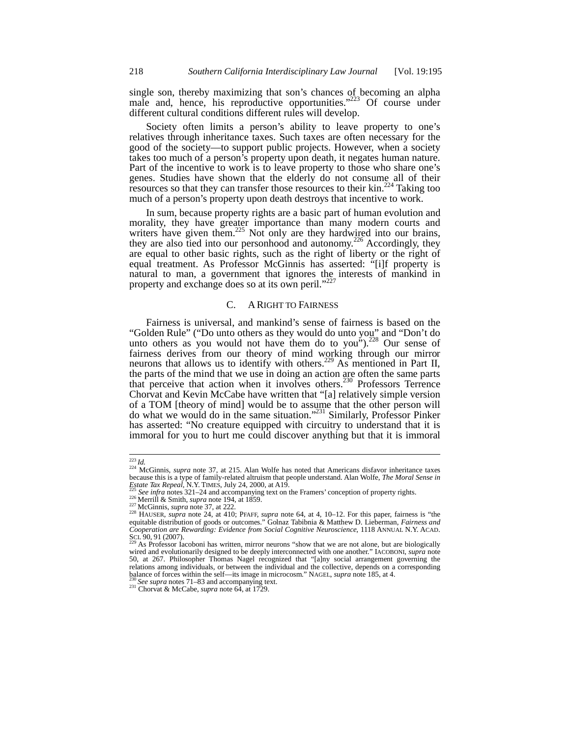single son, thereby maximizing that son's chances of becoming an alpha male and, hence, his reproductive opportunities."[223] Of course under different cultural conditions different rules will develop.

Society often limits a person's ability to leave property to one's relatives through inheritance taxes. Such taxes are often necessary for the good of the society—to support public projects. However, when a society takes too much of a person's property upon death, it negates human nature. Part of the incentive to work is to leave property to those who share one's genes. Studies have shown that the elderly do not consume all of their resources so that they can transfer those resources to their kin.[224] Taking too much of a person's property upon death destroys that incentive to work.

In sum, because property rights are a basic part of human evolution and morality, they have greater importance than many modern courts and writers have given them.[225] Not only are they hardwired into our brains, they are also tied into our personhood and autonomy.[226] Accordingly, they are equal to other basic rights, such as the right of liberty or the right of equal treatment. As Professor McGinnis has asserted: "[i]f property is natural to man, a government that ignores the interests of mankind in property and exchange does so at its own peril."[227]

### C. A Right to Fairness

Fairness is universal, and mankind's sense of fairness is based on the "Golden Rule" ("Do unto others as they would do unto you" and "Don't do unto others as you would not have them do to you").[228] Our sense of fairness derives from our theory of mind working through our mirror neurons that allows us to identify with others.[229] As mentioned in Part II, the parts of the mind that we use in doing an action are often the same parts that perceive that action when it involves others.[230] Professors Terrence Chorvat and Kevin McCabe have written that "[a] relatively simple version of a TOM [theory of mind] would be to assume that the other person will do what we would do in the same situation."[231] Similarly, Professor Pinker has asserted: "No creature equipped with circuitry to understand that it is immoral for you to hurt me could discover anything but that it is immoral

---

[223] *Id.*

[224] McGinnis, *supra* note 37, at 215. Alan Wolfe has noted that Americans disfavor inheritance taxes because this is a type of family-related altruism that people understand. Alan Wolfe, *The Moral Sense in Estate Tax Repeal*, N.Y. TIMES, July 24, 2000, at A19.

[225] *See infra* notes 321–24 and accompanying text on the Framers' conception of property rights.

[226] Merrill & Smith, *supra* note 194, at 1859.

[227] McGinnis, *supra* note 37, at 222.

[228] HAUSER, *supra* note 24, at 410; PFAFF, *supra* note 64, at 4, 10–12. For this paper, fairness is "the equitable distribution of goods or outcomes." Golnaz Tabibnia & Matthew D. Lieberman, *Fairness and Cooperation are Rewarding: Evidence from Social Cognitive Neuroscience*, 1118 ANNUAL N.Y. ACAD. SCI. 90, 91 (2007).

[229] As Professor Iacoboni has written, mirror neurons "show that we are not alone, but are biologically wired and evolutionarily designed to be deeply interconnected with one another." IACOBONI, *supra* note 50, at 267. Philosopher Thomas Nagel recognized that "[a]ny social arrangement governing the relations among individuals, or between the individual and the collective, depends on a corresponding balance of forces within the self—its image in microcosm." NAGEL, *supra* note 185, at 4.

[230] *See supra* notes 71–83 and accompanying text.

[231] Chorvat & McCabe, *supra* note 64, at 1729.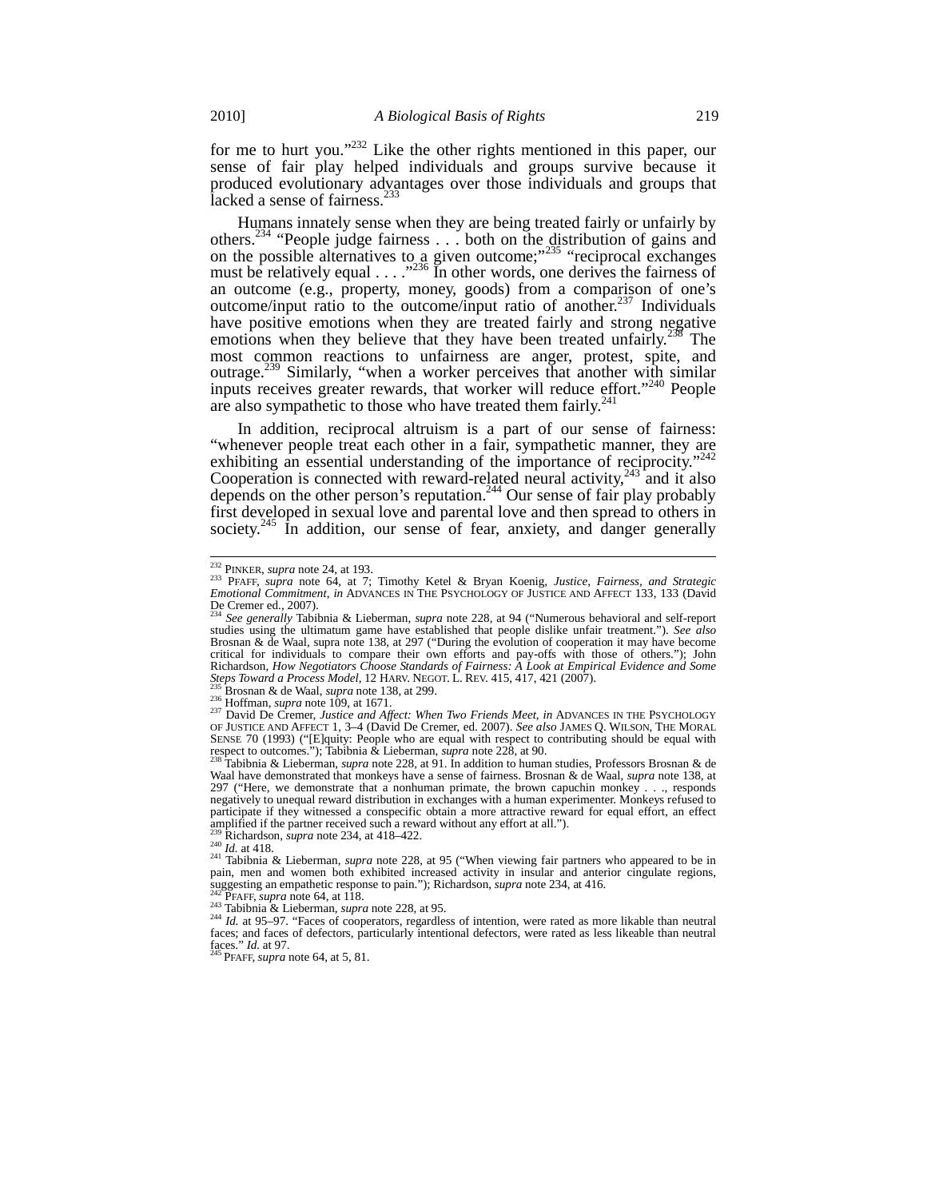for me to hurt you."[232] Like the other rights mentioned in this paper, our sense of fair play helped individuals and groups survive because it produced evolutionary advantages over those individuals and groups that lacked a sense of fairness.[233]

Humans innately sense when they are being treated fairly or unfairly by others.[234] "People judge fairness . . . both on the distribution of gains and on the possible alternatives to a given outcome;"[235] "reciprocal exchanges must be relatively equal . . . ."[236] In other words, one derives the fairness of an outcome (e.g., property, money, goods) from a comparison of one's outcome/input ratio to the outcome/input ratio of another.[237] Individuals have positive emotions when they are treated fairly and strong negative emotions when they believe that they have been treated unfairly.[238] The most common reactions to unfairness are anger, protest, spite, and outrage.[239] Similarly, "when a worker perceives that another with similar inputs receives greater rewards, that worker will reduce effort."[240] People are also sympathetic to those who have treated them fairly.[241]

In addition, reciprocal altruism is a part of our sense of fairness: "whenever people treat each other in a fair, sympathetic manner, they are exhibiting an essential understanding of the importance of reciprocity."[242] Cooperation is connected with reward-related neural activity,[243] and it also depends on the other person's reputation.[244] Our sense of fair play probably first developed in sexual love and parental love and then spread to others in society.[245] In addition, our sense of fear, anxiety, and danger generally

---

[232] PINKER, *supra* note 24, at 193.

[233] PFAFF, *supra* note 64, at 7; Timothy Ketel & Bryan Koenig, *Justice, Fairness, and Strategic Emotional Commitment*, *in* ADVANCES IN THE PSYCHOLOGY OF JUSTICE AND AFFECT 133, 133 (David De Cremer ed., 2007).

[234] *See generally* Tabibnia & Lieberman, *supra* note 228, at 94 ("Numerous behavioral and self-report studies using the ultimatum game have established that people dislike unfair treatment."). *See also* Brosnan & de Waal, supra note 138, at 297 ("During the evolution of cooperation it may have become critical for individuals to compare their own efforts and pay-offs with those of others."); John Richardson, *How Negotiators Choose Standards of Fairness: A Look at Empirical Evidence and Some Steps Toward a Process Model*, 12 HARV. NEGOT. L. REV. 415, 417, 421 (2007).

[235] Brosnan & de Waal, *supra* note 138, at 299.

[236] Hoffman, *supra* note 109, at 1671.

[237] David De Cremer, *Justice and Affect: When Two Friends Meet*, *in* ADVANCES IN THE PSYCHOLOGY OF JUSTICE AND AFFECT 1, 3–4 (David De Cremer, ed. 2007). *See also* JAMES Q. WILSON, THE MORAL SENSE 70 (1993) ("[E]quity: People who are equal with respect to contributing should be equal with respect to outcomes."); Tabibnia & Lieberman, *supra* note 228, at 90.

[238] Tabibnia & Lieberman, *supra* note 228, at 91. In addition to human studies, Professors Brosnan & de Waal have demonstrated that monkeys have a sense of fairness. Brosnan & de Waal, *supra* note 138, at 297 ("Here, we demonstrate that a nonhuman primate, the brown capuchin monkey . . ., responds negatively to unequal reward distribution in exchanges with a human experimenter. Monkeys refused to participate if they witnessed a conspecific obtain a more attractive reward for equal effort, an effect amplified if the partner received such a reward without any effort at all.").

[239] Richardson, *supra* note 234, at 418–422.

[240] *Id.* at 418.

[241] Tabibnia & Lieberman, *supra* note 228, at 95 ("When viewing fair partners who appeared to be in pain, men and women both exhibited increased activity in insular and anterior cingulate regions, suggesting an empathetic response to pain."); Richardson, *supra* note 234, at 416.

[242] PFAFF, *supra* note 64, at 118.

[243] Tabibnia & Lieberman, *supra* note 228, at 95.

[244] *Id.* at 95–97. "Faces of cooperators, regardless of intention, were rated as more likable than neutral faces; and faces of defectors, particularly intentional defectors, were rated as less likeable than neutral faces." *Id.* at 97.

[245] PFAFF, *supra* note 64, at 5, 81.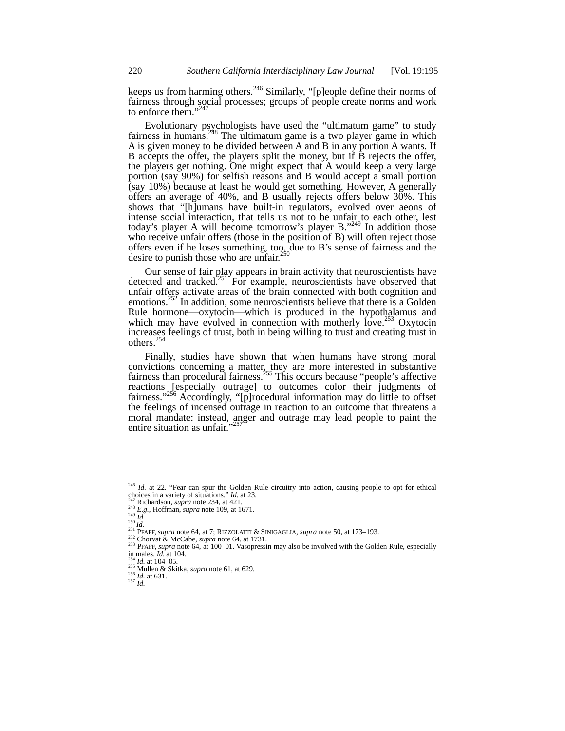keeps us from harming others.[246] Similarly, "[p]eople define their norms of fairness through social processes; groups of people create norms and work to enforce them."[247]

Evolutionary psychologists have used the "ultimatum game" to study fairness in humans.[248] The ultimatum game is a two player game in which A is given money to be divided between A and B in any portion A wants. If B accepts the offer, the players split the money, but if B rejects the offer, the players get nothing. One might expect that A would keep a very large portion (say 90%) for selfish reasons and B would accept a small portion (say 10%) because at least he would get something. However, A generally offers an average of 40%, and B usually rejects offers below 30%. This shows that "[h]umans have built-in regulators, evolved over aeons of intense social interaction, that tells us not to be unfair to each other, lest today's player A will become tomorrow's player B."[249] In addition those who receive unfair offers (those in the position of B) will often reject those offers even if he loses something, too, due to B's sense of fairness and the desire to punish those who are unfair.[250]

Our sense of fair play appears in brain activity that neuroscientists have detected and tracked.[251] For example, neuroscientists have observed that unfair offers activate areas of the brain connected with both cognition and emotions.[252] In addition, some neuroscientists believe that there is a Golden Rule hormone—oxytocin—which is produced in the hypothalamus and which may have evolved in connection with motherly love.[253] Oxytocin increases feelings of trust, both in being willing to trust and creating trust in others.[254]

Finally, studies have shown that when humans have strong moral convictions concerning a matter, they are more interested in substantive fairness than procedural fairness.[255] This occurs because "people's affective reactions [especially outrage] to outcomes color their judgments of fairness."[256] Accordingly, "[p]rocedural information may do little to offset the feelings of incensed outrage in reaction to an outcome that threatens a moral mandate: instead, anger and outrage may lead people to paint the entire situation as unfair."[257]

---

[246] *Id.* at 22. "Fear can spur the Golden Rule circuitry into action, causing people to opt for ethical choices in a variety of situations." *Id.* at 23.

[247] Richardson, *supra* note 234, at 421.

[248] *E.g.*, Hoffman, *supra* note 109, at 1671.

[249] *Id.*

[250] *Id.*

[251] PFAFF, *supra* note 64, at 7; RIZZOLATTI & SINIGAGLIA, *supra* note 50, at 173–193.

[252] Chorvat & McCabe, *supra* note 64, at 1731.

[253] PFAFF, *supra* note 64, at 100–01. Vasopressin may also be involved with the Golden Rule, especially in males. *Id.* at 104.

[254] *Id.* at 104–05.

[255] Mullen & Skitka, *supra* note 61, at 629.

[256] *Id.* at 631.

[257] *Id.*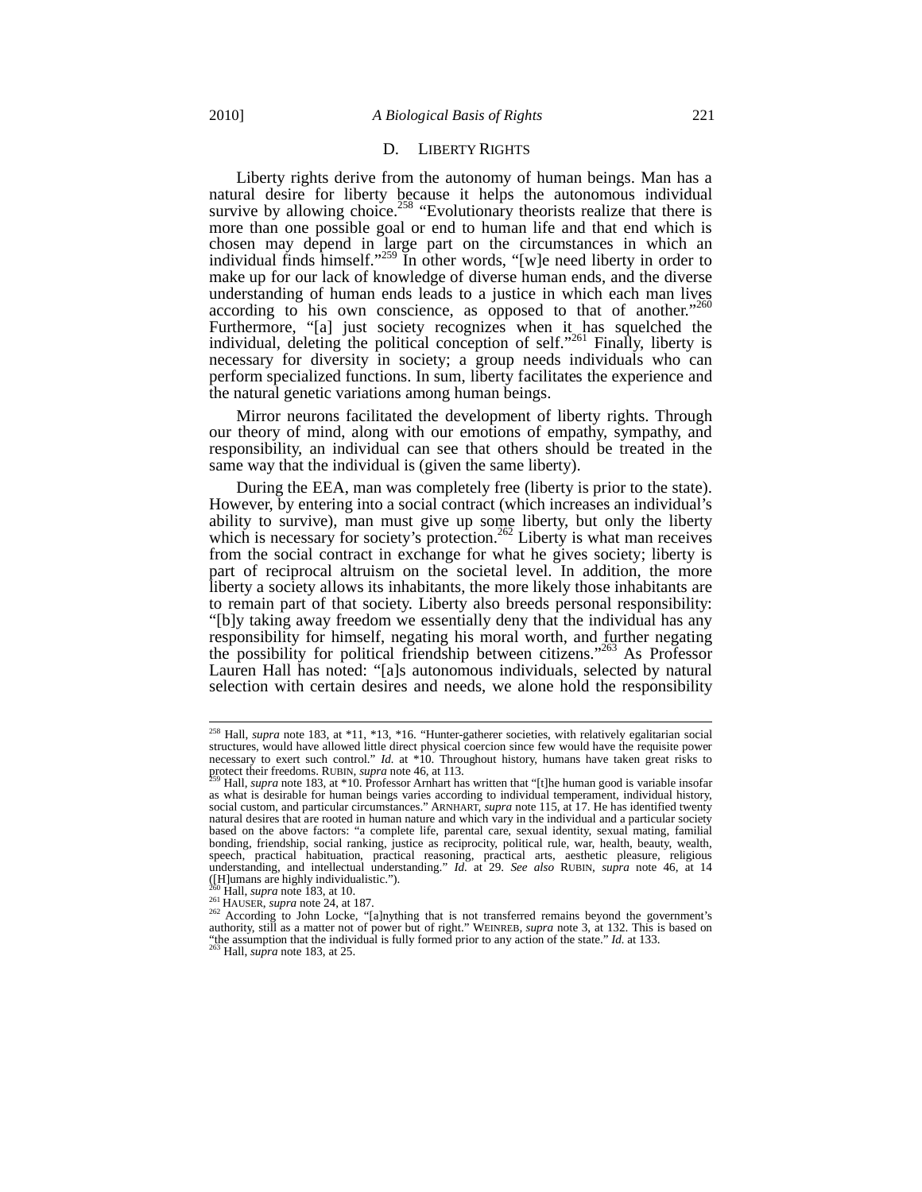### D. LIBERTY RIGHTS

Liberty rights derive from the autonomy of human beings. Man has a natural desire for liberty because it helps the autonomous individual survive by allowing choice.[258] "Evolutionary theorists realize that there is more than one possible goal or end to human life and that end which is chosen may depend in large part on the circumstances in which an individual finds himself."[259] In other words, "[w]e need liberty in order to make up for our lack of knowledge of diverse human ends, and the diverse understanding of human ends leads to a justice in which each man lives according to his own conscience, as opposed to that of another."[260] Furthermore, "[a] just society recognizes when it has squelched the individual, deleting the political conception of self."[261] Finally, liberty is necessary for diversity in society; a group needs individuals who can perform specialized functions. In sum, liberty facilitates the experience and the natural genetic variations among human beings.

Mirror neurons facilitated the development of liberty rights. Through our theory of mind, along with our emotions of empathy, sympathy, and responsibility, an individual can see that others should be treated in the same way that the individual is (given the same liberty).

During the EEA, man was completely free (liberty is prior to the state). However, by entering into a social contract (which increases an individual's ability to survive), man must give up some liberty, but only the liberty which is necessary for society's protection.[262] Liberty is what man receives from the social contract in exchange for what he gives society; liberty is part of reciprocal altruism on the societal level. In addition, the more liberty a society allows its inhabitants, the more likely those inhabitants are to remain part of that society. Liberty also breeds personal responsibility: "[b]y taking away freedom we essentially deny that the individual has any responsibility for himself, negating his moral worth, and further negating the possibility for political friendship between citizens."[263] As Professor Lauren Hall has noted: "[a]s autonomous individuals, selected by natural selection with certain desires and needs, we alone hold the responsibility

---

[258] Hall, *supra* note 183, at *11, *13, *16. "Hunter-gatherer societies, with relatively egalitarian social structures, would have allowed little direct physical coercion since few would have the requisite power necessary to exert such control." *Id.* at *10. Throughout history, humans have taken great risks to protect their freedoms. RUBIN, *supra* note 46, at 113.

[259] Hall, *supra* note 183, at *10. Professor Arnhart has written that "[t]he human good is variable insofar as what is desirable for human beings varies according to individual temperament, individual history, social custom, and particular circumstances." ARNHART, *supra* note 115, at 17. He has identified twenty natural desires that are rooted in human nature and which vary in the individual and a particular society based on the above factors: "a complete life, parental care, sexual identity, sexual mating, familial bonding, friendship, social ranking, justice as reciprocity, political rule, war, health, beauty, wealth, speech, practical habituation, practical reasoning, practical arts, aesthetic pleasure, religious understanding, and intellectual understanding." *Id.* at 29. *See also* RUBIN, *supra* note 46, at 14 ([H]umans are highly individualistic.").

[260] Hall, *supra* note 183, at 10.

[261] HAUSER, *supra* note 24, at 187.

[262] According to John Locke, "[a]nything that is not transferred remains beyond the government's authority, still as a matter not of power but of right." WEINREB, *supra* note 3, at 132. This is based on "the assumption that the individual is fully formed prior to any action of the state." *Id.* at 133.

[263] Hall, *supra* note 183, at 25.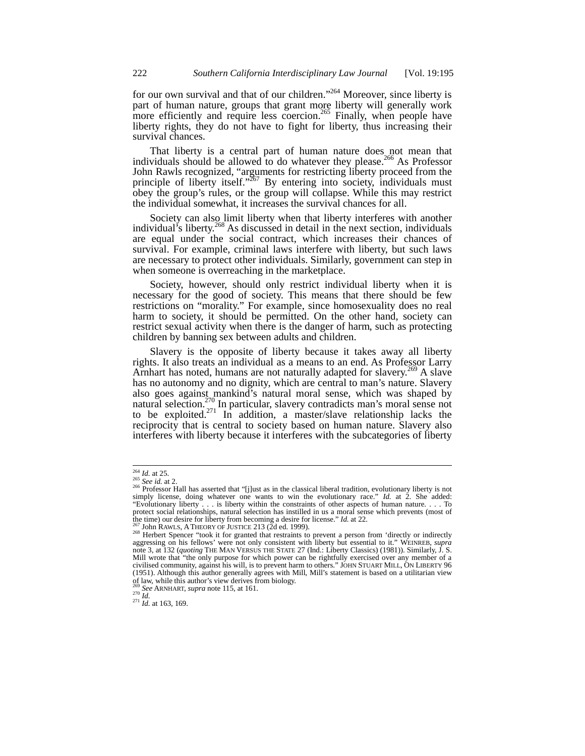for our own survival and that of our children."[264] Moreover, since liberty is part of human nature, groups that grant more liberty will generally work more efficiently and require less coercion.[265] Finally, when people have liberty rights, they do not have to fight for liberty, thus increasing their survival chances.

That liberty is a central part of human nature does not mean that individuals should be allowed to do whatever they please.[266] As Professor John Rawls recognized, "arguments for restricting liberty proceed from the principle of liberty itself."[267] By entering into society, individuals must obey the group's rules, or the group will collapse. While this may restrict the individual somewhat, it increases the survival chances for all.

Society can also limit liberty when that liberty interferes with another individual's liberty.[268] As discussed in detail in the next section, individuals are equal under the social contract, which increases their chances of survival. For example, criminal laws interfere with liberty, but such laws are necessary to protect other individuals. Similarly, government can step in when someone is overreaching in the marketplace.

Society, however, should only restrict individual liberty when it is necessary for the good of society. This means that there should be few restrictions on "morality." For example, since homosexuality does no real harm to society, it should be permitted. On the other hand, society can restrict sexual activity when there is the danger of harm, such as protecting children by banning sex between adults and children.

Slavery is the opposite of liberty because it takes away all liberty rights. It also treats an individual as a means to an end. As Professor Larry Arnhart has noted, humans are not naturally adapted for slavery.[269] A slave has no autonomy and no dignity, which are central to man's nature. Slavery also goes against mankind's natural moral sense, which was shaped by natural selection.[270] In particular, slavery contradicts man's moral sense not to be exploited.[271] In addition, a master/slave relationship lacks the reciprocity that is central to society based on human nature. Slavery also interferes with liberty because it interferes with the subcategories of liberty

---

[264] *Id.* at 25.

[265] *See id.* at 2.

[266] Professor Hall has asserted that "[j]ust as in the classical liberal tradition, evolutionary liberty is not simply license, doing whatever one wants to win the evolutionary race." *Id.* at 2. She added: "Evolutionary liberty . . . is liberty within the constraints of other aspects of human nature. . . . To protect social relationships, natural selection has instilled in us a moral sense which prevents (most of the time) our desire for liberty from becoming a desire for license." *Id.* at 22.

[267] John RAWLS, A THEORY OF JUSTICE 213 (2d ed. 1999).

[268] Herbert Spencer "took it for granted that restraints to prevent a person from 'directly or indirectly aggressing on his fellows' were not only consistent with liberty but essential to it." WEINREB, *supra* note 3, at 132 (*quoting* THE MAN VERSUS THE STATE 27 (Ind.: Liberty Classics) (1981)). Similarly, J. S. Mill wrote that "the only purpose for which power can be rightfully exercised over any member of a civilised community, against his will, is to prevent harm to others." JOHN STUART MILL, ON LIBERTY 96 (1951). Although this author generally agrees with Mill, Mill's statement is based on a utilitarian view of law, while this author's view derives from biology.

[269] *See* ARNHART, *supra* note 115, at 161.

[270] *Id.*

[271] *Id.* at 163, 169.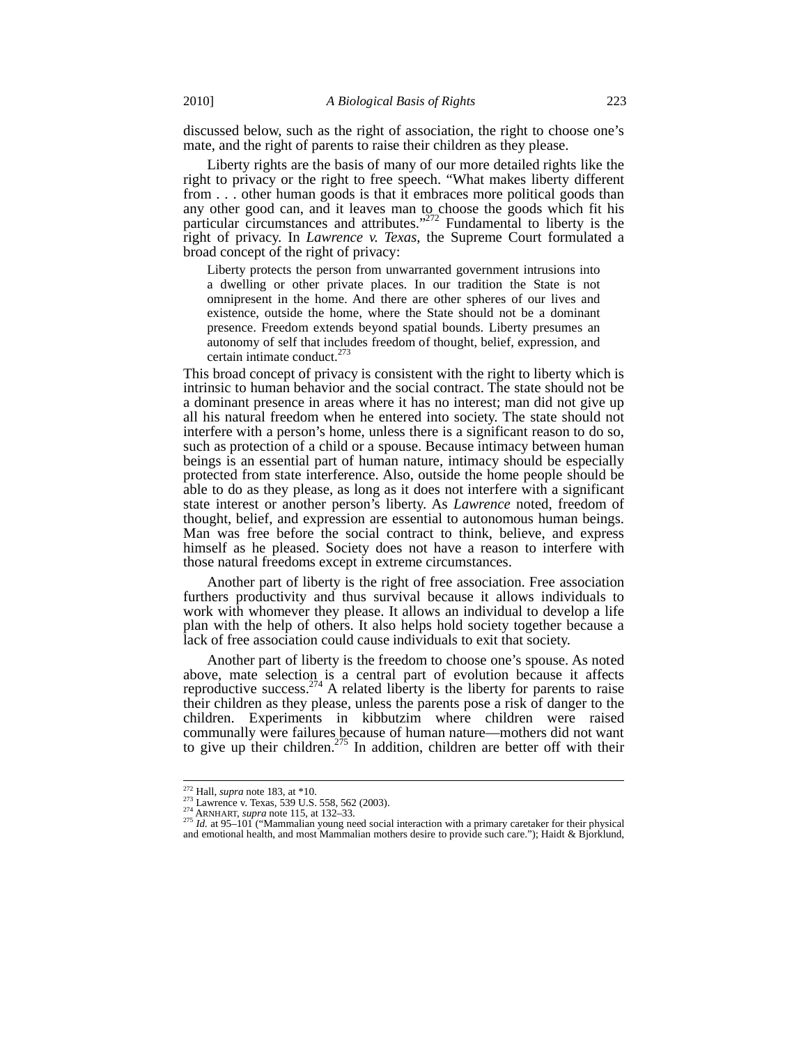discussed below, such as the right of association, the right to choose one's mate, and the right of parents to raise their children as they please.

Liberty rights are the basis of many of our more detailed rights like the right to privacy or the right to free speech. "What makes liberty different from . . . other human goods is that it embraces more political goods than any other good can, and it leaves man to choose the goods which fit his particular circumstances and attributes."[272] Fundamental to liberty is the right of privacy. In *Lawrence v. Texas*, the Supreme Court formulated a broad concept of the right of privacy:

> Liberty protects the person from unwarranted government intrusions into a dwelling or other private places. In our tradition the State is not omnipresent in the home. And there are other spheres of our lives and existence, outside the home, where the State should not be a dominant presence. Freedom extends beyond spatial bounds. Liberty presumes an autonomy of self that includes freedom of thought, belief, expression, and certain intimate conduct.[273]

This broad concept of privacy is consistent with the right to liberty which is intrinsic to human behavior and the social contract. The state should not be a dominant presence in areas where it has no interest; man did not give up all his natural freedom when he entered into society. The state should not interfere with a person's home, unless there is a significant reason to do so, such as protection of a child or a spouse. Because intimacy between human beings is an essential part of human nature, intimacy should be especially protected from state interference. Also, outside the home people should be able to do as they please, as long as it does not interfere with a significant state interest or another person's liberty. As *Lawrence* noted, freedom of thought, belief, and expression are essential to autonomous human beings. Man was free before the social contract to think, believe, and express himself as he pleased. Society does not have a reason to interfere with those natural freedoms except in extreme circumstances.

Another part of liberty is the right of free association. Free association furthers productivity and thus survival because it allows individuals to work with whomever they please. It allows an individual to develop a life plan with the help of others. It also helps hold society together because a lack of free association could cause individuals to exit that society.

Another part of liberty is the freedom to choose one's spouse. As noted above, mate selection is a central part of evolution because it affects reproductive success.[274] A related liberty is the liberty for parents to raise their children as they please, unless the parents pose a risk of danger to the children. Experiments in kibbutzim where children were raised communally were failures because of human nature—mothers did not want to give up their children.[275] In addition, children are better off with their

---

[272] Hall, *supra* note 183, at *10.

[273] Lawrence v. Texas, 539 U.S. 558, 562 (2003).

[274] ARNHART, *supra* note 115, at 132–33.

[275] *Id.* at 95–101 ("Mammalian young need social interaction with a primary caretaker for their physical and emotional health, and most Mammalian mothers desire to provide such care."); Haidt & Bjorklund,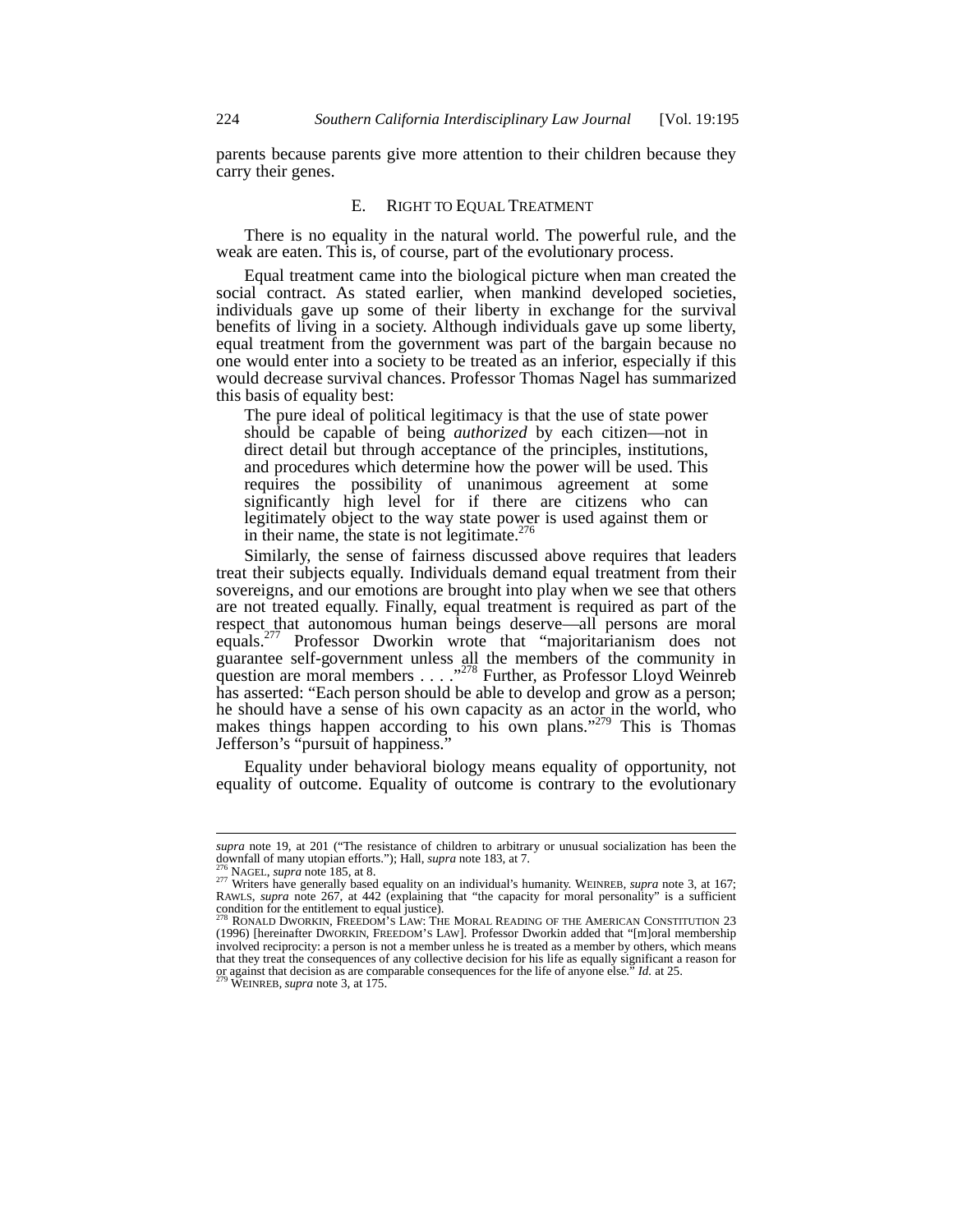parents because parents give more attention to their children because they carry their genes.

### E. RIGHT TO EQUAL TREATMENT

There is no equality in the natural world. The powerful rule, and the weak are eaten. This is, of course, part of the evolutionary process.

Equal treatment came into the biological picture when man created the social contract. As stated earlier, when mankind developed societies, individuals gave up some of their liberty in exchange for the survival benefits of living in a society. Although individuals gave up some liberty, equal treatment from the government was part of the bargain because no one would enter into a society to be treated as an inferior, especially if this would decrease survival chances. Professor Thomas Nagel has summarized this basis of equality best:

> The pure ideal of political legitimacy is that the use of state power should be capable of being *authorized* by each citizen—not in direct detail but through acceptance of the principles, institutions, and procedures which determine how the power will be used. This requires the possibility of unanimous agreement at some significantly high level for if there are citizens who can legitimately object to the way state power is used against them or in their name, the state is not legitimate.[276]

Similarly, the sense of fairness discussed above requires that leaders treat their subjects equally. Individuals demand equal treatment from their sovereigns, and our emotions are brought into play when we see that others are not treated equally. Finally, equal treatment is required as part of the respect that autonomous human beings deserve—all persons are moral equals.[277] Professor Dworkin wrote that "majoritarianism does not guarantee self-government unless all the members of the community in question are moral members . . . ."[278] Further, as Professor Lloyd Weinreb has asserted: "Each person should be able to develop and grow as a person; he should have a sense of his own capacity as an actor in the world, who makes things happen according to his own plans."[279] This is Thomas Jefferson's "pursuit of happiness."

Equality under behavioral biology means equality of opportunity, not equality of outcome. Equality of outcome is contrary to the evolutionary

---

*supra* note 19, at 201 ("The resistance of children to arbitrary or unusual socialization has been the downfall of many utopian efforts."); Hall, *supra* note 183, at 7.

[276] NAGEL, *supra* note 185, at 8.

[277] Writers have generally based equality on an individual's humanity. WEINREB, *supra* note 3, at 167; RAWLS, *supra* note 267, at 442 (explaining that "the capacity for moral personality" is a sufficient condition for the entitlement to equal justice).

[278] RONALD DWORKIN, FREEDOM'S LAW: THE MORAL READING OF THE AMERICAN CONSTITUTION 23 (1996) [hereinafter DWORKIN, FREEDOM'S LAW]. Professor Dworkin added that "[m]oral membership involved reciprocity: a person is not a member unless he is treated as a member by others, which means that they treat the consequences of any collective decision for his life as equally significant a reason for or against that decision as are comparable consequences for the life of anyone else." *Id.* at 25.

[279] WEINREB, *supra* note 3, at 175.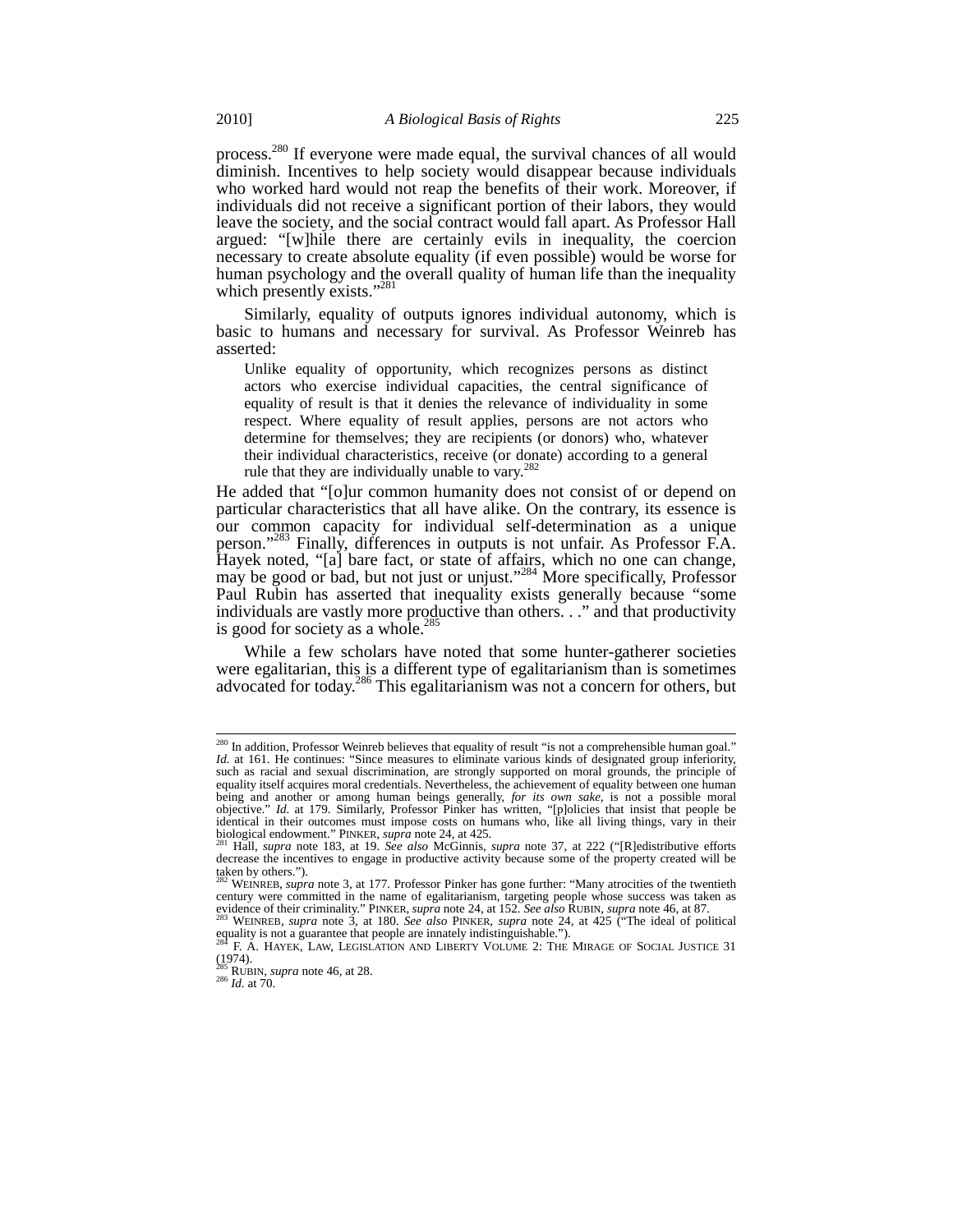process.[280] If everyone were made equal, the survival chances of all would diminish. Incentives to help society would disappear because individuals who worked hard would not reap the benefits of their work. Moreover, if individuals did not receive a significant portion of their labors, they would leave the society, and the social contract would fall apart. As Professor Hall argued: "[w]hile there are certainly evils in inequality, the coercion necessary to create absolute equality (if even possible) would be worse for human psychology and the overall quality of human life than the inequality which presently exists."[281]

Similarly, equality of outputs ignores individual autonomy, which is basic to humans and necessary for survival. As Professor Weinreb has asserted:

> Unlike equality of opportunity, which recognizes persons as distinct actors who exercise individual capacities, the central significance of equality of result is that it denies the relevance of individuality in some respect. Where equality of result applies, persons are not actors who determine for themselves; they are recipients (or donors) who, whatever their individual characteristics, receive (or donate) according to a general rule that they are individually unable to vary.[282]

He added that "[o]ur common humanity does not consist of or depend on particular characteristics that all have alike. On the contrary, its essence is our common capacity for individual self-determination as a unique person."[283] Finally, differences in outputs is not unfair. As Professor F.A. Hayek noted, "[a] bare fact, or state of affairs, which no one can change, may be good or bad, but not just or unjust."[284] More specifically, Professor Paul Rubin has asserted that inequality exists generally because "some individuals are vastly more productive than others. . ." and that productivity is good for society as a whole.[285]

While a few scholars have noted that some hunter-gatherer societies were egalitarian, this is a different type of egalitarianism than is sometimes advocated for today.[286] This egalitarianism was not a concern for others, but

---

[280] In addition, Professor Weinreb believes that equality of result "is not a comprehensible human goal." *Id.* at 161. He continues: "Since measures to eliminate various kinds of designated group inferiority, such as racial and sexual discrimination, are strongly supported on moral grounds, the principle of equality itself acquires moral credentials. Nevertheless, the achievement of equality between one human being and another or among human beings generally, *for its own sake*, is not a possible moral objective." *Id.* at 179. Similarly, Professor Pinker has written, "[p]olicies that insist that people be identical in their outcomes must impose costs on humans who, like all living things, vary in their biological endowment." PINKER, *supra* note 24, at 425.

[281] Hall, *supra* note 183, at 19. *See also* McGinnis, *supra* note 37, at 222 ("[R]edistributive efforts decrease the incentives to engage in productive activity because some of the property created will be taken by others.").

[282] WEINREB, *supra* note 3, at 177. Professor Pinker has gone further: "Many atrocities of the twentieth century were committed in the name of egalitarianism, targeting people whose success was taken as evidence of their criminality." PINKER, *supra* note 24, at 152. *See also* RUBIN, *supra* note 46, at 87.

[283] WEINREB, *supra* note 3, at 180. *See also* PINKER, *supra* note 24, at 425 ("The ideal of political equality is not a guarantee that people are innately indistinguishable.").

[284] F. A. HAYEK, LAW, LEGISLATION AND LIBERTY VOLUME 2: THE MIRAGE OF SOCIAL JUSTICE 31 (1974).

[285] RUBIN, *supra* note 46, at 28.

[286] *Id.* at 70.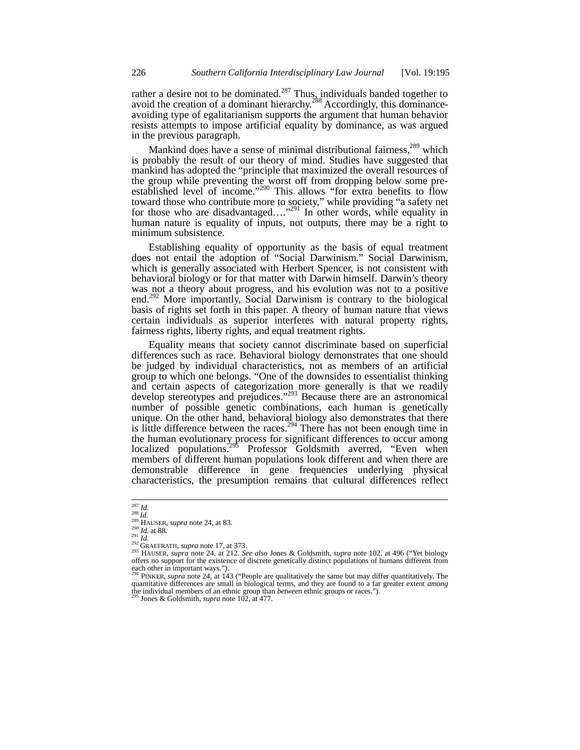rather a desire not to be dominated.[287] Thus, individuals banded together to avoid the creation of a dominant hierarchy.[288] Accordingly, this dominance-avoiding type of egalitarianism supports the argument that human behavior resists attempts to impose artificial equality by dominance, as was argued in the previous paragraph.

Mankind does have a sense of minimal distributional fairness,[289] which is probably the result of our theory of mind. Studies have suggested that mankind has adopted the "principle that maximized the overall resources of the group while preventing the worst off from dropping below some pre-established level of income."[290] This allows "for extra benefits to flow toward those who contribute more to society," while providing "a safety net for those who are disadvantaged…."[291] In other words, while equality in human nature is equality of inputs, not outputs, there may be a right to minimum subsistence.

Establishing equality of opportunity as the basis of equal treatment does not entail the adoption of "Social Darwinism." Social Darwinism, which is generally associated with Herbert Spencer, is not consistent with behavioral biology or for that matter with Darwin himself. Darwin's theory was not a theory about progress, and his evolution was not to a positive end.[292] More importantly, Social Darwinism is contrary to the biological basis of rights set forth in this paper. A theory of human nature that views certain individuals as superior interferes with natural property rights, fairness rights, liberty rights, and equal treatment rights.

Equality means that society cannot discriminate based on superficial differences such as race. Behavioral biology demonstrates that one should be judged by individual characteristics, not as members of an artificial group to which one belongs. "One of the downsides to essentialist thinking and certain aspects of categorization more generally is that we readily develop stereotypes and prejudices."[293] Because there are an astronomical number of possible genetic combinations, each human is genetically unique. On the other hand, behavioral biology also demonstrates that there is little difference between the races.[294] There has not been enough time in the human evolutionary process for significant differences to occur among localized populations.[295] Professor Goldsmith averred, "Even when members of different human populations look different and when there are demonstrable difference in gene frequencies underlying physical characteristics, the presumption remains that cultural differences reflect

---

[287] *Id.*

[288] *Id.*

[289] HAUSER, *supra* note 24, at 83.

[290] *Id.* at 88.

[291] *Id.*

[292] GRAEFRATH, *supra* note 17, at 373.

[293] HAUSER, *supra* note 24, at 212. *See also* Jones & Goldsmith, *supra* note 102, at 496 ("Yet biology offers no support for the existence of discrete genetically distinct populations of humans different from each other in important ways.").

[294] PINKER, *supra* note 24, at 143 ("People are qualitatively the same but may differ quantitatively. The quantitative differences are small in biological terms, and they are found to a far greater extent *among* the individual members of an ethnic group than *between* ethnic groups or races.").

[295] Jones & Goldsmith, *supra* note 102, at 477.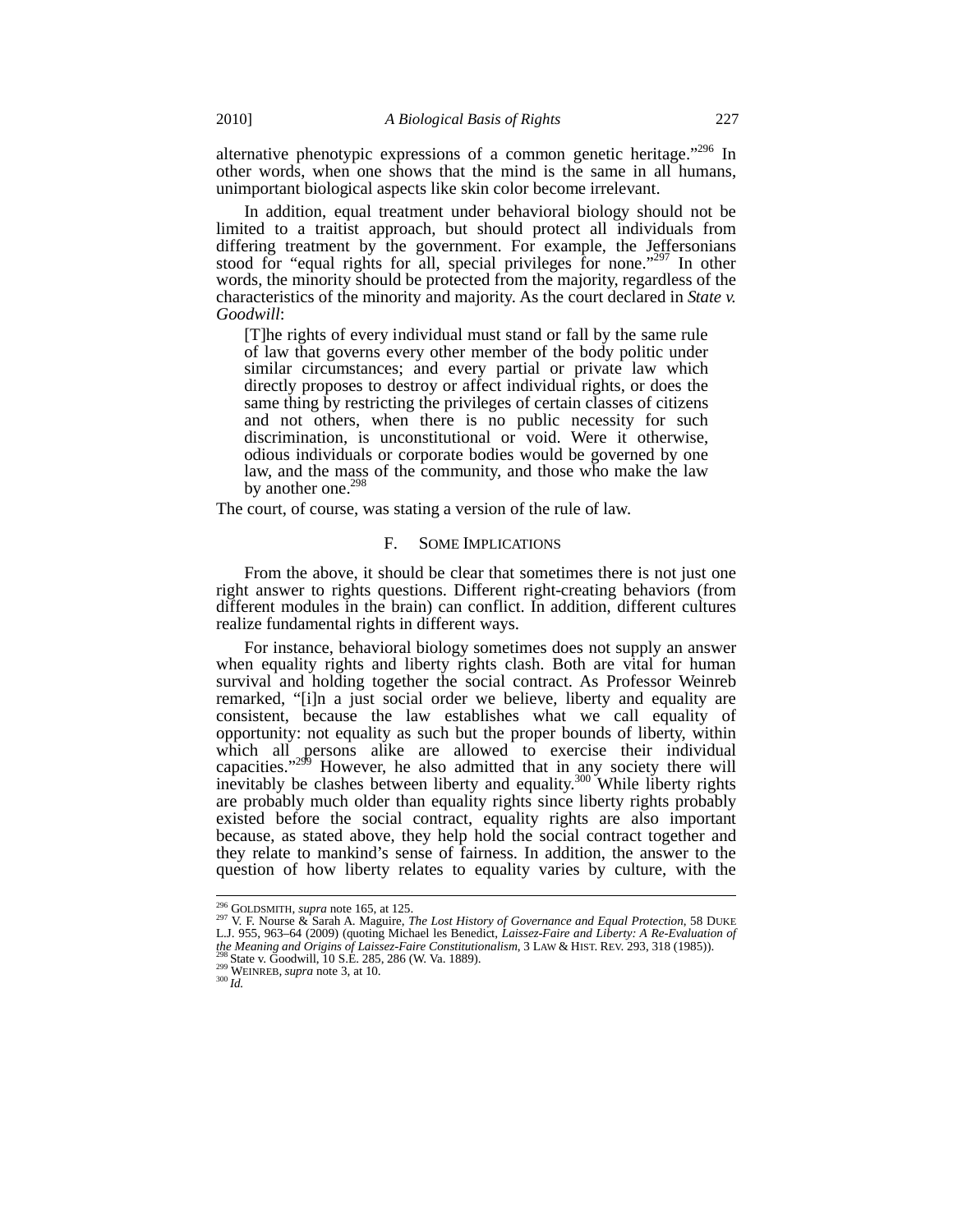alternative phenotypic expressions of a common genetic heritage."[296] In other words, when one shows that the mind is the same in all humans, unimportant biological aspects like skin color become irrelevant.

In addition, equal treatment under behavioral biology should not be limited to a traitist approach, but should protect all individuals from differing treatment by the government. For example, the Jeffersonians stood for "equal rights for all, special privileges for none."[297] In other words, the minority should be protected from the majority, regardless of the characteristics of the minority and majority. As the court declared in *State v. Goodwill*:

> [T]he rights of every individual must stand or fall by the same rule of law that governs every other member of the body politic under similar circumstances; and every partial or private law which directly proposes to destroy or affect individual rights, or does the same thing by restricting the privileges of certain classes of citizens and not others, when there is no public necessity for such discrimination, is unconstitutional or void. Were it otherwise, odious individuals or corporate bodies would be governed by one law, and the mass of the community, and those who make the law by another one.[298]

The court, of course, was stating a version of the rule of law.

## F. Some Implications

From the above, it should be clear that sometimes there is not just one right answer to rights questions. Different right-creating behaviors (from different modules in the brain) can conflict. In addition, different cultures realize fundamental rights in different ways.

For instance, behavioral biology sometimes does not supply an answer when equality rights and liberty rights clash. Both are vital for human survival and holding together the social contract. As Professor Weinreb remarked, "[i]n a just social order we believe, liberty and equality are consistent, because the law establishes what we call equality of opportunity: not equality as such but the proper bounds of liberty, within which all persons alike are allowed to exercise their individual capacities."[299] However, he also admitted that in any society there will inevitably be clashes between liberty and equality.[300] While liberty rights are probably much older than equality rights since liberty rights probably existed before the social contract, equality rights are also important because, as stated above, they help hold the social contract together and they relate to mankind's sense of fairness. In addition, the answer to the question of how liberty relates to equality varies by culture, with the

---

[296] Goldsmith, *supra* note 165, at 125.

[297] V. F. Nourse & Sarah A. Maguire, *The Lost History of Governance and Equal Protection*, 58 Duke L.J. 955, 963–64 (2009) (quoting Michael les Benedict, *Laissez-Faire and Liberty: A Re-Evaluation of the Meaning and Origins of Laissez-Faire Constitutionalism*, 3 Law & Hist. Rev. 293, 318 (1985)).

[298] State v. Goodwill, 10 S.E. 285, 286 (W. Va. 1889).

[299] Weinreb, *supra* note 3, at 10.

[300] *Id.*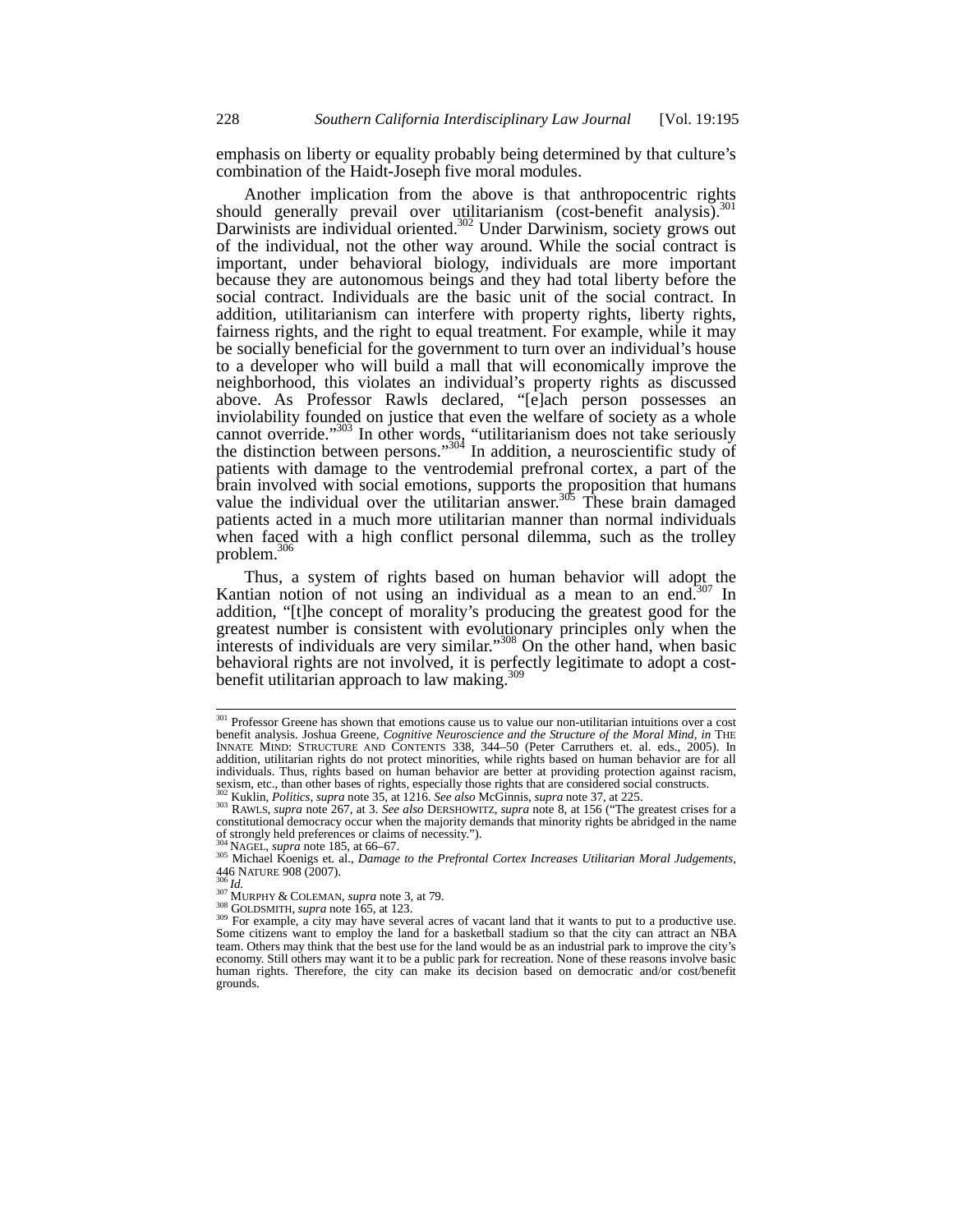emphasis on liberty or equality probably being determined by that culture's combination of the Haidt-Joseph five moral modules.

Another implication from the above is that anthropocentric rights should generally prevail over utilitarianism (cost-benefit analysis).[301] Darwinists are individual oriented.[302] Under Darwinism, society grows out of the individual, not the other way around. While the social contract is important, under behavioral biology, individuals are more important because they are autonomous beings and they had total liberty before the social contract. Individuals are the basic unit of the social contract. In addition, utilitarianism can interfere with property rights, liberty rights, fairness rights, and the right to equal treatment. For example, while it may be socially beneficial for the government to turn over an individual's house to a developer who will build a mall that will economically improve the neighborhood, this violates an individual's property rights as discussed above. As Professor Rawls declared, "[e]ach person possesses an inviolability founded on justice that even the welfare of society as a whole cannot override."[303] In other words, "utilitarianism does not take seriously the distinction between persons."[304] In addition, a neuroscientific study of patients with damage to the ventrodemial prefronal cortex, a part of the brain involved with social emotions, supports the proposition that humans value the individual over the utilitarian answer.[305] These brain damaged patients acted in a much more utilitarian manner than normal individuals when faced with a high conflict personal dilemma, such as the trolley problem.[306]

Thus, a system of rights based on human behavior will adopt the Kantian notion of not using an individual as a mean to an end.[307] In addition, "[t]he concept of morality's producing the greatest good for the greatest number is consistent with evolutionary principles only when the interests of individuals are very similar."[308] On the other hand, when basic behavioral rights are not involved, it is perfectly legitimate to adopt a cost-benefit utilitarian approach to law making.[309]

---

[301] Professor Greene has shown that emotions cause us to value our non-utilitarian intuitions over a cost benefit analysis. Joshua Greene, *Cognitive Neuroscience and the Structure of the Moral Mind*, *in* THE INNATE MIND: STRUCTURE AND CONTENTS 338, 344–50 (Peter Carruthers et. al. eds., 2005). In addition, utilitarian rights do not protect minorities, while rights based on human behavior are for all individuals. Thus, rights based on human behavior are better at providing protection against racism, sexism, etc., than other bases of rights, especially those rights that are considered social constructs.

[302] Kuklin, *Politics*, *supra* note 35, at 1216. *See also* McGinnis, *supra* note 37, at 225.

[303] RAWLS, *supra* note 267, at 3. *See also* DERSHOWITZ, *supra* note 8, at 156 ("The greatest crises for a constitutional democracy occur when the majority demands that minority rights be abridged in the name of strongly held preferences or claims of necessity.").

[304] NAGEL, *supra* note 185, at 66–67.

[305] Michael Koenigs et. al., *Damage to the Prefrontal Cortex Increases Utilitarian Moral Judgements*, 446 NATURE 908 (2007).

[306] *Id.*

[307] MURPHY & COLEMAN, *supra* note 3, at 79.

[308] GOLDSMITH, *supra* note 165, at 123.

[309] For example, a city may have several acres of vacant land that it wants to put to a productive use. Some citizens want to employ the land for a basketball stadium so that the city can attract an NBA team. Others may think that the best use for the land would be as an industrial park to improve the city's economy. Still others may want it to be a public park for recreation. None of these reasons involve basic human rights. Therefore, the city can make its decision based on democratic and/or cost/benefit grounds.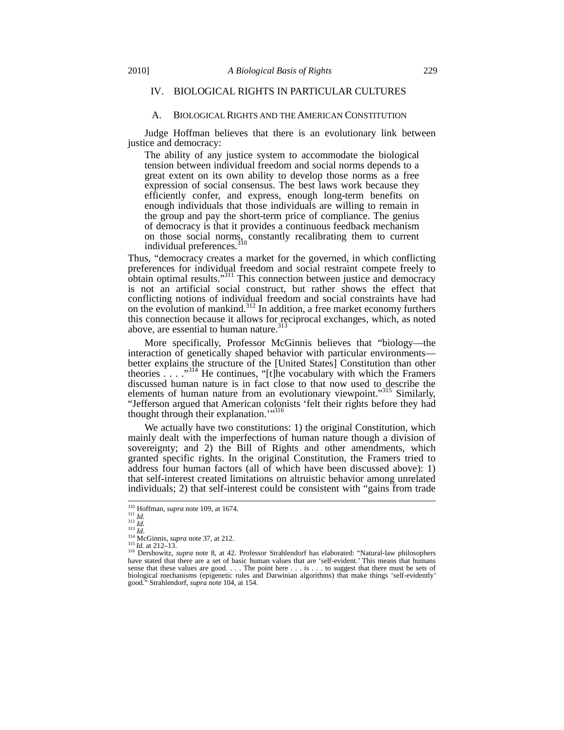## IV. BIOLOGICAL RIGHTS IN PARTICULAR CULTURES

### A. BIOLOGICAL RIGHTS AND THE AMERICAN CONSTITUTION

Judge Hoffman believes that there is an evolutionary link between justice and democracy:

> The ability of any justice system to accommodate the biological tension between individual freedom and social norms depends to a great extent on its own ability to develop those norms as a free expression of social consensus. The best laws work because they efficiently confer, and express, enough long-term benefits on enough individuals that those individuals are willing to remain in the group and pay the short-term price of compliance. The genius of democracy is that it provides a continuous feedback mechanism on those social norms, constantly recalibrating them to current individual preferences.[310]

Thus, "democracy creates a market for the governed, in which conflicting preferences for individual freedom and social restraint compete freely to obtain optimal results."[311] This connection between justice and democracy is not an artificial social construct, but rather shows the effect that conflicting notions of individual freedom and social constraints have had on the evolution of mankind.[312] In addition, a free market economy furthers this connection because it allows for reciprocal exchanges, which, as noted above, are essential to human nature.[313]

More specifically, Professor McGinnis believes that "biology—the interaction of genetically shaped behavior with particular environments—better explains the structure of the [United States] Constitution than other theories . . . ."[314] He continues, "[t]he vocabulary with which the Framers discussed human nature is in fact close to that now used to describe the elements of human nature from an evolutionary viewpoint."[315] Similarly, "Jefferson argued that American colonists 'felt their rights before they had thought through their explanation.'"[316]

We actually have two constitutions: 1) the original Constitution, which mainly dealt with the imperfections of human nature though a division of sovereignty; and 2) the Bill of Rights and other amendments, which granted specific rights. In the original Constitution, the Framers tried to address four human factors (all of which have been discussed above): 1) that self-interest created limitations on altruistic behavior among unrelated individuals; 2) that self-interest could be consistent with "gains from trade

---

[310] Hoffman, *supra* note 109, at 1674.
[311] *Id.*
[312] *Id.*
[313] *Id.*
[314] McGinnis, *supra* note 37, at 212.
[315] *Id.* at 212–13.
[316] Dershowitz, *supra* note 8, at 42. Professor Strahlendorf has elaborated: "Natural-law philosophers have stated that there are a set of basic human values that are 'self-evident.' This means that humans sense that these values are good. . . . The point here . . . is . . . to suggest that there must be sets of biological mechanisms (epigenetic rules and Darwinian algorithms) that make things 'self-evidently' good." Strahlendorf, *supra* note 104, at 154.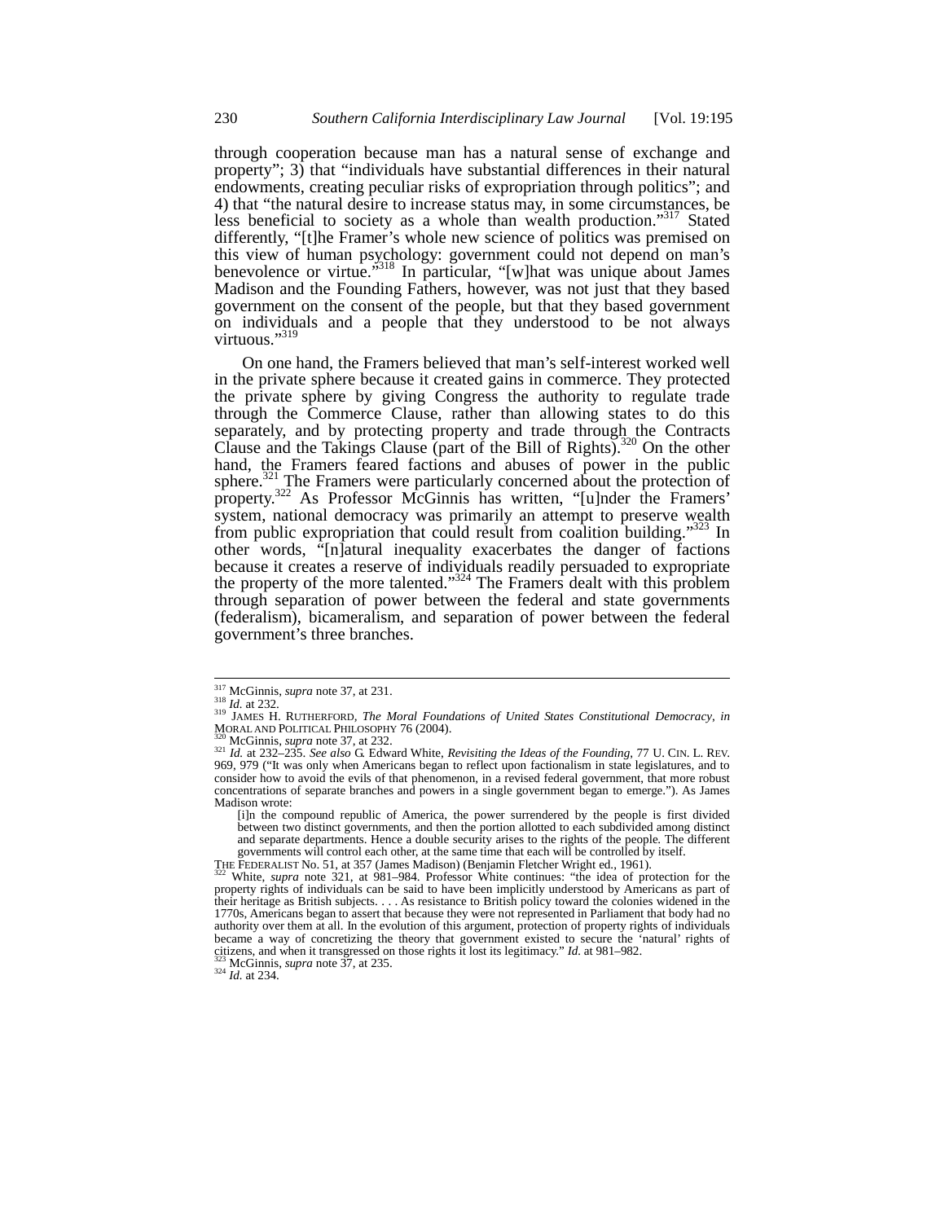through cooperation because man has a natural sense of exchange and property"; 3) that "individuals have substantial differences in their natural endowments, creating peculiar risks of expropriation through politics"; and 4) that "the natural desire to increase status may, in some circumstances, be less beneficial to society as a whole than wealth production."[317] Stated differently, "[t]he Framer's whole new science of politics was premised on this view of human psychology: government could not depend on man's benevolence or virtue."[318] In particular, "[w]hat was unique about James Madison and the Founding Fathers, however, was not just that they based government on the consent of the people, but that they based government on individuals and a people that they understood to be not always virtuous."[319]

On one hand, the Framers believed that man's self-interest worked well in the private sphere because it created gains in commerce. They protected the private sphere by giving Congress the authority to regulate trade through the Commerce Clause, rather than allowing states to do this separately, and by protecting property and trade through the Contracts Clause and the Takings Clause (part of the Bill of Rights).[320] On the other hand, the Framers feared factions and abuses of power in the public sphere.[321] The Framers were particularly concerned about the protection of property.[322] As Professor McGinnis has written, "[u]nder the Framers' system, national democracy was primarily an attempt to preserve wealth from public expropriation that could result from coalition building."[323] In other words, "[n]atural inequality exacerbates the danger of factions because it creates a reserve of individuals readily persuaded to expropriate the property of the more talented."[324] The Framers dealt with this problem through separation of power between the federal and state governments (federalism), bicameralism, and separation of power between the federal government's three branches.

---

[317] McGinnis, *supra* note 37, at 231.

[318] *Id.* at 232.

[319] JAMES H. RUTHERFORD, *The Moral Foundations of United States Constitutional Democracy*, *in* MORAL AND POLITICAL PHILOSOPHY 76 (2004).

[320] McGinnis, *supra* note 37, at 232.

[321] *Id.* at 232–235. *See also* G. Edward White, *Revisiting the Ideas of the Founding*, 77 U. CIN. L. REV. 969, 979 ("It was only when Americans began to reflect upon factionalism in state legislatures, and to consider how to avoid the evils of that phenomenon, in a revised federal government, that more robust concentrations of separate branches and powers in a single government began to emerge."). As James Madison wrote:

> [i]n the compound republic of America, the power surrendered by the people is first divided between two distinct governments, and then the portion allotted to each subdivided among distinct and separate departments. Hence a double security arises to the rights of the people. The different governments will control each other, at the same time that each will be controlled by itself.

THE FEDERALIST No. 51, at 357 (James Madison) (Benjamin Fletcher Wright ed., 1961).

[322] White, *supra* note 321, at 981–984. Professor White continues: "the idea of protection for the property rights of individuals can be said to have been implicitly understood by Americans as part of their heritage as British subjects. . . . As resistance to British policy toward the colonies widened in the 1770s, Americans began to assert that because they were not represented in Parliament that body had no authority over them at all. In the evolution of this argument, protection of property rights of individuals became a way of concretizing the theory that government existed to secure the 'natural' rights of citizens, and when it transgressed on those rights it lost its legitimacy." *Id.* at 981–982.

[323] McGinnis, *supra* note 37, at 235.

[324] *Id.* at 234.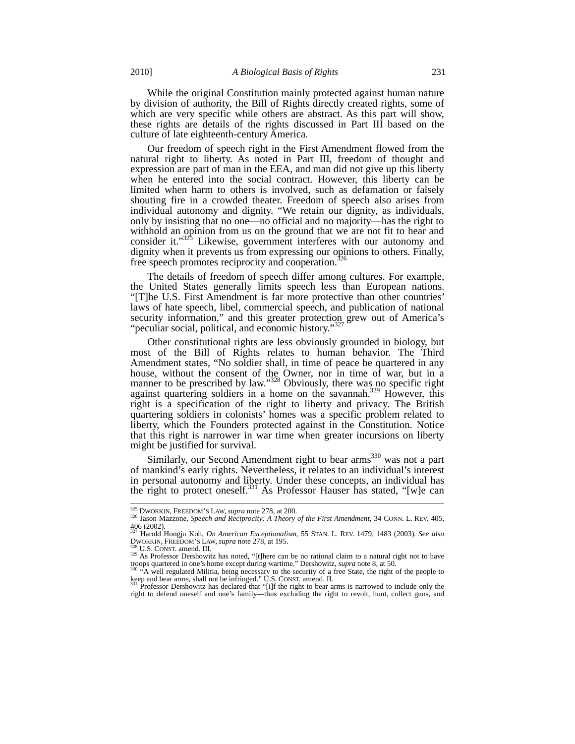While the original Constitution mainly protected against human nature by division of authority, the Bill of Rights directly created rights, some of which are very specific while others are abstract. As this part will show, these rights are details of the rights discussed in Part III based on the culture of late eighteenth-century America.

Our freedom of speech right in the First Amendment flowed from the natural right to liberty. As noted in Part III, freedom of thought and expression are part of man in the EEA, and man did not give up this liberty when he entered into the social contract. However, this liberty can be limited when harm to others is involved, such as defamation or falsely shouting fire in a crowded theater. Freedom of speech also arises from individual autonomy and dignity. "We retain our dignity, as individuals, only by insisting that no one—no official and no majority—has the right to withhold an opinion from us on the ground that we are not fit to hear and consider it."[325] Likewise, government interferes with our autonomy and dignity when it prevents us from expressing our opinions to others. Finally, free speech promotes reciprocity and cooperation.[326]

The details of freedom of speech differ among cultures. For example, the United States generally limits speech less than European nations. "[T]he U.S. First Amendment is far more protective than other countries' laws of hate speech, libel, commercial speech, and publication of national security information," and this greater protection grew out of America's "peculiar social, political, and economic history."[327]

Other constitutional rights are less obviously grounded in biology, but most of the Bill of Rights relates to human behavior. The Third Amendment states, "No soldier shall, in time of peace be quartered in any house, without the consent of the Owner, nor in time of war, but in a manner to be prescribed by law."[328] Obviously, there was no specific right against quartering soldiers in a home on the savannah.[329] However, this right is a specification of the right to liberty and privacy. The British quartering soldiers in colonists' homes was a specific problem related to liberty, which the Founders protected against in the Constitution. Notice that this right is narrower in war time when greater incursions on liberty might be justified for survival.

Similarly, our Second Amendment right to bear arms[330] was not a part of mankind's early rights. Nevertheless, it relates to an individual's interest in personal autonomy and liberty. Under these concepts, an individual has the right to protect oneself.[331] As Professor Hauser has stated, "[w]e can

---

[325] DWORKIN, FREEDOM'S LAW, *supra* note 278, at 200.

[326] Jason Mazzone, *Speech and Reciprocity: A Theory of the First Amendment*, 34 CONN. L. REV. 405, 406 (2002).

[327] Harold Hongju Koh, *On American Exceptionalism*, 55 STAN. L. REV. 1479, 1483 (2003). *See also* DWORKIN, FREEDOM'S LAW, *supra* note 278, at 195.

[328] U.S. CONST. amend. III.

[329] As Professor Dershowitz has noted, "[t]here can be no rational claim to a natural right not to have troops quartered in one's home except during wartime." Dershowitz, *supra* note 8, at 50.

[330] "A well regulated Militia, being necessary to the security of a free State, the right of the people to keep and bear arms, shall not be infringed." U.S. CONST. amend. II.

[331] Professor Dershowitz has declared that "[i]f the right to bear arms is narrowed to include only the right to defend oneself and one's family—thus excluding the right to revolt, hunt, collect guns, and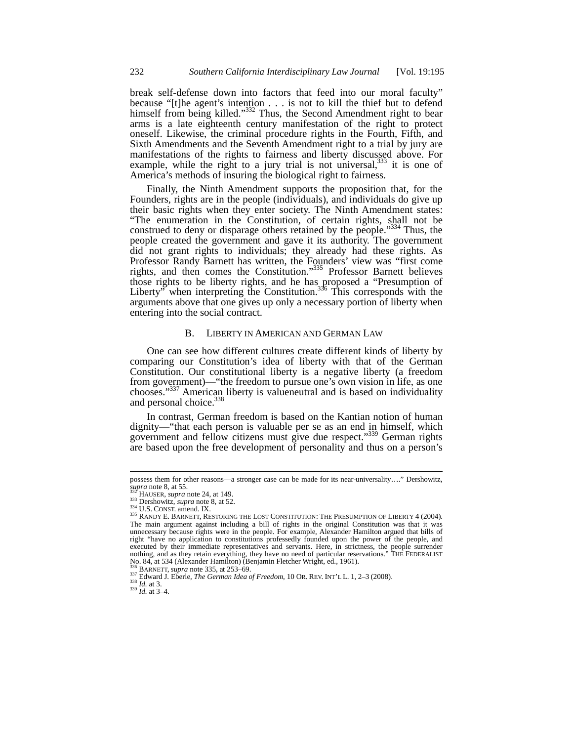break self-defense down into factors that feed into our moral faculty" because "[t]he agent's intention . . . is not to kill the thief but to defend himself from being killed."[332] Thus, the Second Amendment right to bear arms is a late eighteenth century manifestation of the right to protect oneself. Likewise, the criminal procedure rights in the Fourth, Fifth, and Sixth Amendments and the Seventh Amendment right to a trial by jury are manifestations of the rights to fairness and liberty discussed above. For example, while the right to a jury trial is not universal,[333] it is one of America's methods of insuring the biological right to fairness.

Finally, the Ninth Amendment supports the proposition that, for the Founders, rights are in the people (individuals), and individuals do give up their basic rights when they enter society. The Ninth Amendment states: "The enumeration in the Constitution, of certain rights, shall not be construed to deny or disparage others retained by the people."[334] Thus, the people created the government and gave it its authority. The government did not grant rights to individuals; they already had these rights. As Professor Randy Barnett has written, the Founders' view was "first come rights, and then comes the Constitution."[335] Professor Barnett believes those rights to be liberty rights, and he has proposed a "Presumption of Liberty" when interpreting the Constitution.[336] This corresponds with the arguments above that one gives up only a necessary portion of liberty when entering into the social contract.

## B. LIBERTY IN AMERICAN AND GERMAN LAW

One can see how different cultures create different kinds of liberty by comparing our Constitution's idea of liberty with that of the German Constitution. Our constitutional liberty is a negative liberty (a freedom from government)—"the freedom to pursue one's own vision in life, as one chooses."[337] American liberty is valueneutral and is based on individuality and personal choice.[338]

In contrast, German freedom is based on the Kantian notion of human dignity—"that each person is valuable per se as an end in himself, which government and fellow citizens must give due respect."[339] German rights are based upon the free development of personality and thus on a person's

---

possess them for other reasons—a stronger case can be made for its near-universality…." Dershowitz, *supra* note 8, at 55.

[332] HAUSER, *supra* note 24, at 149.

[333] Dershowitz, *supra* note 8, at 52.

[334] U.S. CONST. amend. IX.

[335] RANDY E. BARNETT, RESTORING THE LOST CONSTITUTION: THE PRESUMPTION OF LIBERTY 4 (2004). The main argument against including a bill of rights in the original Constitution was that it was unnecessary because rights were in the people. For example, Alexander Hamilton argued that bills of right "have no application to constitutions professedly founded upon the power of the people, and executed by their immediate representatives and servants. Here, in strictness, the people surrender nothing, and as they retain everything, they have no need of particular reservations." THE FEDERALIST No. 84, at 534 (Alexander Hamilton) (Benjamin Fletcher Wright, ed., 1961).

[336] BARNETT, *supra* note 335, at 253–69.

[337] Edward J. Eberle, *The German Idea of Freedom*, 10 OR. REV. INT'L L. 1, 2–3 (2008).

[338] *Id.* at 3.

[339] *Id.* at 3–4.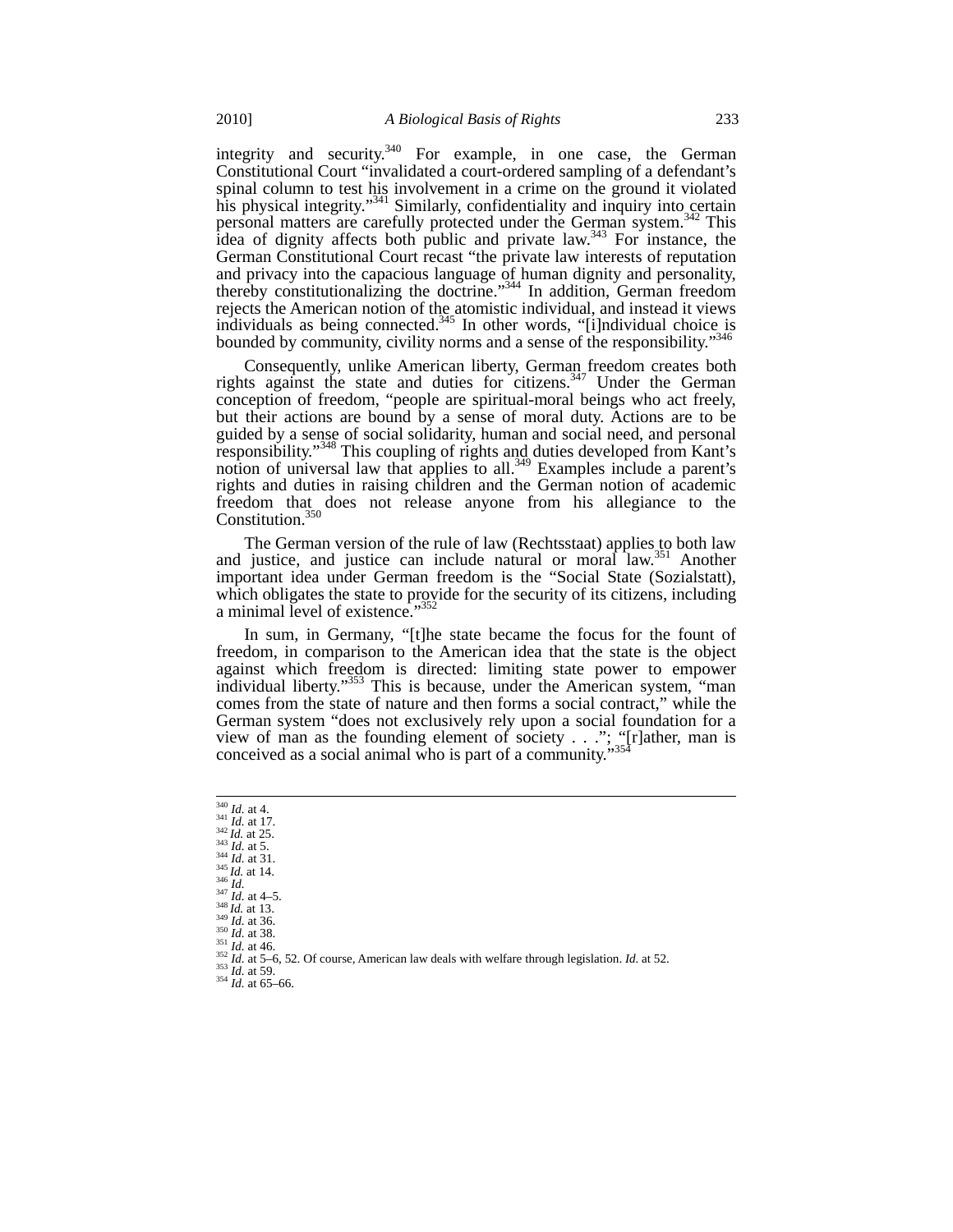integrity and security.[340] For example, in one case, the German Constitutional Court "invalidated a court-ordered sampling of a defendant's spinal column to test his involvement in a crime on the ground it violated his physical integrity."[341] Similarly, confidentiality and inquiry into certain personal matters are carefully protected under the German system.[342] This idea of dignity affects both public and private law.[343] For instance, the German Constitutional Court recast "the private law interests of reputation and privacy into the capacious language of human dignity and personality, thereby constitutionalizing the doctrine."[344] In addition, German freedom rejects the American notion of the atomistic individual, and instead it views individuals as being connected.[345] In other words, "[i]ndividual choice is bounded by community, civility norms and a sense of the responsibility."[346]

Consequently, unlike American liberty, German freedom creates both rights against the state and duties for citizens.[347] Under the German conception of freedom, "people are spiritual-moral beings who act freely, but their actions are bound by a sense of moral duty. Actions are to be guided by a sense of social solidarity, human and social need, and personal responsibility."[348] This coupling of rights and duties developed from Kant's notion of universal law that applies to all.[349] Examples include a parent's rights and duties in raising children and the German notion of academic freedom that does not release anyone from his allegiance to the Constitution.[350]

The German version of the rule of law (Rechtsstaat) applies to both law and justice, and justice can include natural or moral law.[351] Another important idea under German freedom is the "Social State (Sozialstatt), which obligates the state to provide for the security of its citizens, including a minimal level of existence."[352]

In sum, in Germany, "[t]he state became the focus for the fount of freedom, in comparison to the American idea that the state is the object against which freedom is directed: limiting state power to empower individual liberty."[353] This is because, under the American system, "man comes from the state of nature and then forms a social contract," while the German system "does not exclusively rely upon a social foundation for a view of man as the founding element of society . . ."; "[r]ather, man is conceived as a social animal who is part of a community."[354]

---

[340] *Id.* at 4.
[341] *Id.* at 17.
[342] *Id.* at 25.
[343] *Id.* at 5.
[344] *Id.* at 31.
[345] *Id.* at 14.
[346] *Id.*
[347] *Id.* at 4–5.
[348] *Id.* at 13.
[349] *Id.* at 36.
[350] *Id.* at 38.
[351] *Id.* at 46.
[352] *Id.* at 5–6, 52. Of course, American law deals with welfare through legislation. *Id.* at 52.
[353] *Id.* at 59.
[354] *Id.* at 65–66.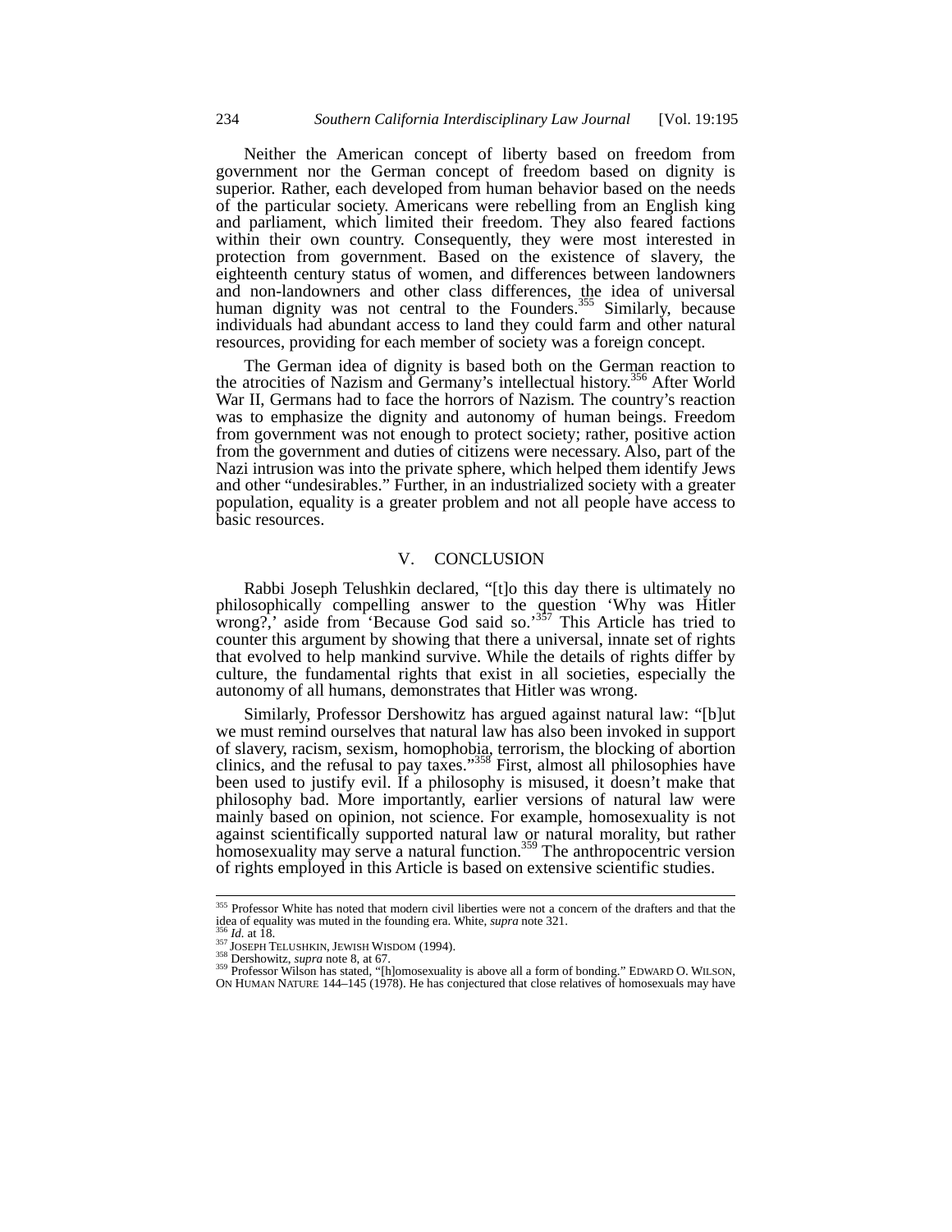Neither the American concept of liberty based on freedom from government nor the German concept of freedom based on dignity is superior. Rather, each developed from human behavior based on the needs of the particular society. Americans were rebelling from an English king and parliament, which limited their freedom. They also feared factions within their own country. Consequently, they were most interested in protection from government. Based on the existence of slavery, the eighteenth century status of women, and differences between landowners and non-landowners and other class differences, the idea of universal human dignity was not central to the Founders.[355] Similarly, because individuals had abundant access to land they could farm and other natural resources, providing for each member of society was a foreign concept.

The German idea of dignity is based both on the German reaction to the atrocities of Nazism and Germany's intellectual history.[356] After World War II, Germans had to face the horrors of Nazism. The country's reaction was to emphasize the dignity and autonomy of human beings. Freedom from government was not enough to protect society; rather, positive action from the government and duties of citizens were necessary. Also, part of the Nazi intrusion was into the private sphere, which helped them identify Jews and other "undesirables." Further, in an industrialized society with a greater population, equality is a greater problem and not all people have access to basic resources.

## V. CONCLUSION

Rabbi Joseph Telushkin declared, "[t]o this day there is ultimately no philosophically compelling answer to the question 'Why was Hitler wrong?,' aside from 'Because God said so.'[357] This Article has tried to counter this argument by showing that there a universal, innate set of rights that evolved to help mankind survive. While the details of rights differ by culture, the fundamental rights that exist in all societies, especially the autonomy of all humans, demonstrates that Hitler was wrong.

Similarly, Professor Dershowitz has argued against natural law: "[b]ut we must remind ourselves that natural law has also been invoked in support of slavery, racism, sexism, homophobia, terrorism, the blocking of abortion clinics, and the refusal to pay taxes."[358] First, almost all philosophies have been used to justify evil. If a philosophy is misused, it doesn't make that philosophy bad. More importantly, earlier versions of natural law were mainly based on opinion, not science. For example, homosexuality is not against scientifically supported natural law or natural morality, but rather homosexuality may serve a natural function.[359] The anthropocentric version of rights employed in this Article is based on extensive scientific studies.

---

[355] Professor White has noted that modern civil liberties were not a concern of the drafters and that the idea of equality was muted in the founding era. White, *supra* note 321.

[356] *Id.* at 18.

[357] JOSEPH TELUSHKIN, JEWISH WISDOM (1994).

[358] Dershowitz, *supra* note 8, at 67.

[359] Professor Wilson has stated, "[h]omosexuality is above all a form of bonding." EDWARD O. WILSON, ON HUMAN NATURE 144–145 (1978). He has conjectured that close relatives of homosexuals may have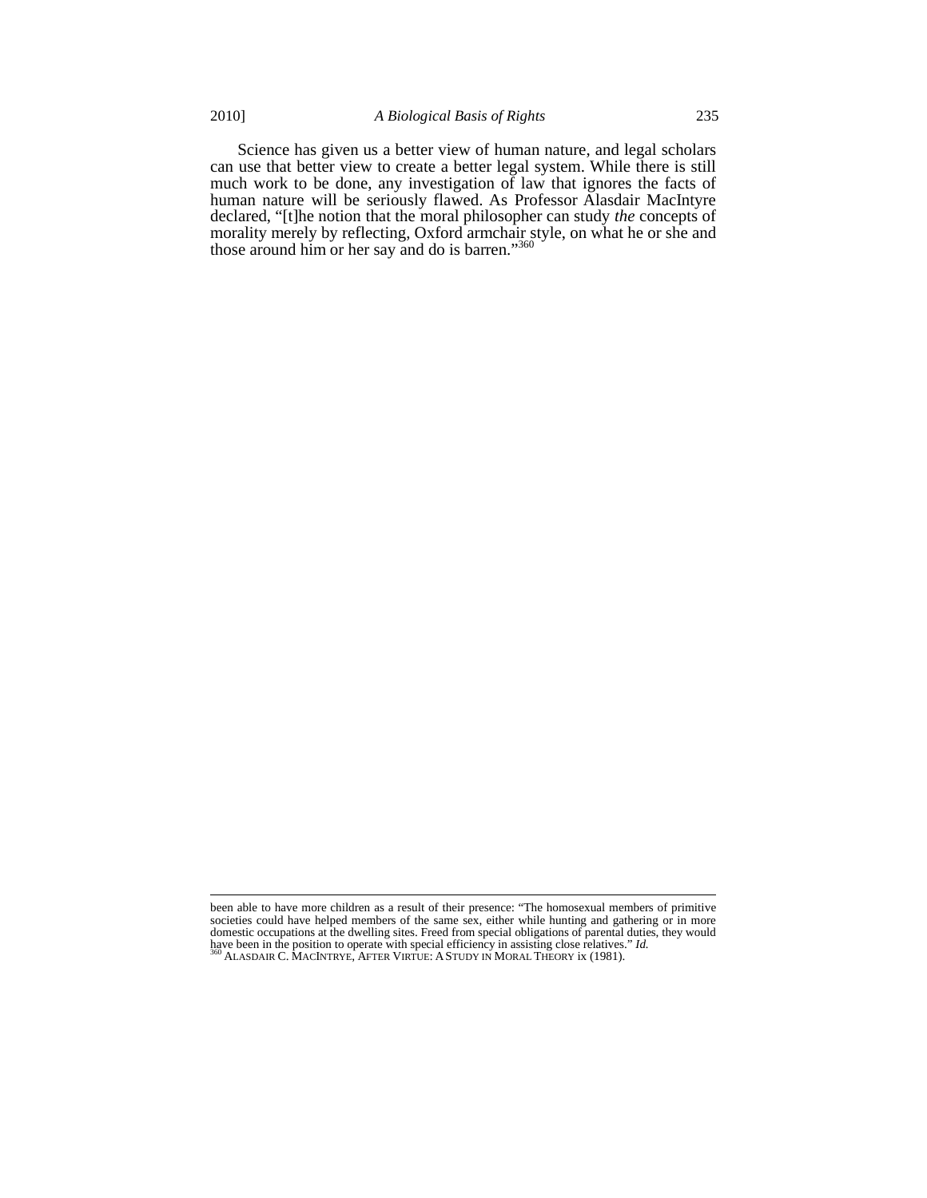Science has given us a better view of human nature, and legal scholars can use that better view to create a better legal system. While there is still much work to be done, any investigation of law that ignores the facts of human nature will be seriously flawed. As Professor Alasdair MacIntyre declared, "[t]he notion that the moral philosopher can study *the* concepts of morality merely by reflecting, Oxford armchair style, on what he or she and those around him or her say and do is barren."[360]

---

been able to have more children as a result of their presence: "The homosexual members of primitive societies could have helped members of the same sex, either while hunting and gathering or in more domestic occupations at the dwelling sites. Freed from special obligations of parental duties, they would have been in the position to operate with special efficiency in assisting close relatives." *Id.*

[360] ALASDAIR C. MACINTRYE, AFTER VIRTUE: A STUDY IN MORAL THEORY ix (1981).